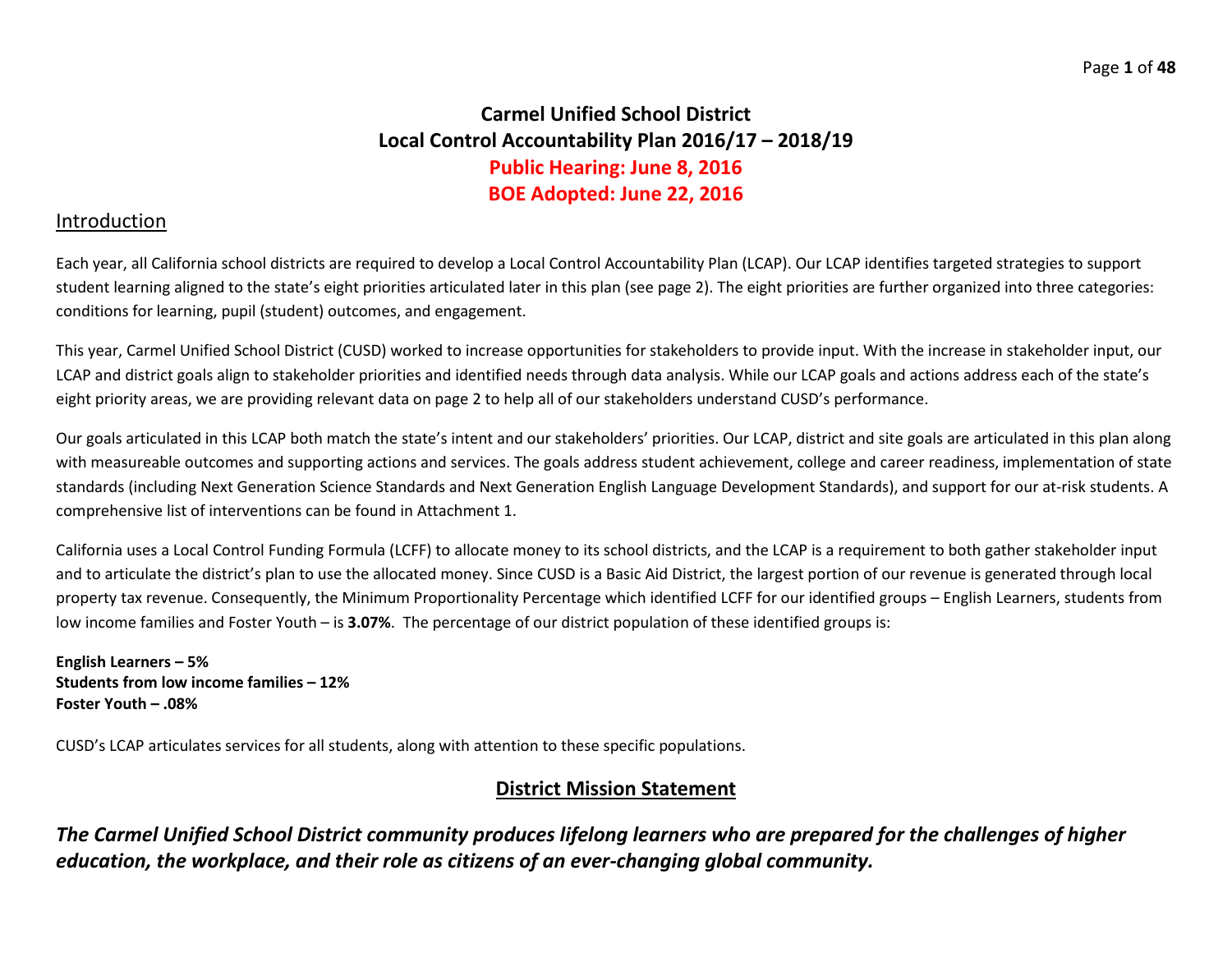# Carmel Unified School District
# Local Control Accountability Plan 2016/17 – 2018/19
## Public Hearing: June 8, 2016
## BOE Adopted: June 22, 2016

## Introduction

Each year, all California school districts are required to develop a Local Control Accountability Plan (LCAP). Our LCAP identifies targeted strategies to support student learning aligned to the state's eight priorities articulated later in this plan (see page 2). The eight priorities are further organized into three categories: conditions for learning, pupil (student) outcomes, and engagement.

This year, Carmel Unified School District (CUSD) worked to increase opportunities for stakeholders to provide input. With the increase in stakeholder input, our LCAP and district goals align to stakeholder priorities and identified needs through data analysis. While our LCAP goals and actions address each of the state's eight priority areas, we are providing relevant data on page 2 to help all of our stakeholders understand CUSD's performance.

Our goals articulated in this LCAP both match the state's intent and our stakeholders' priorities. Our LCAP, district and site goals are articulated in this plan along with measureable outcomes and supporting actions and services. The goals address student achievement, college and career readiness, implementation of state standards (including Next Generation Science Standards and Next Generation English Language Development Standards), and support for our at-risk students. A comprehensive list of interventions can be found in Attachment 1.

California uses a Local Control Funding Formula (LCFF) to allocate money to its school districts, and the LCAP is a requirement to both gather stakeholder input and to articulate the district's plan to use the allocated money. Since CUSD is a Basic Aid District, the largest portion of our revenue is generated through local property tax revenue. Consequently, the Minimum Proportionality Percentage which identified LCFF for our identified groups – English Learners, students from low income families and Foster Youth – is **3.07%**. The percentage of our district population of these identified groups is:

**English Learners – 5%**
**Students from low income families – 12%**
**Foster Youth – .08%**

CUSD's LCAP articulates services for all students, along with attention to these specific populations.

## District Mission Statement

***The Carmel Unified School District community produces lifelong learners who are prepared for the challenges of higher education, the workplace, and their role as citizens of an ever-changing global community.***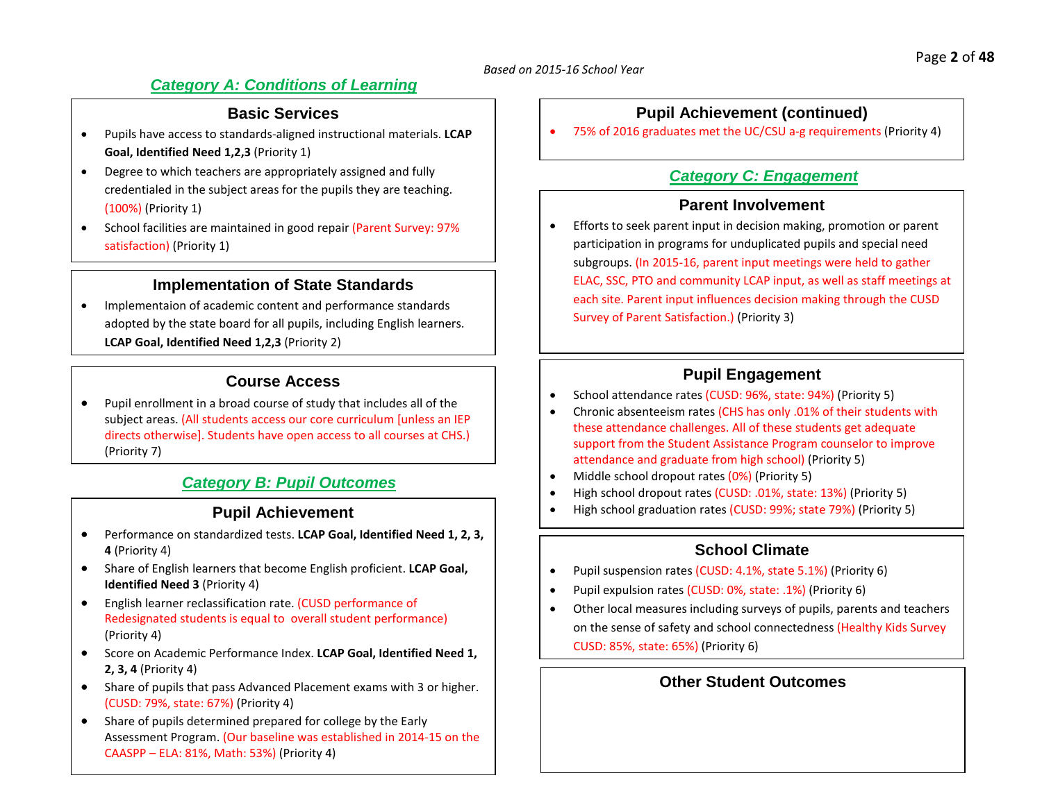*Based on 2015-16 School Year*

## Category A: Conditions of Learning

### Basic Services

- Pupils have access to standards-aligned instructional materials. **LCAP Goal, Identified Need 1,2,3** (Priority 1)
- Degree to which teachers are appropriately assigned and fully credentialed in the subject areas for the pupils they are teaching. (100%) (Priority 1)
- School facilities are maintained in good repair (Parent Survey: 97% satisfaction) (Priority 1)

### Implementation of State Standards

- Implementaion of academic content and performance standards adopted by the state board for all pupils, including English learners. **LCAP Goal, Identified Need 1,2,3** (Priority 2)

### Course Access

- Pupil enrollment in a broad course of study that includes all of the subject areas. (All students access our core curriculum [unless an IEP directs otherwise]. Students have open access to all courses at CHS.) (Priority 7)

## Category B: Pupil Outcomes

### Pupil Achievement

- Performance on standardized tests. **LCAP Goal, Identified Need 1, 2, 3, 4** (Priority 4)
- Share of English learners that become English proficient. **LCAP Goal, Identified Need 3** (Priority 4)
- English learner reclassification rate. (CUSD performance of Redesignated students is equal to overall student performance) (Priority 4)
- Score on Academic Performance Index. **LCAP Goal, Identified Need 1, 2, 3, 4** (Priority 4)
- Share of pupils that pass Advanced Placement exams with 3 or higher. (CUSD: 79%, state: 67%) (Priority 4)
- Share of pupils determined prepared for college by the Early Assessment Program. (Our baseline was established in 2014-15 on the CAASPP – ELA: 81%, Math: 53%) (Priority 4)

### Pupil Achievement (continued)

- 75% of 2016 graduates met the UC/CSU a-g requirements (Priority 4)

## Category C: Engagement

### Parent Involvement

- Efforts to seek parent input in decision making, promotion or parent participation in programs for unduplicated pupils and special need subgroups. (In 2015-16, parent input meetings were held to gather ELAC, SSC, PTO and community LCAP input, as well as staff meetings at each site. Parent input influences decision making through the CUSD Survey of Parent Satisfaction.) (Priority 3)

### Pupil Engagement

- School attendance rates (CUSD: 96%, state: 94%) (Priority 5)
- Chronic absenteeism rates (CHS has only .01% of their students with these attendance challenges. All of these students get adequate support from the Student Assistance Program counselor to improve attendance and graduate from high school) (Priority 5)
- Middle school dropout rates (0%) (Priority 5)
- High school dropout rates (CUSD: .01%, state: 13%) (Priority 5)
- High school graduation rates (CUSD: 99%; state 79%) (Priority 5)

### School Climate

- Pupil suspension rates (CUSD: 4.1%, state 5.1%) (Priority 6)
- Pupil expulsion rates (CUSD: 0%, state: .1%) (Priority 6)
- Other local measures including surveys of pupils, parents and teachers on the sense of safety and school connectedness (Healthy Kids Survey CUSD: 85%, state: 65%) (Priority 6)

### Other Student Outcomes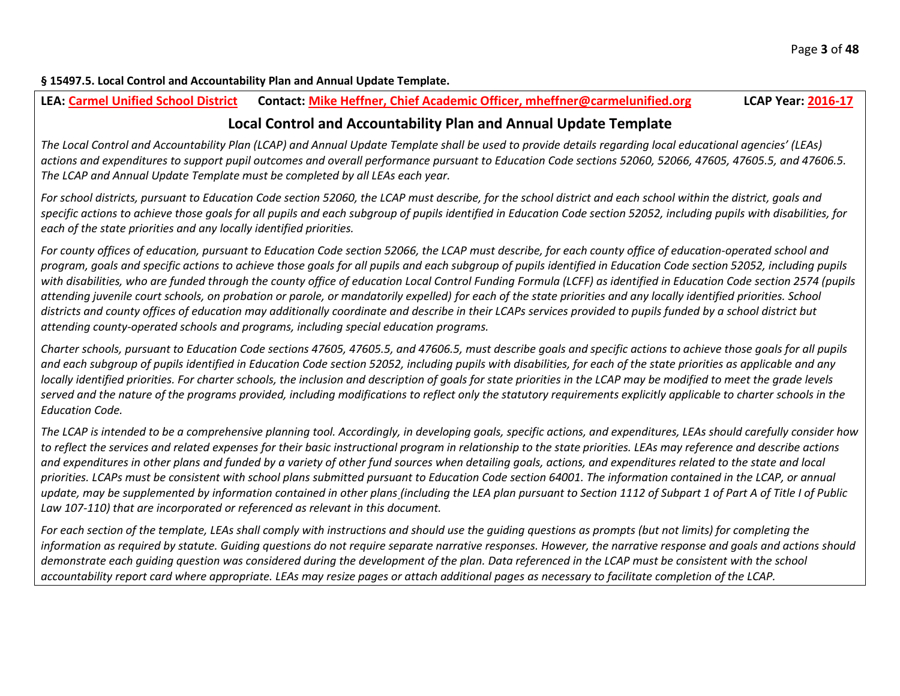**§ 15497.5. Local Control and Accountability Plan and Annual Update Template.**

**LEA: Carmel Unified School District** **Contact: Mike Heffner, Chief Academic Officer, mheffner@carmelunified.org** **LCAP Year: 2016-17**

## Local Control and Accountability Plan and Annual Update Template

*The Local Control and Accountability Plan (LCAP) and Annual Update Template shall be used to provide details regarding local educational agencies' (LEAs) actions and expenditures to support pupil outcomes and overall performance pursuant to Education Code sections 52060, 52066, 47605, 47605.5, and 47606.5. The LCAP and Annual Update Template must be completed by all LEAs each year.*

*For school districts, pursuant to Education Code section 52060, the LCAP must describe, for the school district and each school within the district, goals and specific actions to achieve those goals for all pupils and each subgroup of pupils identified in Education Code section 52052, including pupils with disabilities, for each of the state priorities and any locally identified priorities.*

*For county offices of education, pursuant to Education Code section 52066, the LCAP must describe, for each county office of education-operated school and program, goals and specific actions to achieve those goals for all pupils and each subgroup of pupils identified in Education Code section 52052, including pupils with disabilities, who are funded through the county office of education Local Control Funding Formula (LCFF) as identified in Education Code section 2574 (pupils attending juvenile court schools, on probation or parole, or mandatorily expelled) for each of the state priorities and any locally identified priorities. School districts and county offices of education may additionally coordinate and describe in their LCAPs services provided to pupils funded by a school district but attending county-operated schools and programs, including special education programs.*

*Charter schools, pursuant to Education Code sections 47605, 47605.5, and 47606.5, must describe goals and specific actions to achieve those goals for all pupils and each subgroup of pupils identified in Education Code section 52052, including pupils with disabilities, for each of the state priorities as applicable and any locally identified priorities. For charter schools, the inclusion and description of goals for state priorities in the LCAP may be modified to meet the grade levels served and the nature of the programs provided, including modifications to reflect only the statutory requirements explicitly applicable to charter schools in the Education Code.*

*The LCAP is intended to be a comprehensive planning tool. Accordingly, in developing goals, specific actions, and expenditures, LEAs should carefully consider how to reflect the services and related expenses for their basic instructional program in relationship to the state priorities. LEAs may reference and describe actions and expenditures in other plans and funded by a variety of other fund sources when detailing goals, actions, and expenditures related to the state and local priorities. LCAPs must be consistent with school plans submitted pursuant to Education Code section 64001. The information contained in the LCAP, or annual update, may be supplemented by information contained in other plans (including the LEA plan pursuant to Section 1112 of Subpart 1 of Part A of Title I of Public Law 107-110) that are incorporated or referenced as relevant in this document.*

*For each section of the template, LEAs shall comply with instructions and should use the guiding questions as prompts (but not limits) for completing the information as required by statute. Guiding questions do not require separate narrative responses. However, the narrative response and goals and actions should demonstrate each guiding question was considered during the development of the plan. Data referenced in the LCAP must be consistent with the school accountability report card where appropriate. LEAs may resize pages or attach additional pages as necessary to facilitate completion of the LCAP.*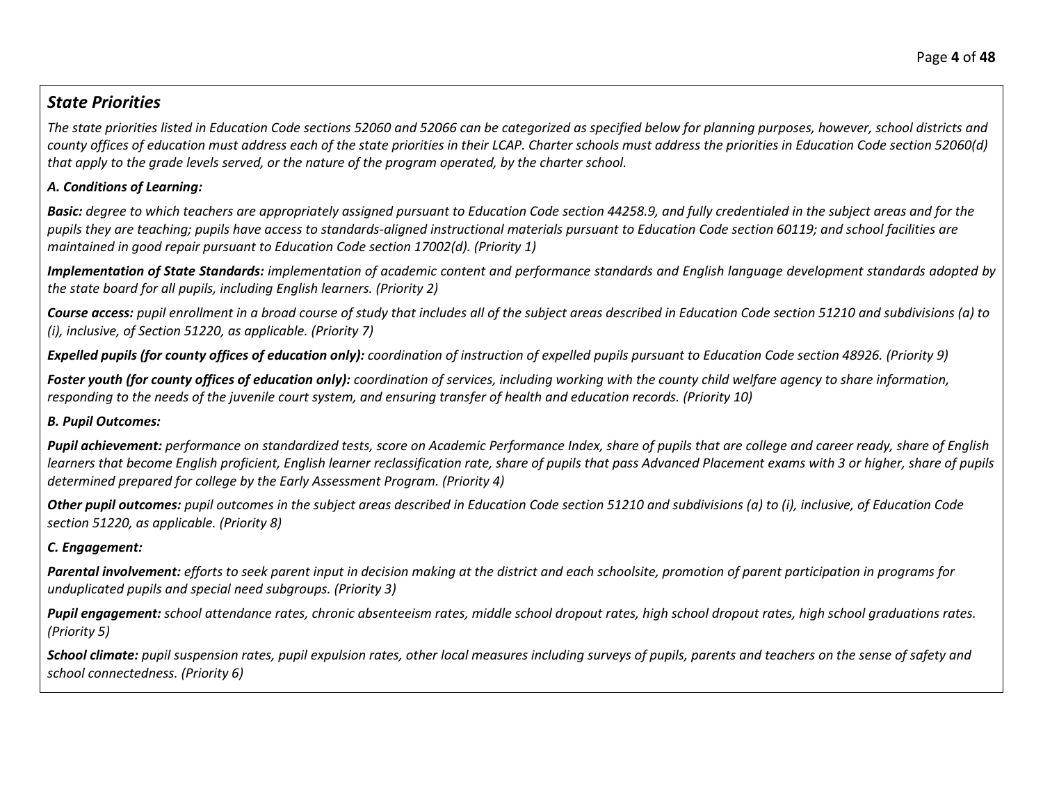## *State Priorities*

*The state priorities listed in Education Code sections 52060 and 52066 can be categorized as specified below for planning purposes, however, school districts and county offices of education must address each of the state priorities in their LCAP. Charter schools must address the priorities in Education Code section 52060(d) that apply to the grade levels served, or the nature of the program operated, by the charter school.*

***A. Conditions of Learning:***

***Basic:*** *degree to which teachers are appropriately assigned pursuant to Education Code section 44258.9, and fully credentialed in the subject areas and for the pupils they are teaching; pupils have access to standards-aligned instructional materials pursuant to Education Code section 60119; and school facilities are maintained in good repair pursuant to Education Code section 17002(d). (Priority 1)*

***Implementation of State Standards:*** *implementation of academic content and performance standards and English language development standards adopted by the state board for all pupils, including English learners. (Priority 2)*

***Course access:*** *pupil enrollment in a broad course of study that includes all of the subject areas described in Education Code section 51210 and subdivisions (a) to (i), inclusive, of Section 51220, as applicable. (Priority 7)*

***Expelled pupils (for county offices of education only):*** *coordination of instruction of expelled pupils pursuant to Education Code section 48926. (Priority 9)*

***Foster youth (for county offices of education only):*** *coordination of services, including working with the county child welfare agency to share information, responding to the needs of the juvenile court system, and ensuring transfer of health and education records. (Priority 10)*

***B. Pupil Outcomes:***

***Pupil achievement:*** *performance on standardized tests, score on Academic Performance Index, share of pupils that are college and career ready, share of English learners that become English proficient, English learner reclassification rate, share of pupils that pass Advanced Placement exams with 3 or higher, share of pupils determined prepared for college by the Early Assessment Program. (Priority 4)*

***Other pupil outcomes:*** *pupil outcomes in the subject areas described in Education Code section 51210 and subdivisions (a) to (i), inclusive, of Education Code section 51220, as applicable. (Priority 8)*

***C. Engagement:***

***Parental involvement:*** *efforts to seek parent input in decision making at the district and each schoolsite, promotion of parent participation in programs for unduplicated pupils and special need subgroups. (Priority 3)*

***Pupil engagement:*** *school attendance rates, chronic absenteeism rates, middle school dropout rates, high school dropout rates, high school graduations rates. (Priority 5)*

***School climate:*** *pupil suspension rates, pupil expulsion rates, other local measures including surveys of pupils, parents and teachers on the sense of safety and school connectedness. (Priority 6)*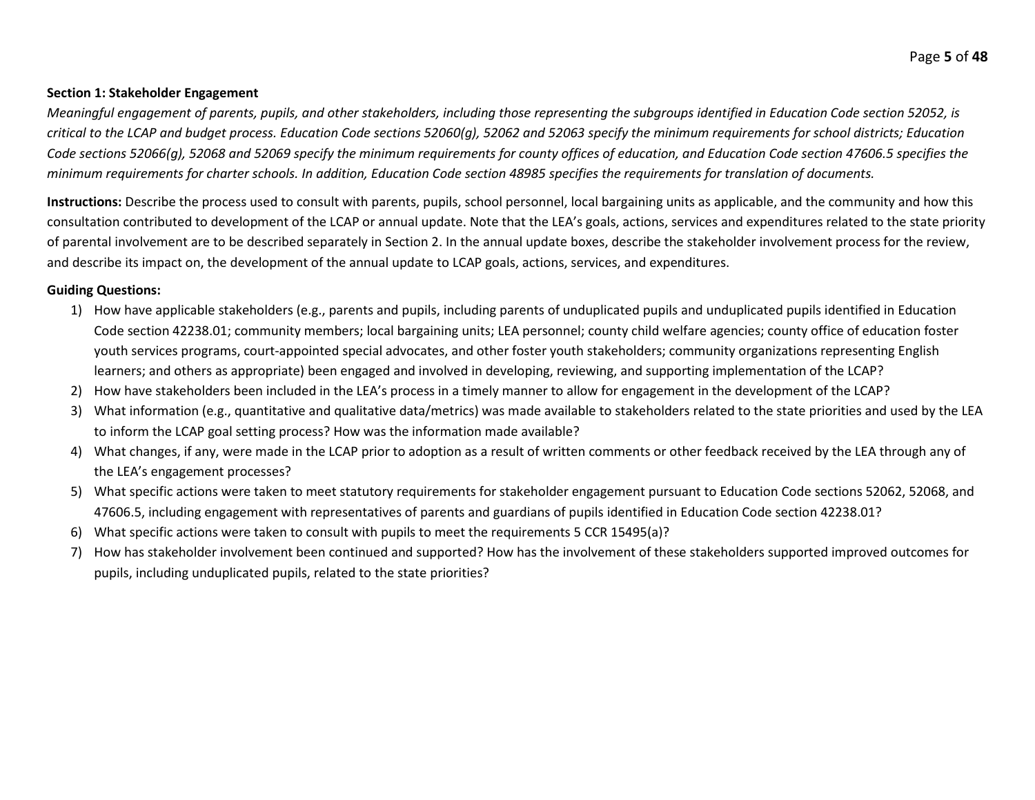**Section 1: Stakeholder Engagement**

*Meaningful engagement of parents, pupils, and other stakeholders, including those representing the subgroups identified in Education Code section 52052, is critical to the LCAP and budget process. Education Code sections 52060(g), 52062 and 52063 specify the minimum requirements for school districts; Education Code sections 52066(g), 52068 and 52069 specify the minimum requirements for county offices of education, and Education Code section 47606.5 specifies the minimum requirements for charter schools. In addition, Education Code section 48985 specifies the requirements for translation of documents.*

**Instructions:** Describe the process used to consult with parents, pupils, school personnel, local bargaining units as applicable, and the community and how this consultation contributed to development of the LCAP or annual update. Note that the LEA's goals, actions, services and expenditures related to the state priority of parental involvement are to be described separately in Section 2. In the annual update boxes, describe the stakeholder involvement process for the review, and describe its impact on, the development of the annual update to LCAP goals, actions, services, and expenditures.

**Guiding Questions:**

1) How have applicable stakeholders (e.g., parents and pupils, including parents of unduplicated pupils and unduplicated pupils identified in Education Code section 42238.01; community members; local bargaining units; LEA personnel; county child welfare agencies; county office of education foster youth services programs, court-appointed special advocates, and other foster youth stakeholders; community organizations representing English learners; and others as appropriate) been engaged and involved in developing, reviewing, and supporting implementation of the LCAP?
2) How have stakeholders been included in the LEA's process in a timely manner to allow for engagement in the development of the LCAP?
3) What information (e.g., quantitative and qualitative data/metrics) was made available to stakeholders related to the state priorities and used by the LEA to inform the LCAP goal setting process? How was the information made available?
4) What changes, if any, were made in the LCAP prior to adoption as a result of written comments or other feedback received by the LEA through any of the LEA's engagement processes?
5) What specific actions were taken to meet statutory requirements for stakeholder engagement pursuant to Education Code sections 52062, 52068, and 47606.5, including engagement with representatives of parents and guardians of pupils identified in Education Code section 42238.01?
6) What specific actions were taken to consult with pupils to meet the requirements 5 CCR 15495(a)?
7) How has stakeholder involvement been continued and supported? How has the involvement of these stakeholders supported improved outcomes for pupils, including unduplicated pupils, related to the state priorities?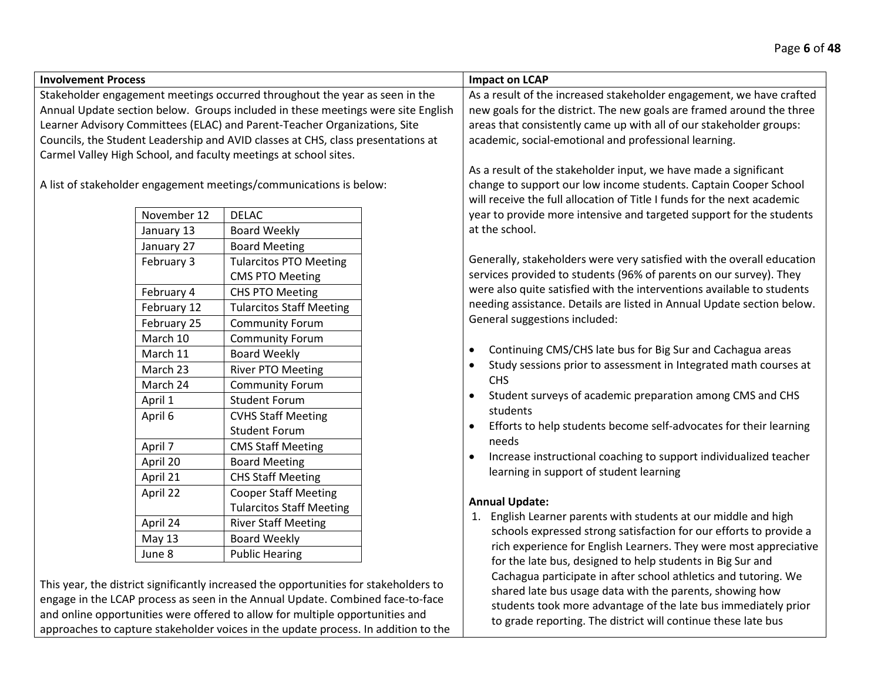| Involvement Process | Impact on LCAP |
|---|---|
| Stakeholder engagement meetings occurred throughout the year as seen in the Annual Update section below. Groups included in these meetings were site English Learner Advisory Committees (ELAC) and Parent-Teacher Organizations, Site Councils, the Student Leadership and AVID classes at CHS, class presentations at Carmel Valley High School, and faculty meetings at school sites. | As a result of the increased stakeholder engagement, we have crafted new goals for the district. The new goals are framed around the three areas that consistently came up with all of our stakeholder groups: academic, social-emotional and professional learning. |

**Involvement Process (continued)**

A list of stakeholder engagement meetings/communications is below:

| | |
|---|---|
| November 12 | DELAC |
| January 13 | Board Weekly |
| January 27 | Board Meeting |
| February 3 | Tularcitos PTO Meeting<br>CMS PTO Meeting |
| February 4 | CHS PTO Meeting |
| February 12 | Tularcitos Staff Meeting |
| February 25 | Community Forum |
| March 10 | Community Forum |
| March 11 | Board Weekly |
| March 23 | River PTO Meeting |
| March 24 | Community Forum |
| April 1 | Student Forum |
| April 6 | CVHS Staff Meeting<br>Student Forum |
| April 7 | CMS Staff Meeting |
| April 20 | Board Meeting |
| April 21 | CHS Staff Meeting |
| April 22 | Cooper Staff Meeting<br>Tularcitos Staff Meeting |
| April 24 | River Staff Meeting |
| May 13 | Board Weekly |
| June 8 | Public Hearing |

This year, the district significantly increased the opportunities for stakeholders to engage in the LCAP process as seen in the Annual Update. Combined face-to-face and online opportunities were offered to allow for multiple opportunities and approaches to capture stakeholder voices in the update process. In addition to the

**Impact on LCAP (continued)**

As a result of the stakeholder input, we have made a significant change to support our low income students. Captain Cooper School will receive the full allocation of Title I funds for the next academic year to provide more intensive and targeted support for the students at the school.

Generally, stakeholders were very satisfied with the overall education services provided to students (96% of parents on our survey). They were also quite satisfied with the interventions available to students needing assistance. Details are listed in Annual Update section below. General suggestions included:

- Continuing CMS/CHS late bus for Big Sur and Cachagua areas
- Study sessions prior to assessment in Integrated math courses at CHS
- Student surveys of academic preparation among CMS and CHS students
- Efforts to help students become self-advocates for their learning needs
- Increase instructional coaching to support individualized teacher learning in support of student learning

**Annual Update:**

1. English Learner parents with students at our middle and high schools expressed strong satisfaction for our efforts to provide a rich experience for English Learners. They were most appreciative for the late bus, designed to help students in Big Sur and Cachagua participate in after school athletics and tutoring. We shared late bus usage data with the parents, showing how students took more advantage of the late bus immediately prior to grade reporting. The district will continue these late bus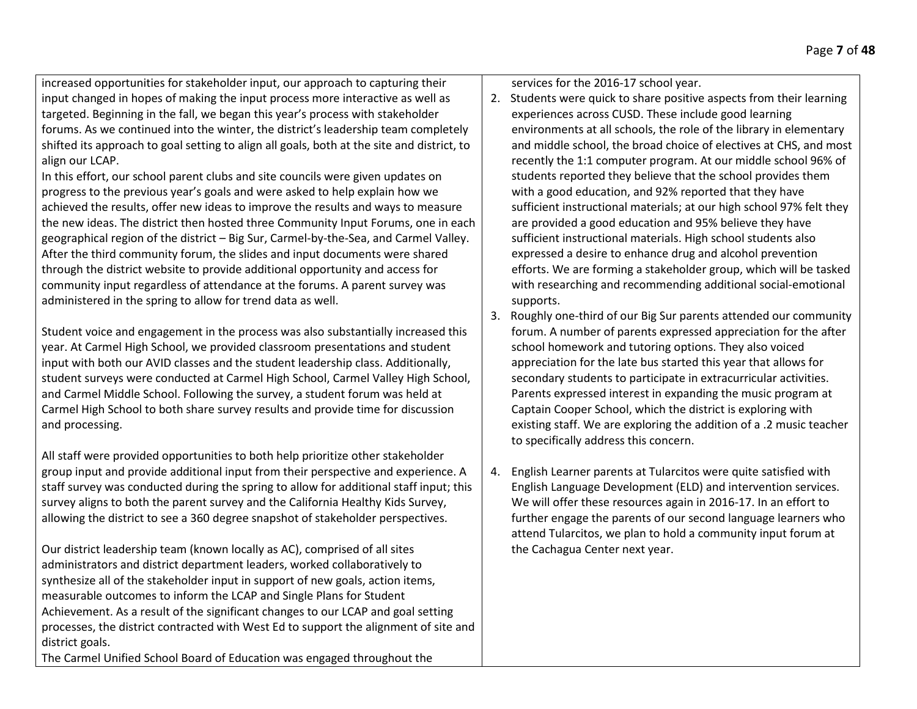increased opportunities for stakeholder input, our approach to capturing their input changed in hopes of making the input process more interactive as well as targeted. Beginning in the fall, we began this year's process with stakeholder forums. As we continued into the winter, the district's leadership team completely shifted its approach to goal setting to align all goals, both at the site and district, to align our LCAP.

In this effort, our school parent clubs and site councils were given updates on progress to the previous year's goals and were asked to help explain how we achieved the results, offer new ideas to improve the results and ways to measure the new ideas. The district then hosted three Community Input Forums, one in each geographical region of the district – Big Sur, Carmel-by-the-Sea, and Carmel Valley. After the third community forum, the slides and input documents were shared through the district website to provide additional opportunity and access for community input regardless of attendance at the forums. A parent survey was administered in the spring to allow for trend data as well.

Student voice and engagement in the process was also substantially increased this year. At Carmel High School, we provided classroom presentations and student input with both our AVID classes and the student leadership class. Additionally, student surveys were conducted at Carmel High School, Carmel Valley High School, and Carmel Middle School. Following the survey, a student forum was held at Carmel High School to both share survey results and provide time for discussion and processing.

All staff were provided opportunities to both help prioritize other stakeholder group input and provide additional input from their perspective and experience. A staff survey was conducted during the spring to allow for additional staff input; this survey aligns to both the parent survey and the California Healthy Kids Survey, allowing the district to see a 360 degree snapshot of stakeholder perspectives.

Our district leadership team (known locally as AC), comprised of all sites administrators and district department leaders, worked collaboratively to synthesize all of the stakeholder input in support of new goals, action items, measurable outcomes to inform the LCAP and Single Plans for Student Achievement. As a result of the significant changes to our LCAP and goal setting processes, the district contracted with West Ed to support the alignment of site and district goals.

The Carmel Unified School Board of Education was engaged throughout the

services for the 2016-17 school year.

2. Students were quick to share positive aspects from their learning experiences across CUSD. These include good learning environments at all schools, the role of the library in elementary and middle school, the broad choice of electives at CHS, and most recently the 1:1 computer program. At our middle school 96% of students reported they believe that the school provides them with a good education, and 92% reported that they have sufficient instructional materials; at our high school 97% felt they are provided a good education and 95% believe they have sufficient instructional materials. High school students also expressed a desire to enhance drug and alcohol prevention efforts. We are forming a stakeholder group, which will be tasked with researching and recommending additional social-emotional supports.
3. Roughly one-third of our Big Sur parents attended our community forum. A number of parents expressed appreciation for the after school homework and tutoring options. They also voiced appreciation for the late bus started this year that allows for secondary students to participate in extracurricular activities. Parents expressed interest in expanding the music program at Captain Cooper School, which the district is exploring with existing staff. We are exploring the addition of a .2 music teacher to specifically address this concern.
4. English Learner parents at Tularcitos were quite satisfied with English Language Development (ELD) and intervention services. We will offer these resources again in 2016-17. In an effort to further engage the parents of our second language learners who attend Tularcitos, we plan to hold a community input forum at the Cachagua Center next year.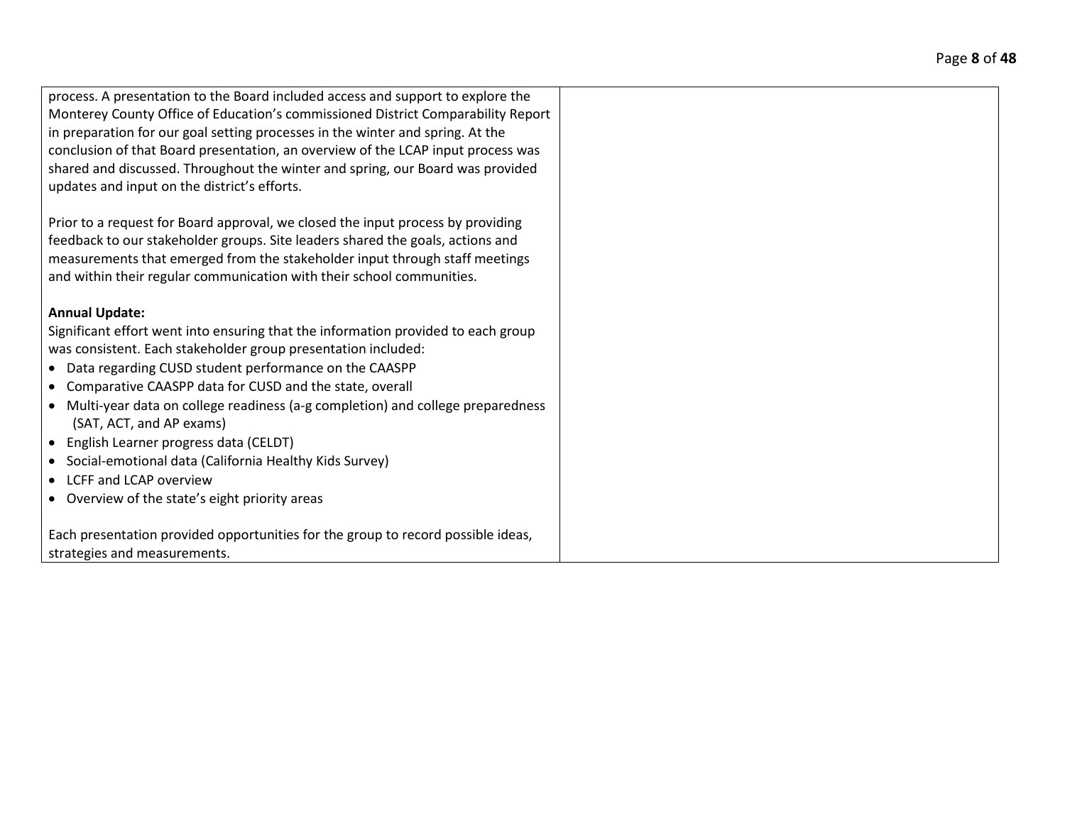| | |
|---|---|
| process. A presentation to the Board included access and support to explore the Monterey County Office of Education's commissioned District Comparability Report in preparation for our goal setting processes in the winter and spring. At the conclusion of that Board presentation, an overview of the LCAP input process was shared and discussed. Throughout the winter and spring, our Board was provided updates and input on the district's efforts.<br><br>Prior to a request for Board approval, we closed the input process by providing feedback to our stakeholder groups. Site leaders shared the goals, actions and measurements that emerged from the stakeholder input through staff meetings and within their regular communication with their school communities.<br><br>**Annual Update:**<br>Significant effort went into ensuring that the information provided to each group was consistent. Each stakeholder group presentation included:<br>• Data regarding CUSD student performance on the CAASPP<br>• Comparative CAASPP data for CUSD and the state, overall<br>• Multi-year data on college readiness (a-g completion) and college preparedness (SAT, ACT, and AP exams)<br>• English Learner progress data (CELDT)<br>• Social-emotional data (California Healthy Kids Survey)<br>• LCFF and LCAP overview<br>• Overview of the state's eight priority areas<br><br>Each presentation provided opportunities for the group to record possible ideas, strategies and measurements. | |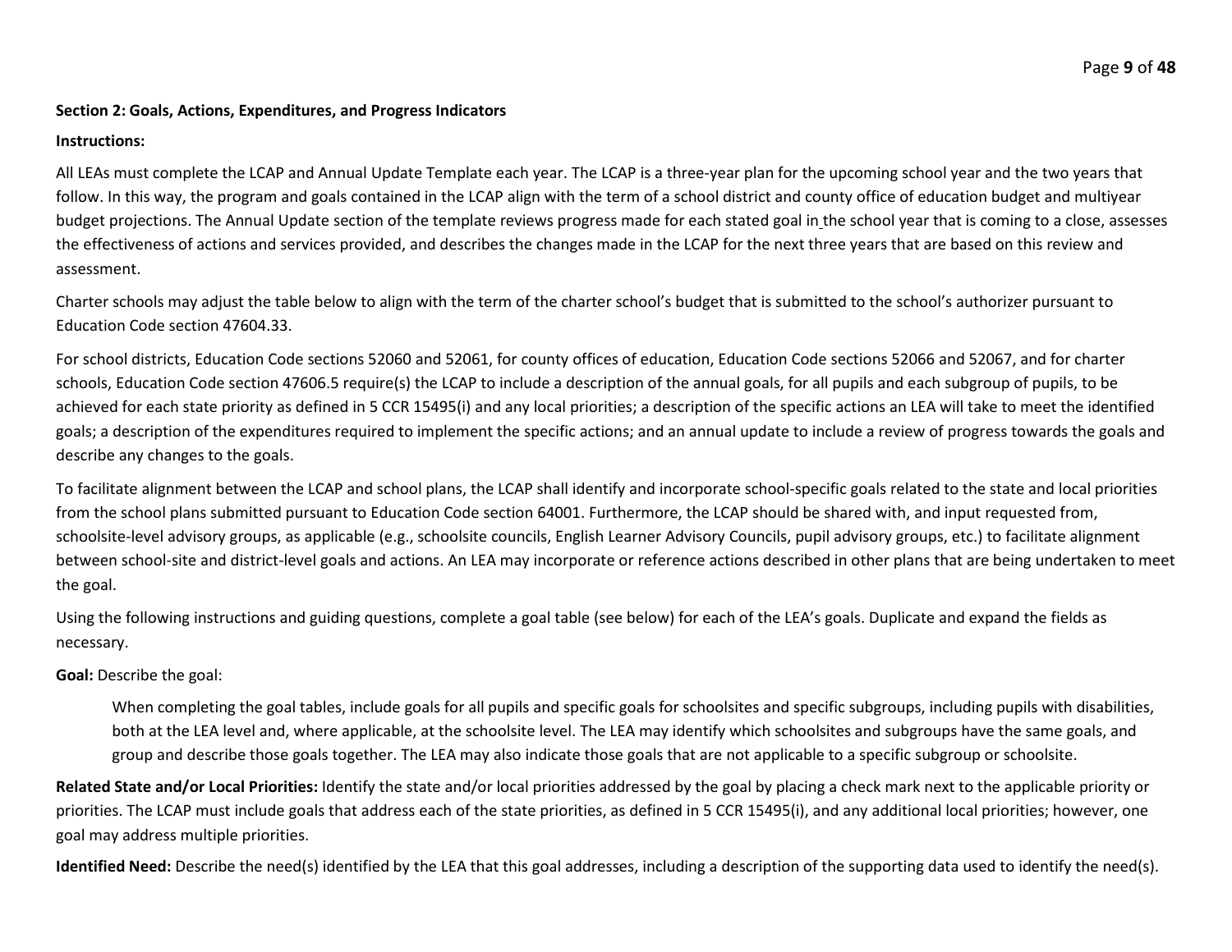**Section 2: Goals, Actions, Expenditures, and Progress Indicators**

**Instructions:**

All LEAs must complete the LCAP and Annual Update Template each year. The LCAP is a three-year plan for the upcoming school year and the two years that follow. In this way, the program and goals contained in the LCAP align with the term of a school district and county office of education budget and multiyear budget projections. The Annual Update section of the template reviews progress made for each stated goal in the school year that is coming to a close, assesses the effectiveness of actions and services provided, and describes the changes made in the LCAP for the next three years that are based on this review and assessment.

Charter schools may adjust the table below to align with the term of the charter school's budget that is submitted to the school's authorizer pursuant to Education Code section 47604.33.

For school districts, Education Code sections 52060 and 52061, for county offices of education, Education Code sections 52066 and 52067, and for charter schools, Education Code section 47606.5 require(s) the LCAP to include a description of the annual goals, for all pupils and each subgroup of pupils, to be achieved for each state priority as defined in 5 CCR 15495(i) and any local priorities; a description of the specific actions an LEA will take to meet the identified goals; a description of the expenditures required to implement the specific actions; and an annual update to include a review of progress towards the goals and describe any changes to the goals.

To facilitate alignment between the LCAP and school plans, the LCAP shall identify and incorporate school-specific goals related to the state and local priorities from the school plans submitted pursuant to Education Code section 64001. Furthermore, the LCAP should be shared with, and input requested from, schoolsite-level advisory groups, as applicable (e.g., schoolsite councils, English Learner Advisory Councils, pupil advisory groups, etc.) to facilitate alignment between school-site and district-level goals and actions. An LEA may incorporate or reference actions described in other plans that are being undertaken to meet the goal.

Using the following instructions and guiding questions, complete a goal table (see below) for each of the LEA's goals. Duplicate and expand the fields as necessary.

**Goal:** Describe the goal:

> When completing the goal tables, include goals for all pupils and specific goals for schoolsites and specific subgroups, including pupils with disabilities, both at the LEA level and, where applicable, at the schoolsite level. The LEA may identify which schoolsites and subgroups have the same goals, and group and describe those goals together. The LEA may also indicate those goals that are not applicable to a specific subgroup or schoolsite.

**Related State and/or Local Priorities:** Identify the state and/or local priorities addressed by the goal by placing a check mark next to the applicable priority or priorities. The LCAP must include goals that address each of the state priorities, as defined in 5 CCR 15495(i), and any additional local priorities; however, one goal may address multiple priorities.

**Identified Need:** Describe the need(s) identified by the LEA that this goal addresses, including a description of the supporting data used to identify the need(s).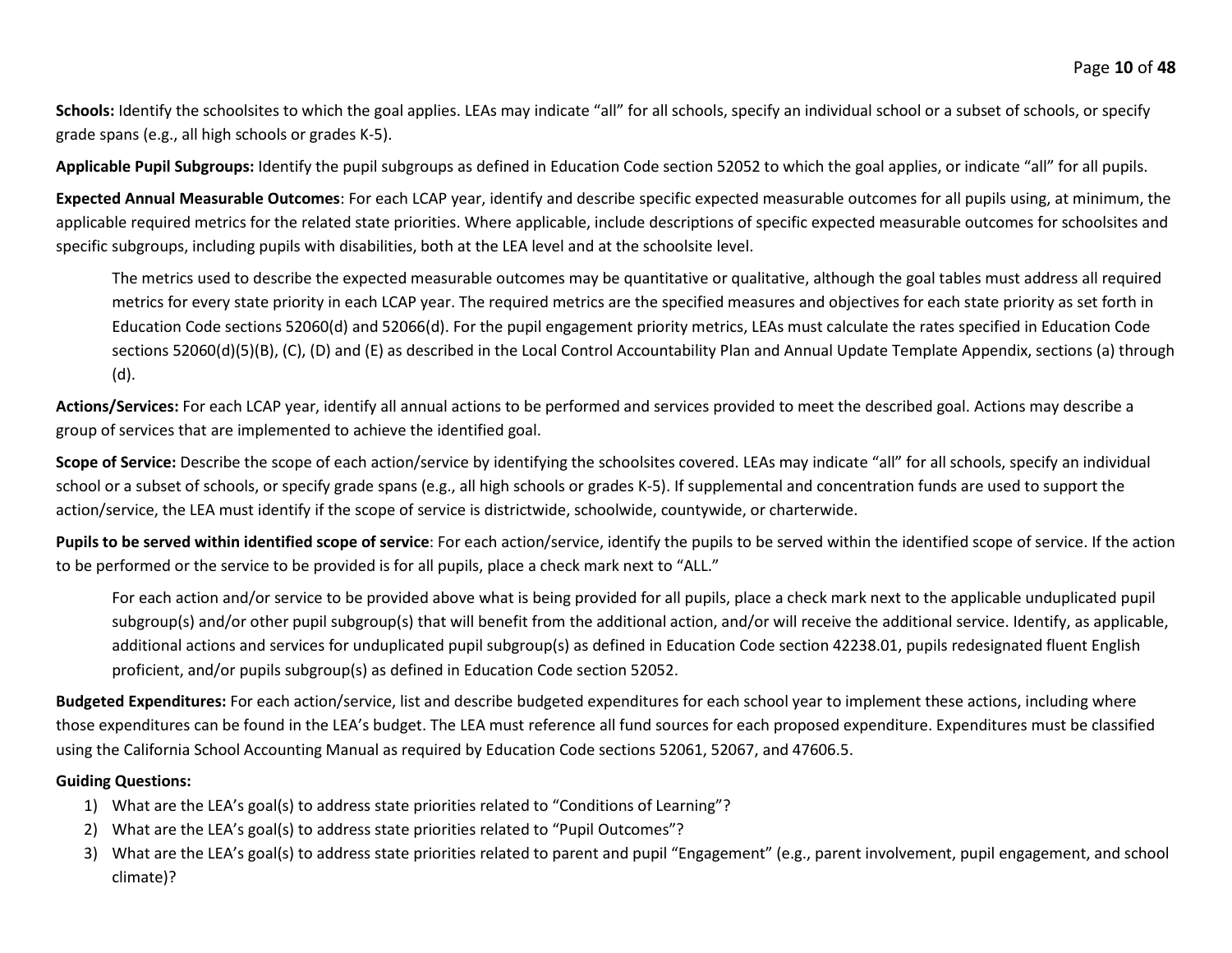**Schools:** Identify the schoolsites to which the goal applies. LEAs may indicate "all" for all schools, specify an individual school or a subset of schools, or specify grade spans (e.g., all high schools or grades K-5).

**Applicable Pupil Subgroups:** Identify the pupil subgroups as defined in Education Code section 52052 to which the goal applies, or indicate "all" for all pupils.

**Expected Annual Measurable Outcomes**: For each LCAP year, identify and describe specific expected measurable outcomes for all pupils using, at minimum, the applicable required metrics for the related state priorities. Where applicable, include descriptions of specific expected measurable outcomes for schoolsites and specific subgroups, including pupils with disabilities, both at the LEA level and at the schoolsite level.

> The metrics used to describe the expected measurable outcomes may be quantitative or qualitative, although the goal tables must address all required metrics for every state priority in each LCAP year. The required metrics are the specified measures and objectives for each state priority as set forth in Education Code sections 52060(d) and 52066(d). For the pupil engagement priority metrics, LEAs must calculate the rates specified in Education Code sections 52060(d)(5)(B), (C), (D) and (E) as described in the Local Control Accountability Plan and Annual Update Template Appendix, sections (a) through (d).

**Actions/Services:** For each LCAP year, identify all annual actions to be performed and services provided to meet the described goal. Actions may describe a group of services that are implemented to achieve the identified goal.

**Scope of Service:** Describe the scope of each action/service by identifying the schoolsites covered. LEAs may indicate "all" for all schools, specify an individual school or a subset of schools, or specify grade spans (e.g., all high schools or grades K-5). If supplemental and concentration funds are used to support the action/service, the LEA must identify if the scope of service is districtwide, schoolwide, countywide, or charterwide.

**Pupils to be served within identified scope of service**: For each action/service, identify the pupils to be served within the identified scope of service. If the action to be performed or the service to be provided is for all pupils, place a check mark next to "ALL."

> For each action and/or service to be provided above what is being provided for all pupils, place a check mark next to the applicable unduplicated pupil subgroup(s) and/or other pupil subgroup(s) that will benefit from the additional action, and/or will receive the additional service. Identify, as applicable, additional actions and services for unduplicated pupil subgroup(s) as defined in Education Code section 42238.01, pupils redesignated fluent English proficient, and/or pupils subgroup(s) as defined in Education Code section 52052.

**Budgeted Expenditures:** For each action/service, list and describe budgeted expenditures for each school year to implement these actions, including where those expenditures can be found in the LEA's budget. The LEA must reference all fund sources for each proposed expenditure. Expenditures must be classified using the California School Accounting Manual as required by Education Code sections 52061, 52067, and 47606.5.

**Guiding Questions:**

1) What are the LEA's goal(s) to address state priorities related to "Conditions of Learning"?
2) What are the LEA's goal(s) to address state priorities related to "Pupil Outcomes"?
3) What are the LEA's goal(s) to address state priorities related to parent and pupil "Engagement" (e.g., parent involvement, pupil engagement, and school climate)?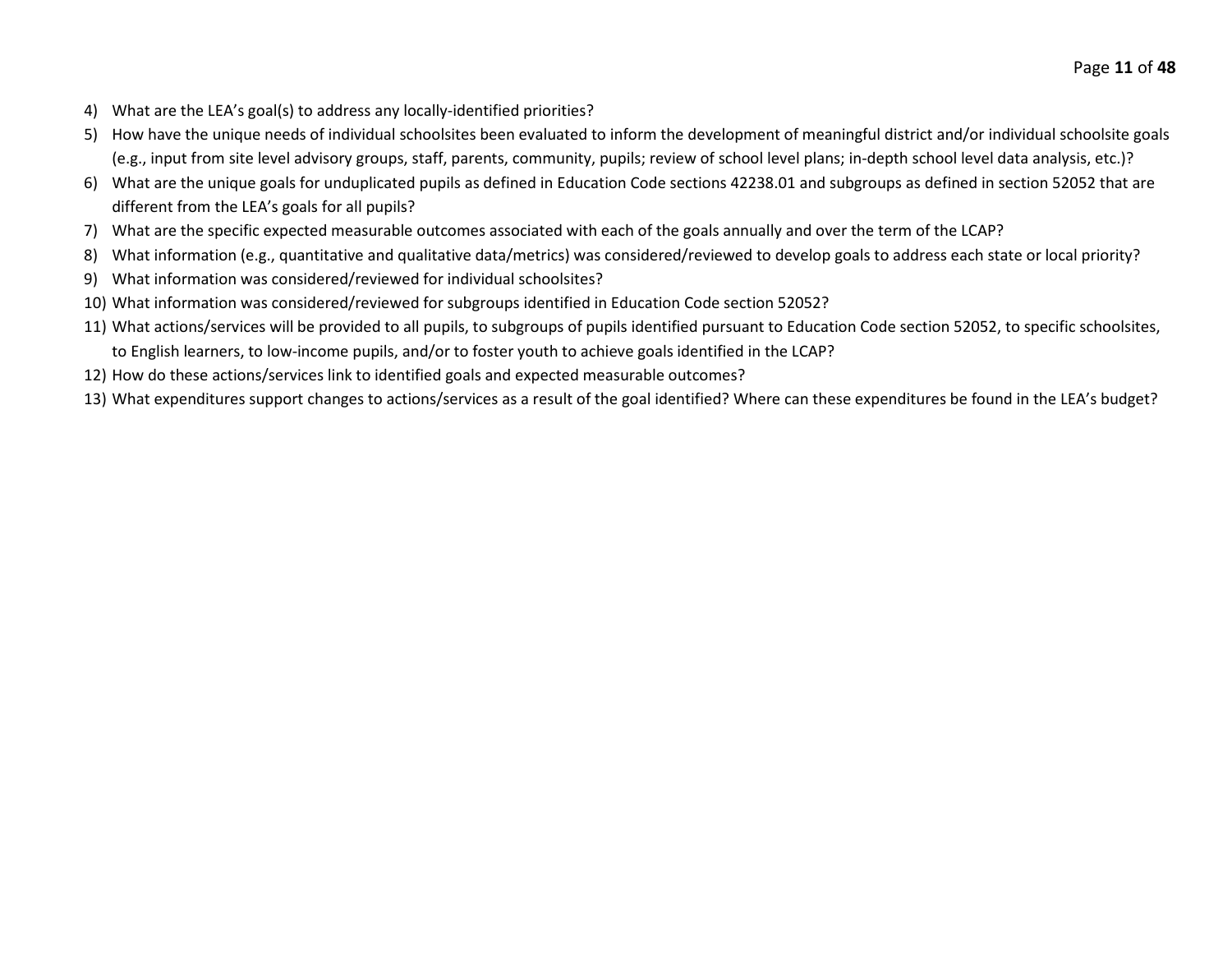4) What are the LEA's goal(s) to address any locally-identified priorities?
5) How have the unique needs of individual schoolsites been evaluated to inform the development of meaningful district and/or individual schoolsite goals (e.g., input from site level advisory groups, staff, parents, community, pupils; review of school level plans; in-depth school level data analysis, etc.)?
6) What are the unique goals for unduplicated pupils as defined in Education Code sections 42238.01 and subgroups as defined in section 52052 that are different from the LEA's goals for all pupils?
7) What are the specific expected measurable outcomes associated with each of the goals annually and over the term of the LCAP?
8) What information (e.g., quantitative and qualitative data/metrics) was considered/reviewed to develop goals to address each state or local priority?
9) What information was considered/reviewed for individual schoolsites?
10) What information was considered/reviewed for subgroups identified in Education Code section 52052?
11) What actions/services will be provided to all pupils, to subgroups of pupils identified pursuant to Education Code section 52052, to specific schoolsites, to English learners, to low-income pupils, and/or to foster youth to achieve goals identified in the LCAP?
12) How do these actions/services link to identified goals and expected measurable outcomes?
13) What expenditures support changes to actions/services as a result of the goal identified? Where can these expenditures be found in the LEA's budget?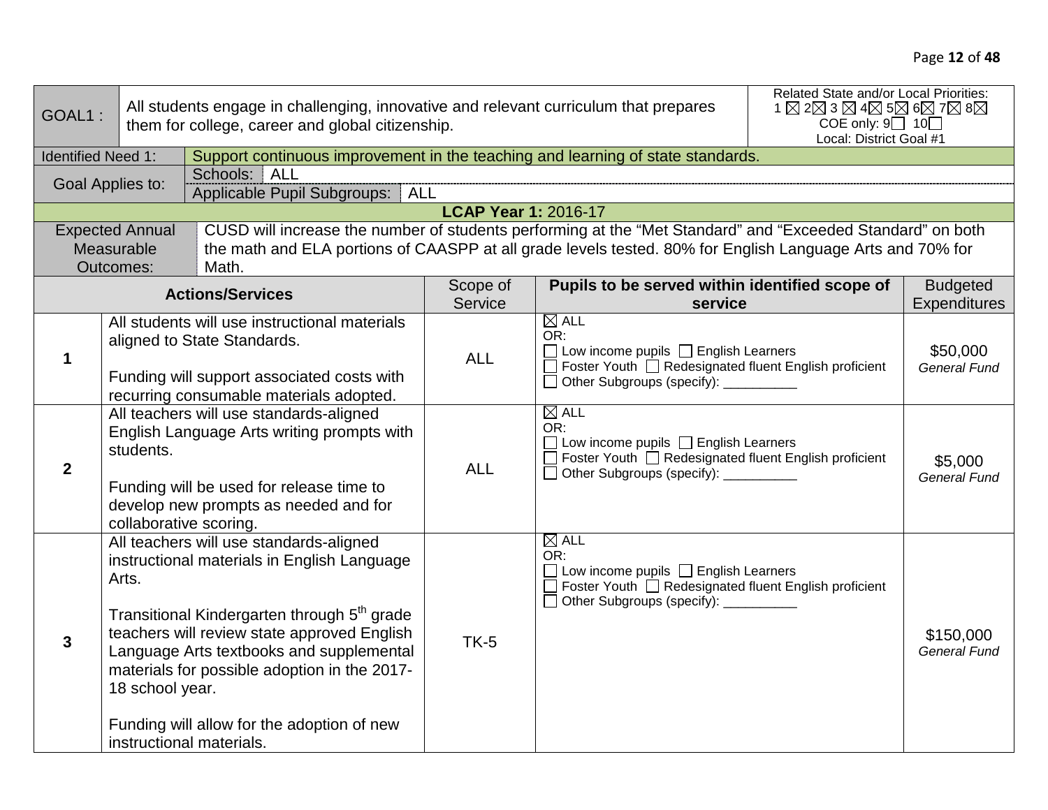| GOAL1 : | All students engage in challenging, innovative and relevant curriculum that prepares them for college, career and global citizenship. | Related State and/or Local Priorities: 1 ☒ 2☒ 3 ☒ 4☒ 5☒ 6☒ 7☒ 8☒ COE only: 9☐ 10☐ Local: District Goal #1 |
|---|---|---|
| Identified Need 1: | Support continuous improvement in the teaching and learning of state standards. | |
| Goal Applies to: | Schools: ALL | |
| | Applicable Pupil Subgroups: ALL | |

**LCAP Year 1:** 2016-17

| Expected Annual Measurable Outcomes: | CUSD will increase the number of students performing at the "Met Standard" and "Exceeded Standard" on both the math and ELA portions of CAASPP at all grade levels tested. 80% for English Language Arts and 70% for Math. |
|---|---|

| | Actions/Services | Scope of Service | Pupils to be served within identified scope of service | Budgeted Expenditures |
|---|---|---|---|---|
| 1 | All students will use instructional materials aligned to State Standards.<br><br>Funding will support associated costs with recurring consumable materials adopted. | ALL | ☒ ALL<br>OR:<br>☐ Low income pupils ☐ English Learners<br>☐ Foster Youth ☐ Redesignated fluent English proficient<br>☐ Other Subgroups (specify): __________ | $50,000<br>*General Fund* |
| 2 | All teachers will use standards-aligned English Language Arts writing prompts with students.<br><br>Funding will be used for release time to develop new prompts as needed and for collaborative scoring. | ALL | ☒ ALL<br>OR:<br>☐ Low income pupils ☐ English Learners<br>☐ Foster Youth ☐ Redesignated fluent English proficient<br>☐ Other Subgroups (specify): __________ | $5,000<br>*General Fund* |
| 3 | All teachers will use standards-aligned instructional materials in English Language Arts.<br><br>Transitional Kindergarten through 5th grade teachers will review state approved English Language Arts textbooks and supplemental materials for possible adoption in the 2017-18 school year.<br><br>Funding will allow for the adoption of new instructional materials. | TK-5 | ☒ ALL<br>OR:<br>☐ Low income pupils ☐ English Learners<br>☐ Foster Youth ☐ Redesignated fluent English proficient<br>☐ Other Subgroups (specify): __________ | $150,000<br>*General Fund* |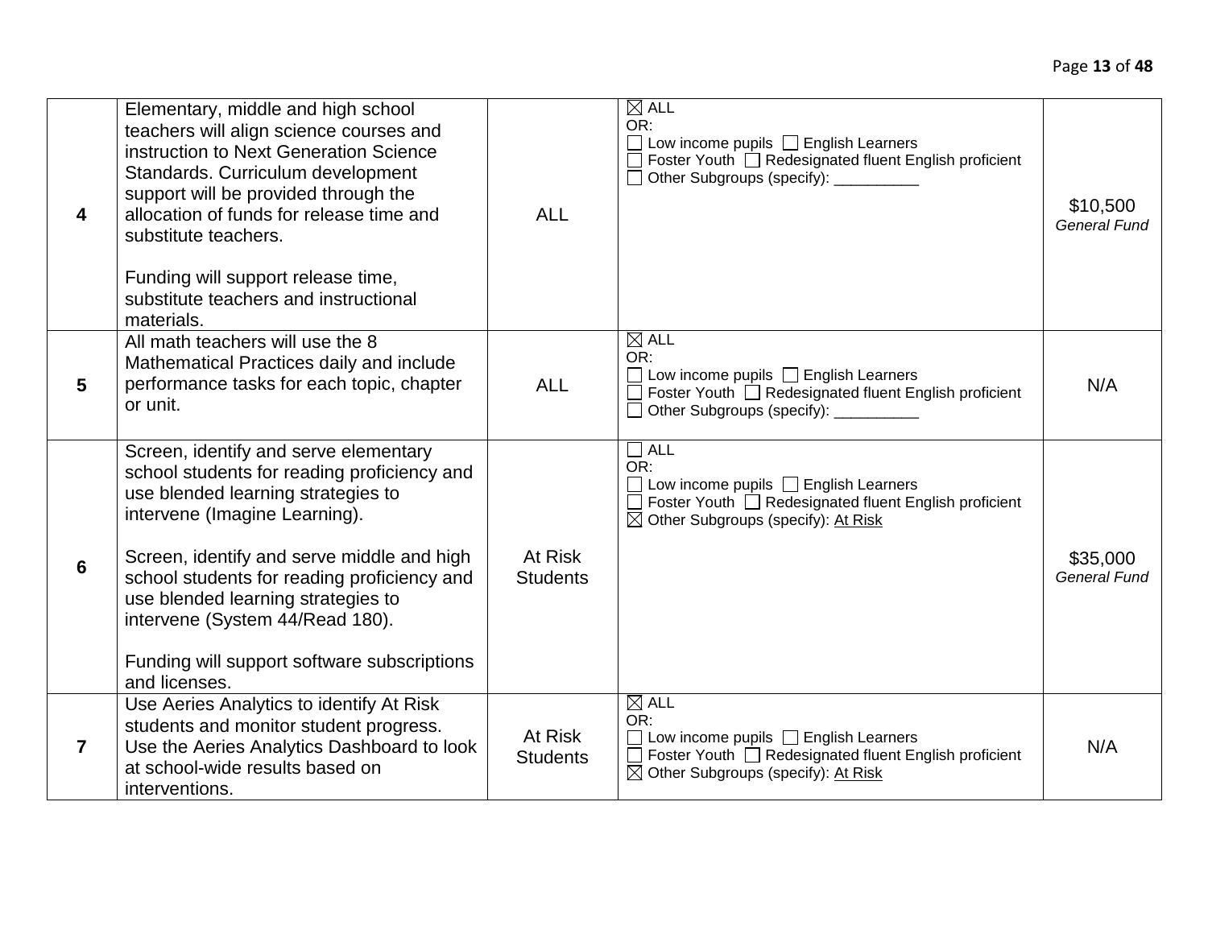| | | | | |
|---|---|---|---|---|
| **4** | Elementary, middle and high school teachers will align science courses and instruction to Next Generation Science Standards. Curriculum development support will be provided through the allocation of funds for release time and substitute teachers.<br><br>Funding will support release time, substitute teachers and instructional materials. | ALL | ☒ ALL<br>OR:<br>☐ Low income pupils ☐ English Learners<br>☐ Foster Youth ☐ Redesignated fluent English proficient<br>☐ Other Subgroups (specify): __________ | $10,500<br>*General Fund* |
| **5** | All math teachers will use the 8 Mathematical Practices daily and include performance tasks for each topic, chapter or unit. | ALL | ☒ ALL<br>OR:<br>☐ Low income pupils ☐ English Learners<br>☐ Foster Youth ☐ Redesignated fluent English proficient<br>☐ Other Subgroups (specify): __________ | N/A |
| **6** | Screen, identify and serve elementary school students for reading proficiency and use blended learning strategies to intervene (Imagine Learning).<br><br>Screen, identify and serve middle and high school students for reading proficiency and use blended learning strategies to intervene (System 44/Read 180).<br><br>Funding will support software subscriptions and licenses. | At Risk Students | ☐ ALL<br>OR:<br>☐ Low income pupils ☐ English Learners<br>☐ Foster Youth ☐ Redesignated fluent English proficient<br>☒ Other Subgroups (specify): At Risk | $35,000<br>*General Fund* |
| **7** | Use Aeries Analytics to identify At Risk students and monitor student progress. Use the Aeries Analytics Dashboard to look at school-wide results based on interventions. | At Risk Students | ☒ ALL<br>OR:<br>☐ Low income pupils ☐ English Learners<br>☐ Foster Youth ☐ Redesignated fluent English proficient<br>☒ Other Subgroups (specify): At Risk | N/A |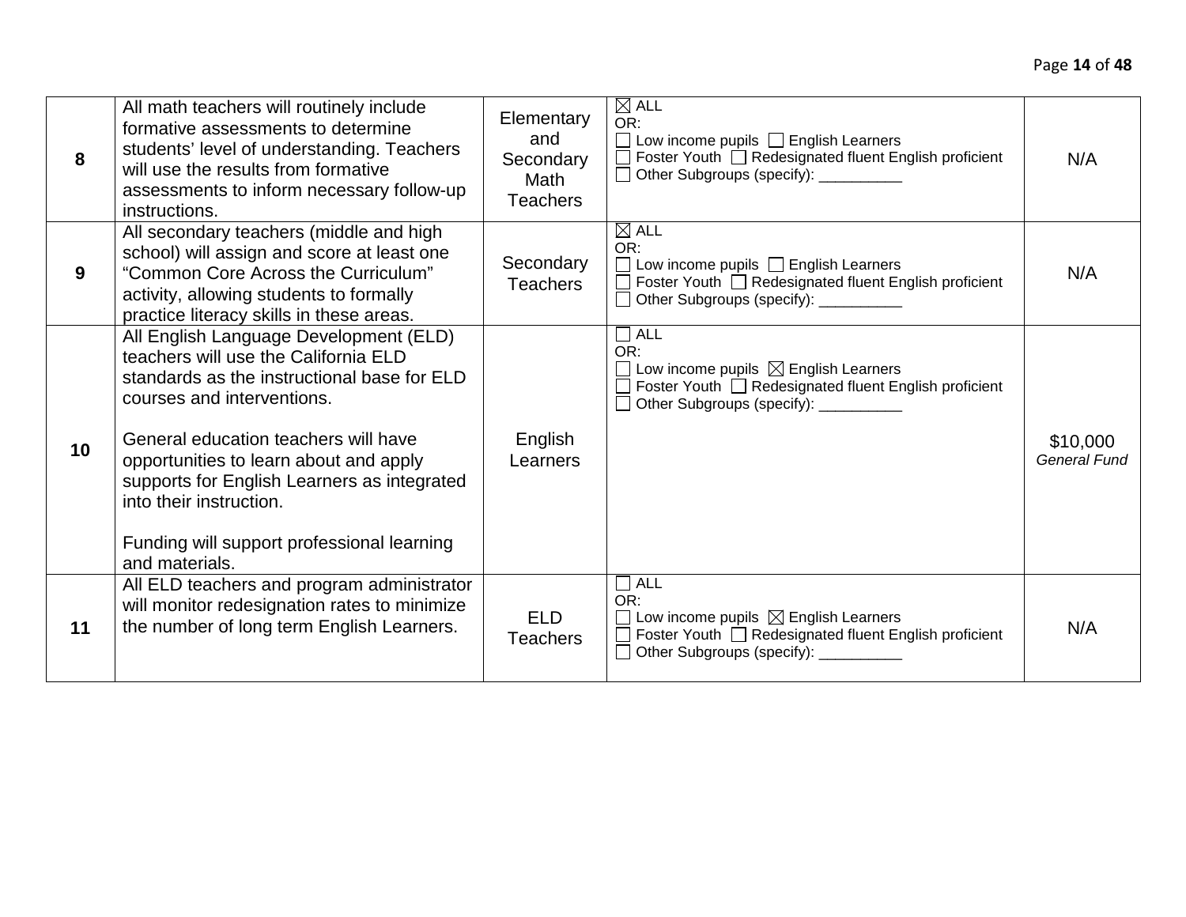| | | | | |
|---|---|---|---|---|
| **8** | All math teachers will routinely include formative assessments to determine students' level of understanding. Teachers will use the results from formative assessments to inform necessary follow-up instructions. | Elementary and Secondary Math Teachers | ☒ ALL<br>OR:<br>☐ Low income pupils ☐ English Learners<br>☐ Foster Youth ☐ Redesignated fluent English proficient<br>☐ Other Subgroups (specify): __________ | N/A |
| **9** | All secondary teachers (middle and high school) will assign and score at least one "Common Core Across the Curriculum" activity, allowing students to formally practice literacy skills in these areas. | Secondary Teachers | ☒ ALL<br>OR:<br>☐ Low income pupils ☐ English Learners<br>☐ Foster Youth ☐ Redesignated fluent English proficient<br>☐ Other Subgroups (specify): __________ | N/A |
| **10** | All English Language Development (ELD) teachers will use the California ELD standards as the instructional base for ELD courses and interventions.<br><br>General education teachers will have opportunities to learn about and apply supports for English Learners as integrated into their instruction.<br><br>Funding will support professional learning and materials. | English Learners | ☐ ALL<br>OR:<br>☐ Low income pupils ☒ English Learners<br>☐ Foster Youth ☐ Redesignated fluent English proficient<br>☐ Other Subgroups (specify): __________ | $10,000<br>*General Fund* |
| **11** | All ELD teachers and program administrator will monitor redesignation rates to minimize the number of long term English Learners. | ELD Teachers | ☐ ALL<br>OR:<br>☐ Low income pupils ☒ English Learners<br>☐ Foster Youth ☐ Redesignated fluent English proficient<br>☐ Other Subgroups (specify): __________ | N/A |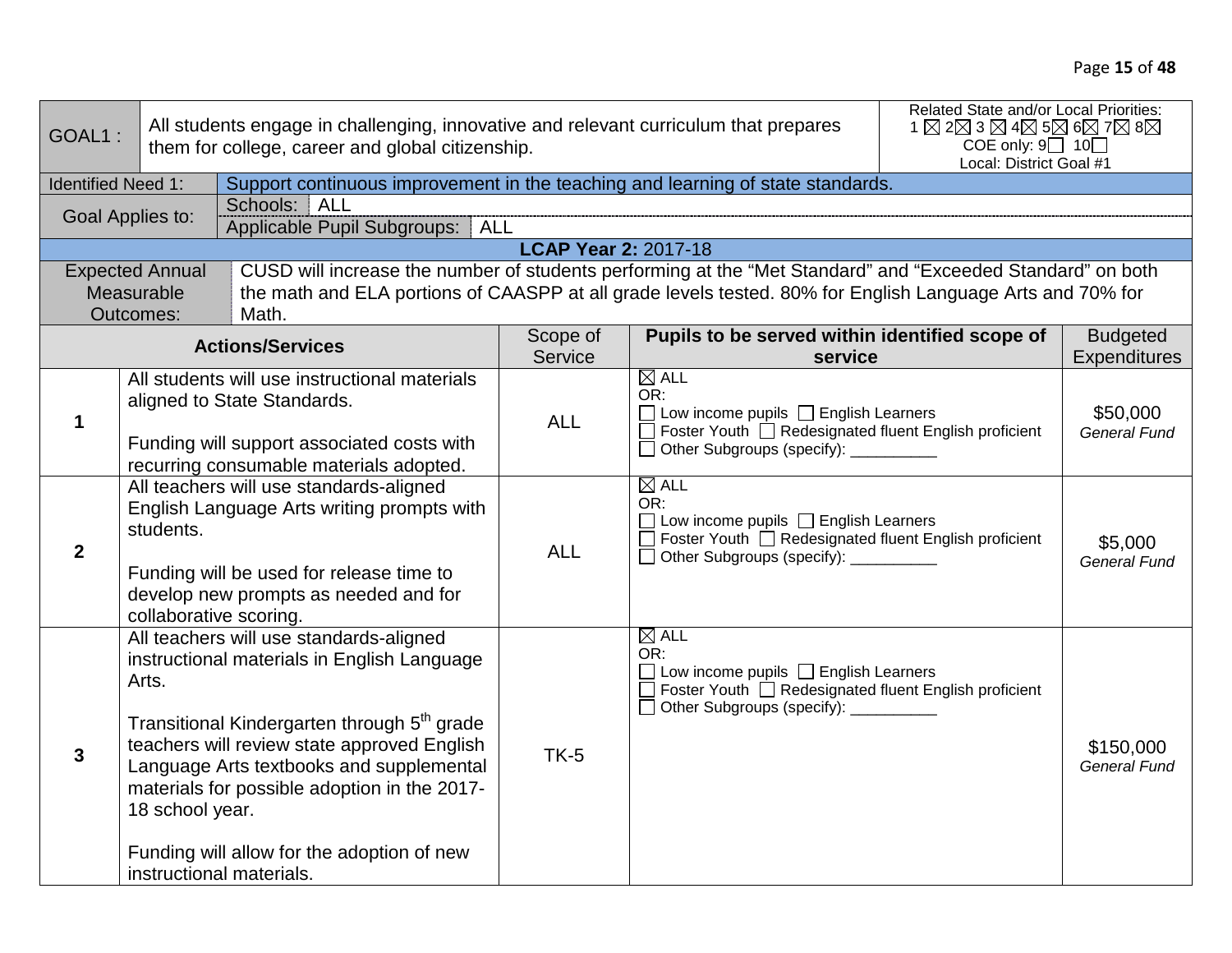| GOAL1 : | All students engage in challenging, innovative and relevant curriculum that prepares them for college, career and global citizenship. | Related State and/or Local Priorities: 1 ☒ 2☒ 3 ☒ 4☒ 5☒ 6☒ 7☒ 8☒ COE only: 9☐ 10☐ Local: District Goal #1 |
|---|---|---|

| | |
|---|---|
| Identified Need 1: | Support continuous improvement in the teaching and learning of state standards. |
| Goal Applies to: | Schools: ALL |
| | Applicable Pupil Subgroups: ALL |

**LCAP Year 2:** 2017-18

| | |
|---|---|
| Expected Annual Measurable Outcomes: | CUSD will increase the number of students performing at the "Met Standard" and "Exceeded Standard" on both the math and ELA portions of CAASPP at all grade levels tested. 80% for English Language Arts and 70% for Math. |

| | **Actions/Services** | Scope of Service | **Pupils to be served within identified scope of service** | Budgeted Expenditures |
|---|---|---|---|---|
| **1** | All students will use instructional materials aligned to State Standards.<br><br>Funding will support associated costs with recurring consumable materials adopted. | ALL | ☒ ALL<br>OR:<br>☐ Low income pupils ☐ English Learners<br>☐ Foster Youth ☐ Redesignated fluent English proficient<br>☐ Other Subgroups (specify): __________ | $50,000<br>*General Fund* |
| **2** | All teachers will use standards-aligned English Language Arts writing prompts with students.<br><br>Funding will be used for release time to develop new prompts as needed and for collaborative scoring. | ALL | ☒ ALL<br>OR:<br>☐ Low income pupils ☐ English Learners<br>☐ Foster Youth ☐ Redesignated fluent English proficient<br>☐ Other Subgroups (specify): __________ | $5,000<br>*General Fund* |
| **3** | All teachers will use standards-aligned instructional materials in English Language Arts.<br><br>Transitional Kindergarten through 5th grade teachers will review state approved English Language Arts textbooks and supplemental materials for possible adoption in the 2017-18 school year.<br><br>Funding will allow for the adoption of new instructional materials. | TK-5 | ☒ ALL<br>OR:<br>☐ Low income pupils ☐ English Learners<br>☐ Foster Youth ☐ Redesignated fluent English proficient<br>☐ Other Subgroups (specify): __________ | $150,000<br>*General Fund* |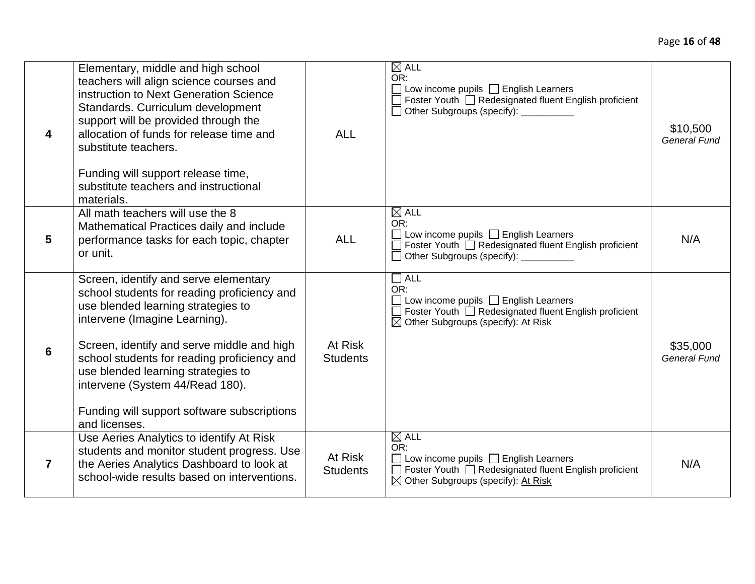| | | | | |
|---|---|---|---|---|
| **4** | Elementary, middle and high school teachers will align science courses and instruction to Next Generation Science Standards. Curriculum development support will be provided through the allocation of funds for release time and substitute teachers.<br><br>Funding will support release time, substitute teachers and instructional materials. | ALL | ☒ ALL<br>OR:<br>☐ Low income pupils ☐ English Learners<br>☐ Foster Youth ☐ Redesignated fluent English proficient<br>☐ Other Subgroups (specify): __________ | $10,500<br>*General Fund* |
| **5** | All math teachers will use the 8 Mathematical Practices daily and include performance tasks for each topic, chapter or unit. | ALL | ☒ ALL<br>OR:<br>☐ Low income pupils ☐ English Learners<br>☐ Foster Youth ☐ Redesignated fluent English proficient<br>☐ Other Subgroups (specify): __________ | N/A |
| **6** | Screen, identify and serve elementary school students for reading proficiency and use blended learning strategies to intervene (Imagine Learning).<br><br>Screen, identify and serve middle and high school students for reading proficiency and use blended learning strategies to intervene (System 44/Read 180).<br><br>Funding will support software subscriptions and licenses. | At Risk Students | ☐ ALL<br>OR:<br>☐ Low income pupils ☐ English Learners<br>☐ Foster Youth ☐ Redesignated fluent English proficient<br>☒ Other Subgroups (specify): At Risk | $35,000<br>*General Fund* |
| **7** | Use Aeries Analytics to identify At Risk students and monitor student progress. Use the Aeries Analytics Dashboard to look at school-wide results based on interventions. | At Risk Students | ☒ ALL<br>OR:<br>☐ Low income pupils ☐ English Learners<br>☐ Foster Youth ☐ Redesignated fluent English proficient<br>☒ Other Subgroups (specify): At Risk | N/A |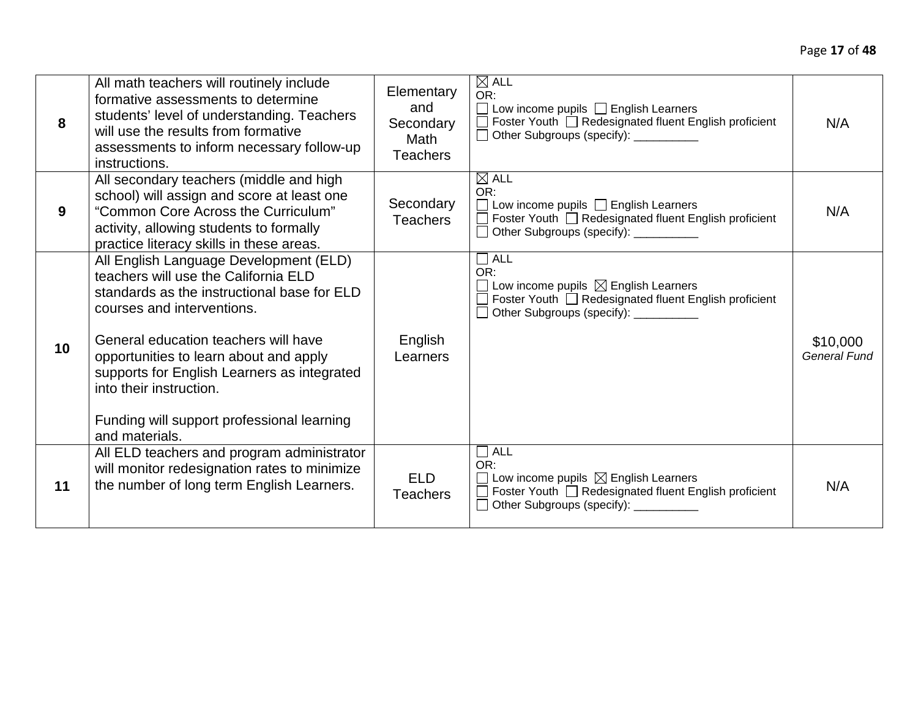| | | | | |
|---|---|---|---|---|
| **8** | All math teachers will routinely include formative assessments to determine students' level of understanding. Teachers will use the results from formative assessments to inform necessary follow-up instructions. | Elementary and Secondary Math Teachers | ☒ ALL<br>OR:<br>☐ Low income pupils ☐ English Learners<br>☐ Foster Youth ☐ Redesignated fluent English proficient<br>☐ Other Subgroups (specify): __________ | N/A |
| **9** | All secondary teachers (middle and high school) will assign and score at least one "Common Core Across the Curriculum" activity, allowing students to formally practice literacy skills in these areas. | Secondary Teachers | ☒ ALL<br>OR:<br>☐ Low income pupils ☐ English Learners<br>☐ Foster Youth ☐ Redesignated fluent English proficient<br>☐ Other Subgroups (specify): __________ | N/A |
| **10** | All English Language Development (ELD) teachers will use the California ELD standards as the instructional base for ELD courses and interventions.<br><br>General education teachers will have opportunities to learn about and apply supports for English Learners as integrated into their instruction.<br><br>Funding will support professional learning and materials. | English Learners | ☐ ALL<br>OR:<br>☐ Low income pupils ☒ English Learners<br>☐ Foster Youth ☐ Redesignated fluent English proficient<br>☐ Other Subgroups (specify): __________ | $10,000<br>*General Fund* |
| **11** | All ELD teachers and program administrator will monitor redesignation rates to minimize the number of long term English Learners. | ELD Teachers | ☐ ALL<br>OR:<br>☐ Low income pupils ☒ English Learners<br>☐ Foster Youth ☐ Redesignated fluent English proficient<br>☐ Other Subgroups (specify): __________ | N/A |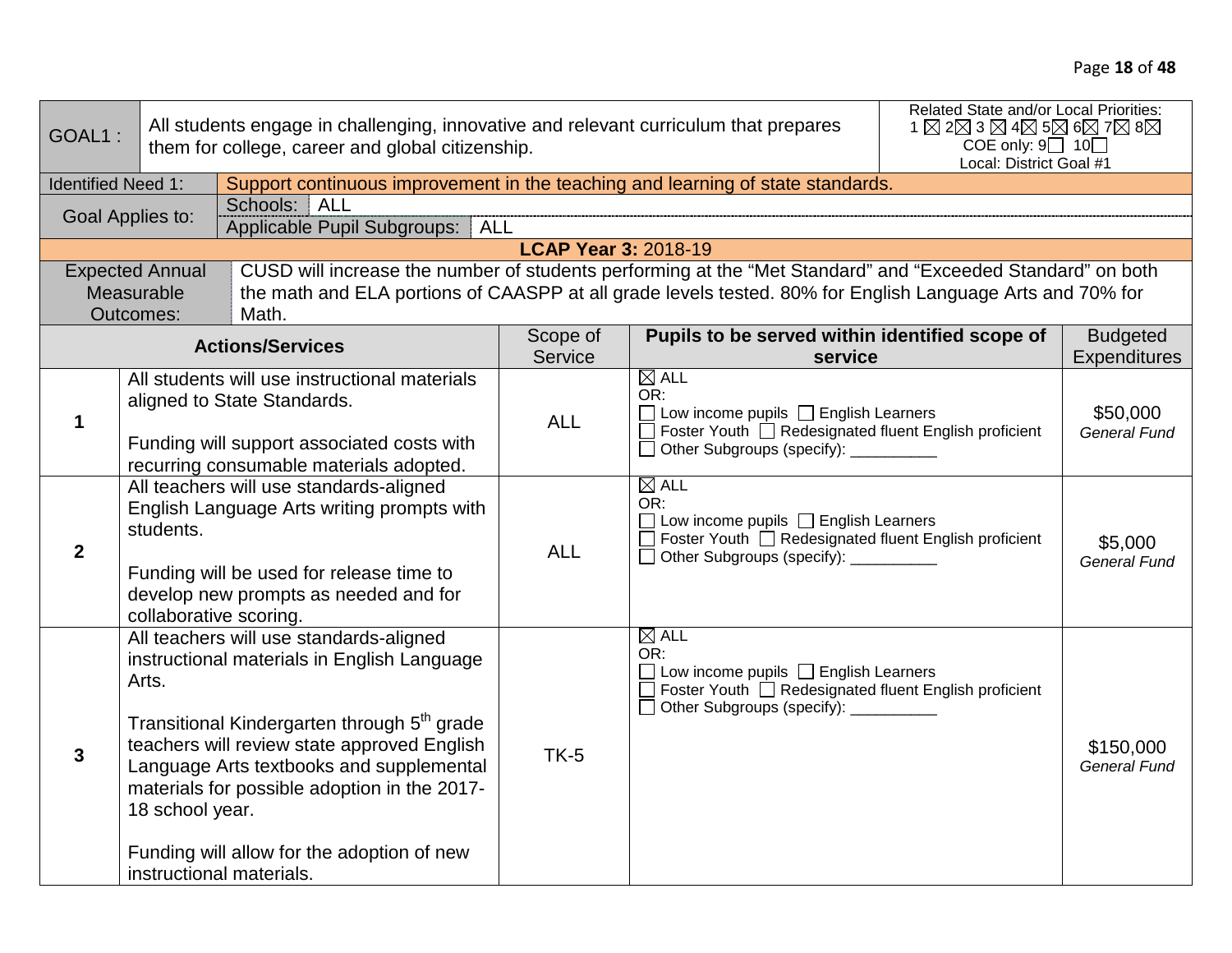| GOAL1 : | All students engage in challenging, innovative and relevant curriculum that prepares them for college, career and global citizenship. | Related State and/or Local Priorities: 1 ☒ 2☒ 3 ☒ 4☒ 5☒ 6☒ 7☒ 8☒ COE only: 9☐ 10☐ Local: District Goal #1 |
|---|---|---|
| Identified Need 1: | Support continuous improvement in the teaching and learning of state standards. | |
| Goal Applies to: | Schools: ALL | |
| | Applicable Pupil Subgroups: ALL | |

**LCAP Year 3:** 2018-19

**Expected Annual Measurable Outcomes:** CUSD will increase the number of students performing at the "Met Standard" and "Exceeded Standard" on both the math and ELA portions of CAASPP at all grade levels tested. 80% for English Language Arts and 70% for Math.

| | Actions/Services | Scope of Service | Pupils to be served within identified scope of service | Budgeted Expenditures |
|---|---|---|---|---|
| 1 | All students will use instructional materials aligned to State Standards.<br><br>Funding will support associated costs with recurring consumable materials adopted. | ALL | ☒ ALL<br>OR:<br>☐ Low income pupils ☐ English Learners<br>☐ Foster Youth ☐ Redesignated fluent English proficient<br>☐ Other Subgroups (specify): __________ | $50,000<br>*General Fund* |
| 2 | All teachers will use standards-aligned English Language Arts writing prompts with students.<br><br>Funding will be used for release time to develop new prompts as needed and for collaborative scoring. | ALL | ☒ ALL<br>OR:<br>☐ Low income pupils ☐ English Learners<br>☐ Foster Youth ☐ Redesignated fluent English proficient<br>☐ Other Subgroups (specify): __________ | $5,000<br>*General Fund* |
| 3 | All teachers will use standards-aligned instructional materials in English Language Arts.<br><br>Transitional Kindergarten through 5th grade teachers will review state approved English Language Arts textbooks and supplemental materials for possible adoption in the 2017-18 school year.<br><br>Funding will allow for the adoption of new instructional materials. | TK-5 | ☒ ALL<br>OR:<br>☐ Low income pupils ☐ English Learners<br>☐ Foster Youth ☐ Redesignated fluent English proficient<br>☐ Other Subgroups (specify): __________ | $150,000<br>*General Fund* |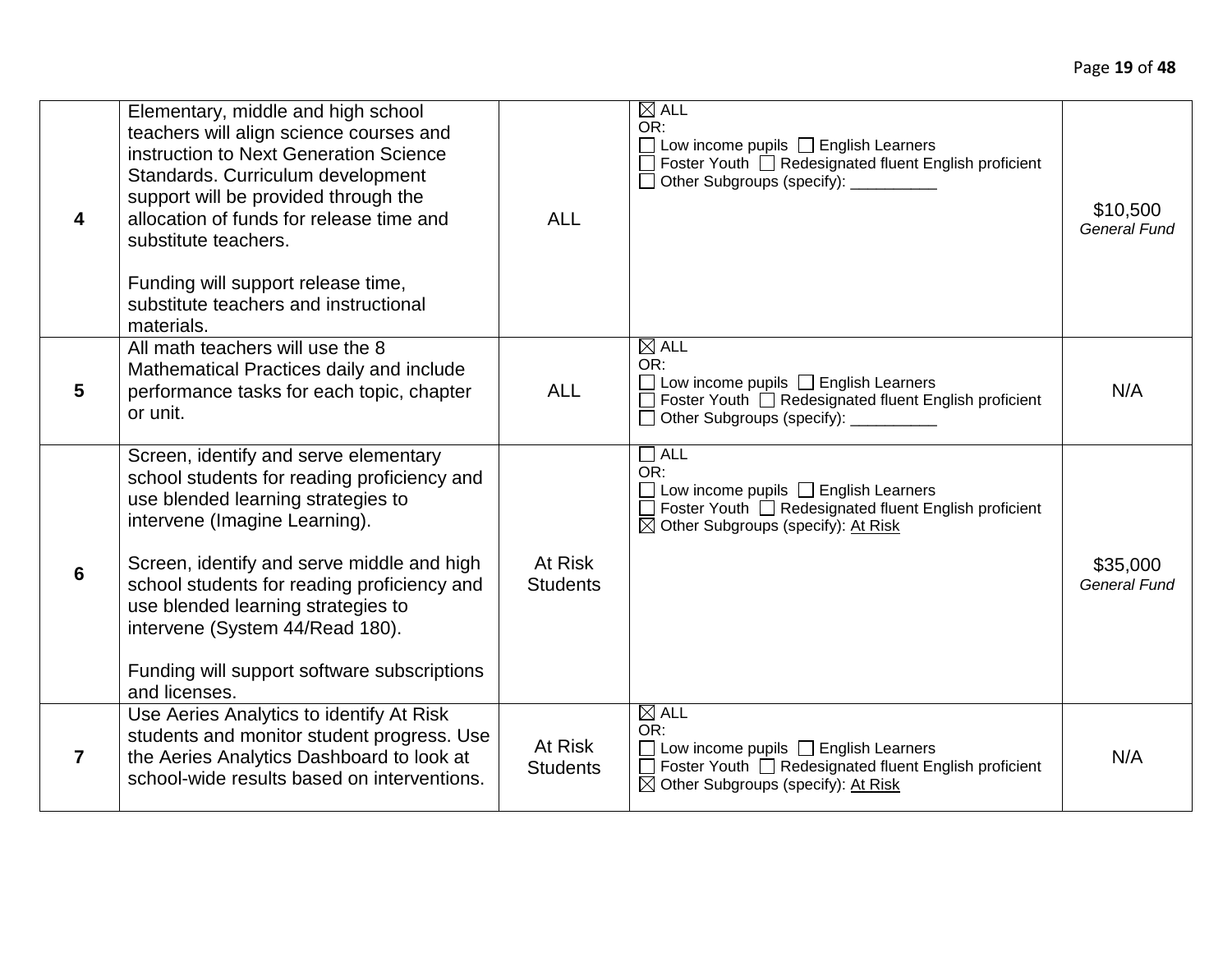| | | | | |
|---|---|---|---|---|
| **4** | Elementary, middle and high school teachers will align science courses and instruction to Next Generation Science Standards. Curriculum development support will be provided through the allocation of funds for release time and substitute teachers.<br><br>Funding will support release time, substitute teachers and instructional materials. | ALL | ☒ ALL<br>OR:<br>☐ Low income pupils ☐ English Learners<br>☐ Foster Youth ☐ Redesignated fluent English proficient<br>☐ Other Subgroups (specify): __________ | $10,500<br>*General Fund* |
| **5** | All math teachers will use the 8 Mathematical Practices daily and include performance tasks for each topic, chapter or unit. | ALL | ☒ ALL<br>OR:<br>☐ Low income pupils ☐ English Learners<br>☐ Foster Youth ☐ Redesignated fluent English proficient<br>☐ Other Subgroups (specify): __________ | N/A |
| **6** | Screen, identify and serve elementary school students for reading proficiency and use blended learning strategies to intervene (Imagine Learning).<br><br>Screen, identify and serve middle and high school students for reading proficiency and use blended learning strategies to intervene (System 44/Read 180).<br><br>Funding will support software subscriptions and licenses. | At Risk Students | ☐ ALL<br>OR:<br>☐ Low income pupils ☐ English Learners<br>☐ Foster Youth ☐ Redesignated fluent English proficient<br>☒ Other Subgroups (specify): At Risk | $35,000<br>*General Fund* |
| **7** | Use Aeries Analytics to identify At Risk students and monitor student progress. Use the Aeries Analytics Dashboard to look at school-wide results based on interventions. | At Risk Students | ☒ ALL<br>OR:<br>☐ Low income pupils ☐ English Learners<br>☐ Foster Youth ☐ Redesignated fluent English proficient<br>☒ Other Subgroups (specify): At Risk | N/A |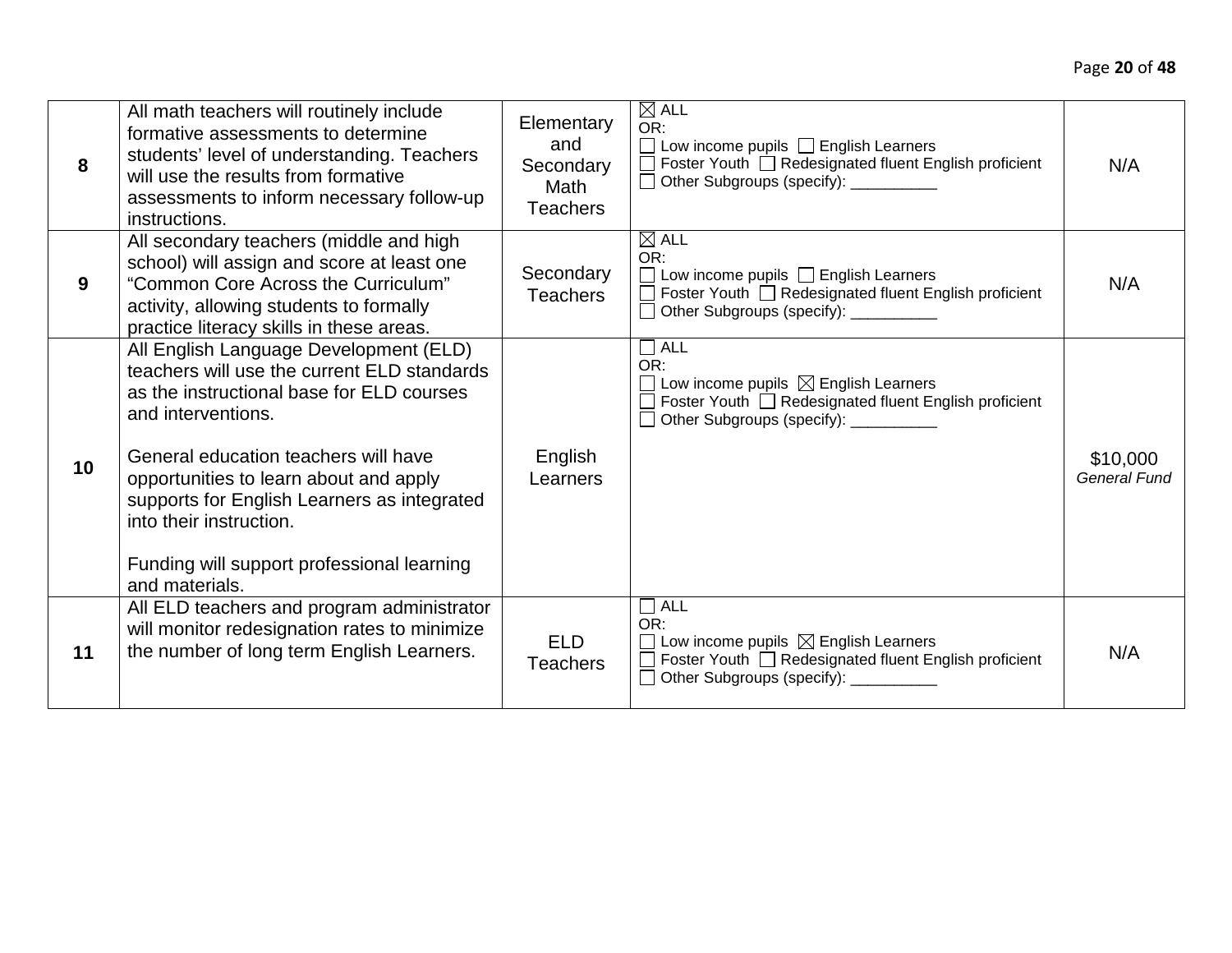| | | | | |
|---|---|---|---|---|
| **8** | All math teachers will routinely include formative assessments to determine students' level of understanding. Teachers will use the results from formative assessments to inform necessary follow-up instructions. | Elementary and Secondary Math Teachers | ☒ ALL<br>OR:<br>☐ Low income pupils ☐ English Learners<br>☐ Foster Youth ☐ Redesignated fluent English proficient<br>☐ Other Subgroups (specify): __________ | N/A |
| **9** | All secondary teachers (middle and high school) will assign and score at least one "Common Core Across the Curriculum" activity, allowing students to formally practice literacy skills in these areas. | Secondary Teachers | ☒ ALL<br>OR:<br>☐ Low income pupils ☐ English Learners<br>☐ Foster Youth ☐ Redesignated fluent English proficient<br>☐ Other Subgroups (specify): __________ | N/A |
| **10** | All English Language Development (ELD) teachers will use the current ELD standards as the instructional base for ELD courses and interventions.<br><br>General education teachers will have opportunities to learn about and apply supports for English Learners as integrated into their instruction.<br><br>Funding will support professional learning and materials. | English Learners | ☐ ALL<br>OR:<br>☐ Low income pupils ☒ English Learners<br>☐ Foster Youth ☐ Redesignated fluent English proficient<br>☐ Other Subgroups (specify): __________ | $10,000<br>*General Fund* |
| **11** | All ELD teachers and program administrator will monitor redesignation rates to minimize the number of long term English Learners. | ELD Teachers | ☐ ALL<br>OR:<br>☐ Low income pupils ☒ English Learners<br>☐ Foster Youth ☐ Redesignated fluent English proficient<br>☐ Other Subgroups (specify): __________ | N/A |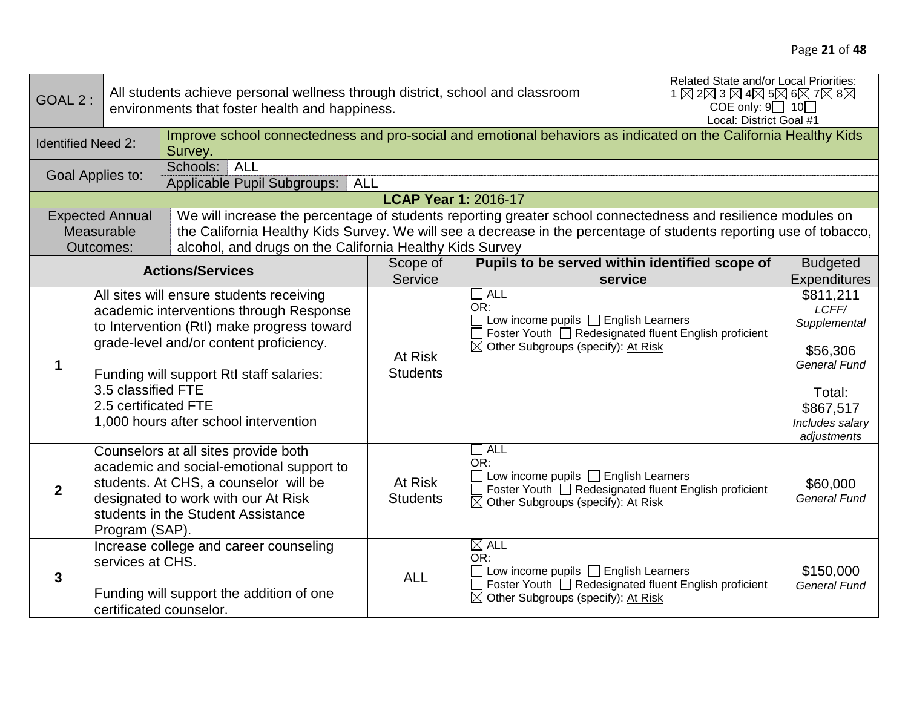| GOAL 2 : | All students achieve personal wellness through district, school and classroom environments that foster health and happiness. | Related State and/or Local Priorities: 1 ☒ 2☒ 3 ☒ 4☒ 5☒ 6☒ 7☒ 8☒ COE only: 9☐ 10☐ Local: District Goal #1 |
|---|---|---|
| Identified Need 2: | Improve school connectedness and pro-social and emotional behaviors as indicated on the California Healthy Kids Survey. | |
| Goal Applies to: | Schools: ALL<br>Applicable Pupil Subgroups: ALL | |

**LCAP Year 1:** 2016-17

**Expected Annual Measurable Outcomes:** We will increase the percentage of students reporting greater school connectedness and resilience modules on the California Healthy Kids Survey. We will see a decrease in the percentage of students reporting use of tobacco, alcohol, and drugs on the California Healthy Kids Survey

| | Actions/Services | Scope of Service | Pupils to be served within identified scope of service | Budgeted Expenditures |
|---|---|---|---|---|
| 1 | All sites will ensure students receiving academic interventions through Response to Intervention (RtI) make progress toward grade-level and/or content proficiency.<br><br>Funding will support RtI staff salaries:<br>3.5 classified FTE<br>2.5 certificated FTE<br>1,000 hours after school intervention | At Risk Students | ☐ ALL<br>OR:<br>☐ Low income pupils ☐ English Learners<br>☐ Foster Youth ☐ Redesignated fluent English proficient<br>☒ Other Subgroups (specify): At Risk | $811,211<br>*LCFF/ Supplemental*<br><br>$56,306<br>*General Fund*<br><br>Total:<br>$867,517<br>*Includes salary adjustments* |
| 2 | Counselors at all sites provide both academic and social-emotional support to students. At CHS, a counselor will be designated to work with our At Risk students in the Student Assistance Program (SAP). | At Risk Students | ☐ ALL<br>OR:<br>☐ Low income pupils ☐ English Learners<br>☐ Foster Youth ☐ Redesignated fluent English proficient<br>☒ Other Subgroups (specify): At Risk | $60,000<br>*General Fund* |
| 3 | Increase college and career counseling services at CHS.<br><br>Funding will support the addition of one certificated counselor. | ALL | ☒ ALL<br>OR:<br>☐ Low income pupils ☐ English Learners<br>☐ Foster Youth ☐ Redesignated fluent English proficient<br>☒ Other Subgroups (specify): At Risk | $150,000<br>*General Fund* |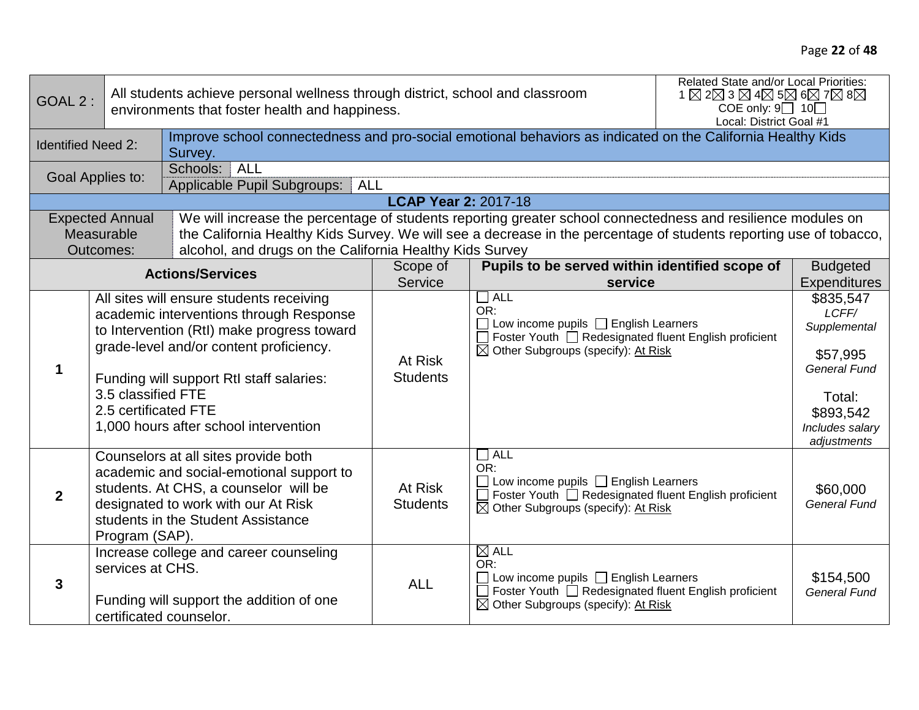| GOAL 2 : | All students achieve personal wellness through district, school and classroom environments that foster health and happiness. | Related State and/or Local Priorities: 1 ☒ 2☒ 3 ☒ 4☒ 5☒ 6☒ 7☒ 8☒ COE only: 9☐ 10☐ Local: District Goal #1 |
|---|---|---|
| Identified Need 2: | Improve school connectedness and pro-social emotional behaviors as indicated on the California Healthy Kids Survey. | |
| Goal Applies to: | Schools: ALL<br>Applicable Pupil Subgroups: ALL | |

**LCAP Year 2:** 2017-18

| Expected Annual Measurable Outcomes: | We will increase the percentage of students reporting greater school connectedness and resilience modules on the California Healthy Kids Survey. We will see a decrease in the percentage of students reporting use of tobacco, alcohol, and drugs on the California Healthy Kids Survey |
|---|---|

| | Actions/Services | Scope of Service | Pupils to be served within identified scope of service | Budgeted Expenditures |
|---|---|---|---|---|
| 1 | All sites will ensure students receiving academic interventions through Response to Intervention (RtI) make progress toward grade-level and/or content proficiency.<br><br>Funding will support RtI staff salaries:<br>3.5 classified FTE<br>2.5 certificated FTE<br>1,000 hours after school intervention | At Risk Students | ☐ ALL<br>OR:<br>☐ Low income pupils ☐ English Learners<br>☐ Foster Youth ☐ Redesignated fluent English proficient<br>☒ Other Subgroups (specify): At Risk | $835,547<br>*LCFF/ Supplemental*<br><br>$57,995<br>*General Fund*<br><br>Total:<br>$893,542<br>*Includes salary adjustments* |
| 2 | Counselors at all sites provide both academic and social-emotional support to students. At CHS, a counselor will be designated to work with our At Risk students in the Student Assistance Program (SAP). | At Risk Students | ☐ ALL<br>OR:<br>☐ Low income pupils ☐ English Learners<br>☐ Foster Youth ☐ Redesignated fluent English proficient<br>☒ Other Subgroups (specify): At Risk | $60,000<br>*General Fund* |
| 3 | Increase college and career counseling services at CHS.<br><br>Funding will support the addition of one certificated counselor. | ALL | ☒ ALL<br>OR:<br>☐ Low income pupils ☐ English Learners<br>☐ Foster Youth ☐ Redesignated fluent English proficient<br>☒ Other Subgroups (specify): At Risk | $154,500<br>*General Fund* |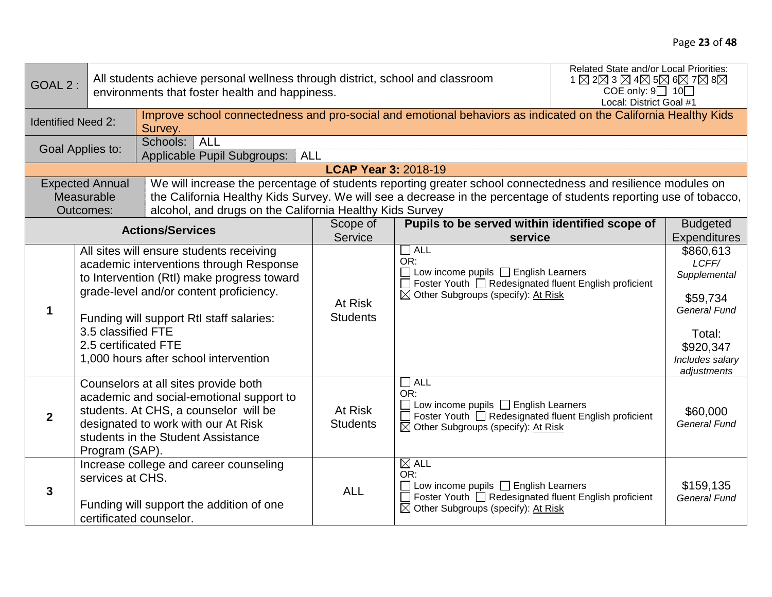| | | | | |
|---|---|---|---|---|
| GOAL 2 : | All students achieve personal wellness through district, school and classroom environments that foster health and happiness. | | | Related State and/or Local Priorities: 1 ☒ 2☒ 3 ☒ 4☒ 5☒ 6☒ 7☒ 8☒ COE only: 9☐ 10☐ Local: District Goal #1 |
| Identified Need 2: | Improve school connectedness and pro-social and emotional behaviors as indicated on the California Healthy Kids Survey. | | | |
| Goal Applies to: | Schools: ALL | | | |
| | Applicable Pupil Subgroups: ALL | | | |

**LCAP Year 3:** 2018-19

| | |
|---|---|
| Expected Annual Measurable Outcomes: | We will increase the percentage of students reporting greater school connectedness and resilience modules on the California Healthy Kids Survey. We will see a decrease in the percentage of students reporting use of tobacco, alcohol, and drugs on the California Healthy Kids Survey |

| | **Actions/Services** | Scope of Service | **Pupils to be served within identified scope of service** | Budgeted Expenditures |
|---|---|---|---|---|
| **1** | All sites will ensure students receiving academic interventions through Response to Intervention (RtI) make progress toward grade-level and/or content proficiency.<br><br>Funding will support RtI staff salaries:<br>3.5 classified FTE<br>2.5 certificated FTE<br>1,000 hours after school intervention | At Risk Students | ☐ ALL<br>OR:<br>☐ Low income pupils ☐ English Learners<br>☐ Foster Youth ☐ Redesignated fluent English proficient<br>☒ Other Subgroups (specify): At Risk | $860,613<br>*LCFF/ Supplemental*<br><br>$59,734<br>*General Fund*<br><br>Total:<br>$920,347<br>*Includes salary adjustments* |
| **2** | Counselors at all sites provide both academic and social-emotional support to students. At CHS, a counselor will be designated to work with our At Risk students in the Student Assistance Program (SAP). | At Risk Students | ☐ ALL<br>OR:<br>☐ Low income pupils ☐ English Learners<br>☐ Foster Youth ☐ Redesignated fluent English proficient<br>☒ Other Subgroups (specify): At Risk | $60,000<br>*General Fund* |
| **3** | Increase college and career counseling services at CHS.<br><br>Funding will support the addition of one certificated counselor. | ALL | ☒ ALL<br>OR:<br>☐ Low income pupils ☐ English Learners<br>☐ Foster Youth ☐ Redesignated fluent English proficient<br>☒ Other Subgroups (specify): At Risk | $159,135<br>*General Fund* |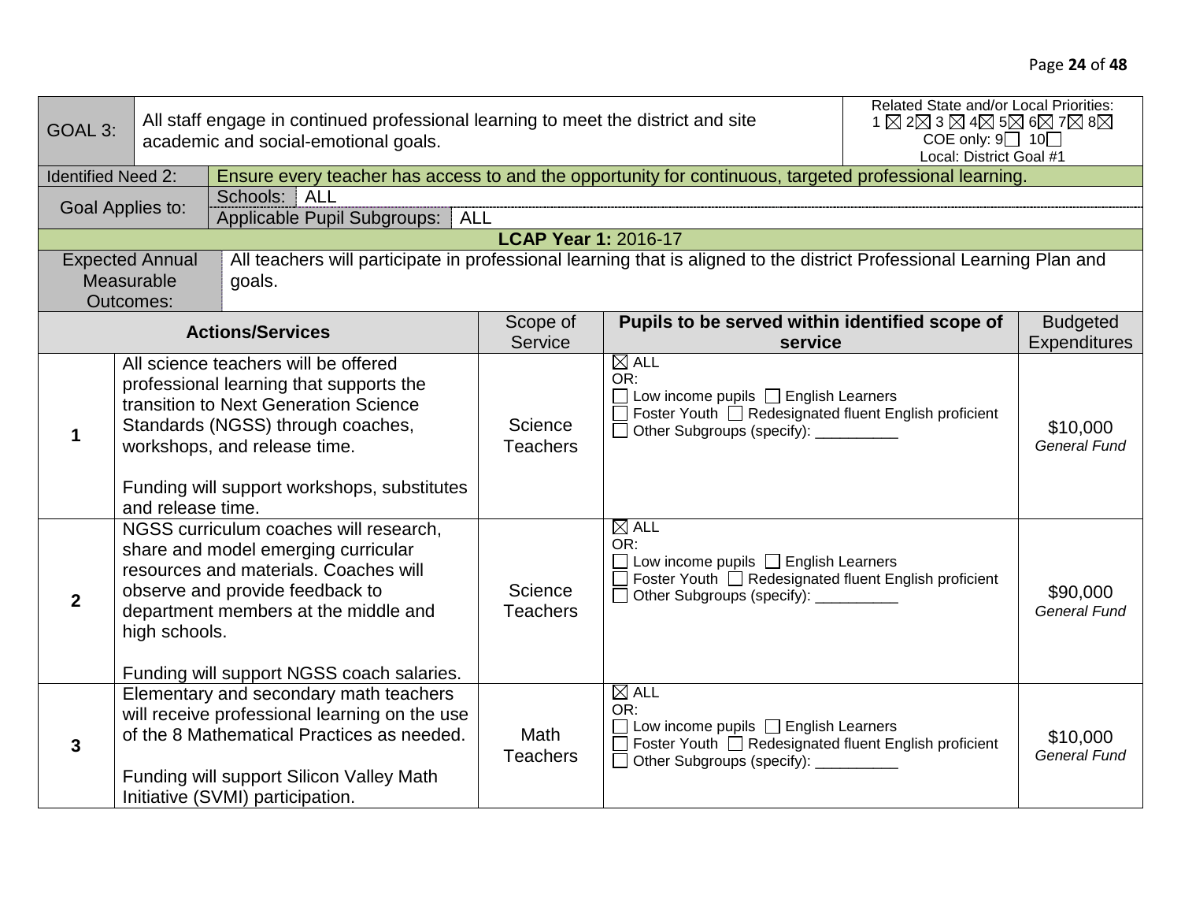| GOAL 3: | All staff engage in continued professional learning to meet the district and site academic and social-emotional goals. | Related State and/or Local Priorities: 1 ☒ 2☒ 3 ☒ 4☒ 5☒ 6☒ 7☒ 8☒ COE only: 9☐ 10☐ Local: District Goal #1 |
|---|---|---|
| Identified Need 2: | Ensure every teacher has access to and the opportunity for continuous, targeted professional learning. | |
| Goal Applies to: | Schools: ALL<br>Applicable Pupil Subgroups: ALL | |

**LCAP Year 1:** 2016-17

| | |
|---|---|
| Expected Annual Measurable Outcomes: | All teachers will participate in professional learning that is aligned to the district Professional Learning Plan and goals. |

| | Actions/Services | Scope of Service | Pupils to be served within identified scope of service | Budgeted Expenditures |
|---|---|---|---|---|
| **1** | All science teachers will be offered professional learning that supports the transition to Next Generation Science Standards (NGSS) through coaches, workshops, and release time.<br><br>Funding will support workshops, substitutes and release time. | Science Teachers | ☒ ALL<br>OR:<br>☐ Low income pupils ☐ English Learners<br>☐ Foster Youth ☐ Redesignated fluent English proficient<br>☐ Other Subgroups (specify): __________ | $10,000<br>*General Fund* |
| **2** | NGSS curriculum coaches will research, share and model emerging curricular resources and materials. Coaches will observe and provide feedback to department members at the middle and high schools.<br><br>Funding will support NGSS coach salaries. | Science Teachers | ☒ ALL<br>OR:<br>☐ Low income pupils ☐ English Learners<br>☐ Foster Youth ☐ Redesignated fluent English proficient<br>☐ Other Subgroups (specify): __________ | $90,000<br>*General Fund* |
| **3** | Elementary and secondary math teachers will receive professional learning on the use of the 8 Mathematical Practices as needed.<br><br>Funding will support Silicon Valley Math Initiative (SVMI) participation. | Math Teachers | ☒ ALL<br>OR:<br>☐ Low income pupils ☐ English Learners<br>☐ Foster Youth ☐ Redesignated fluent English proficient<br>☐ Other Subgroups (specify): __________ | $10,000<br>*General Fund* |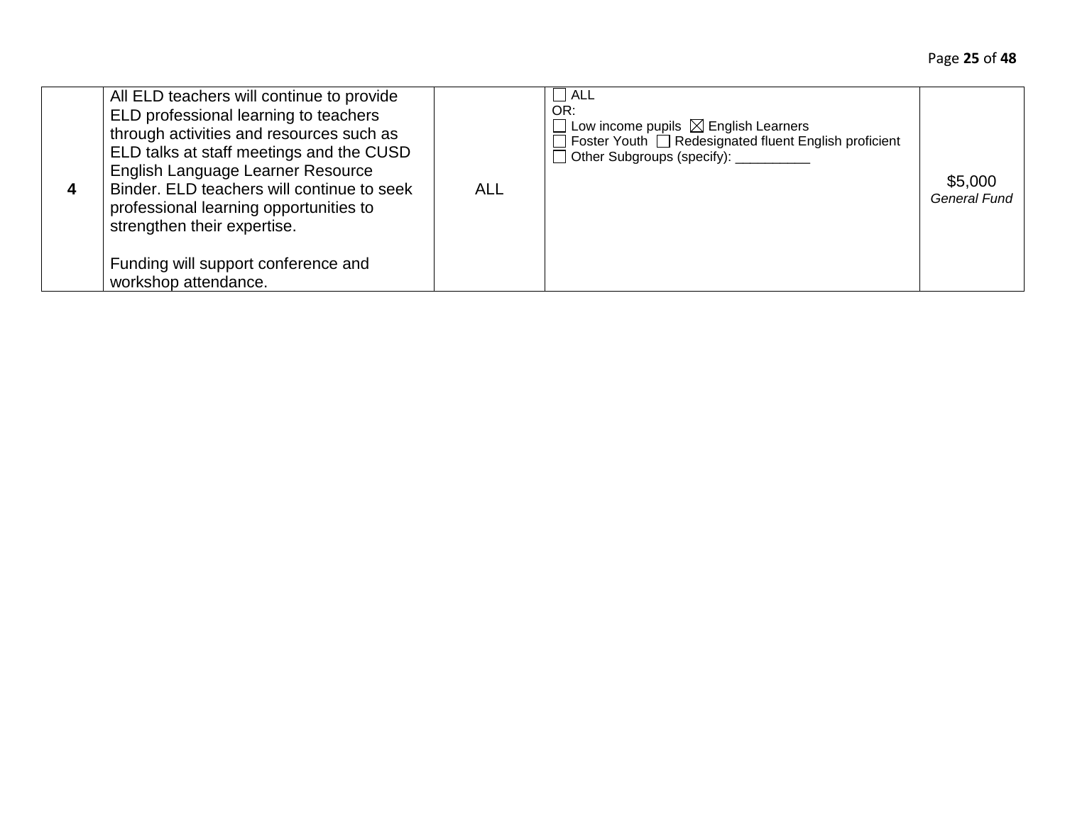| | | | | |
|---|---|---|---|---|
| **4** | All ELD teachers will continue to provide ELD professional learning to teachers through activities and resources such as ELD talks at staff meetings and the CUSD English Language Learner Resource Binder. ELD teachers will continue to seek professional learning opportunities to strengthen their expertise.<br><br>Funding will support conference and workshop attendance. | ALL | ☐ ALL<br>OR:<br>☐ Low income pupils ☒ English Learners<br>☐ Foster Youth ☐ Redesignated fluent English proficient<br>☐ Other Subgroups (specify): __________ | $5,000<br>*General Fund* |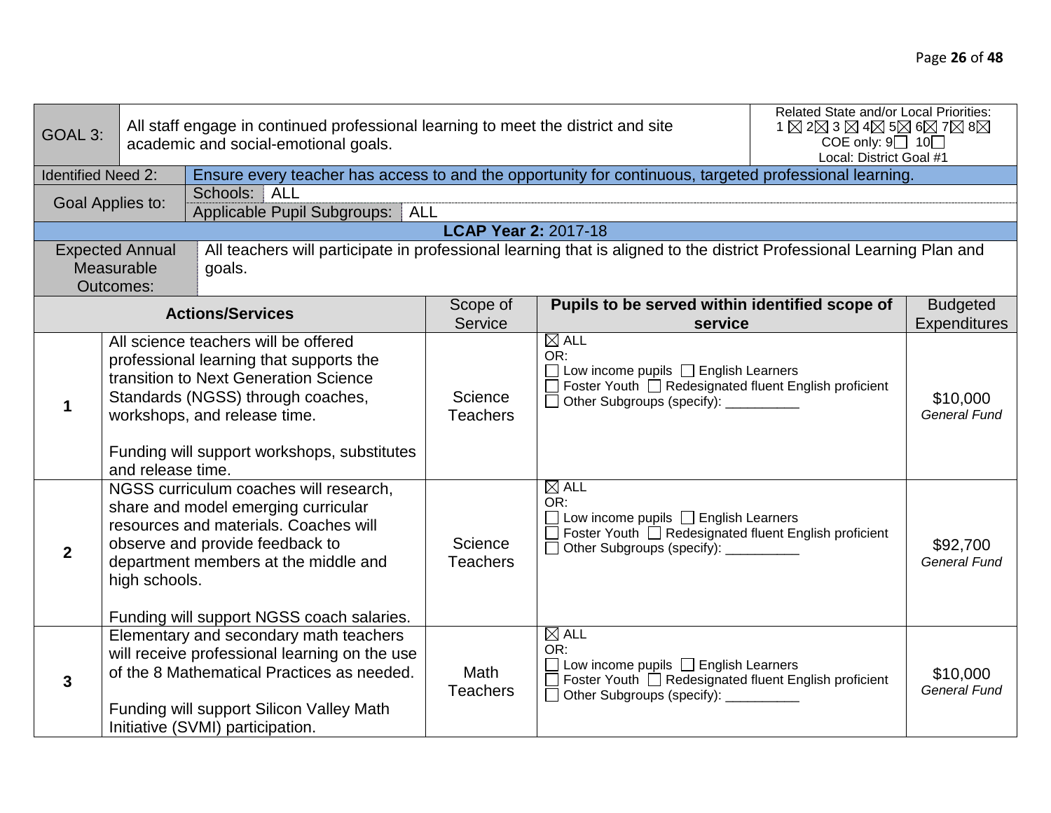| GOAL 3: | All staff engage in continued professional learning to meet the district and site academic and social-emotional goals. | Related State and/or Local Priorities: 1 ☒ 2☒ 3 ☒ 4☒ 5☒ 6☒ 7☒ 8☒ COE only: 9☐ 10☐ Local: District Goal #1 |
|---|---|---|
| Identified Need 2: | Ensure every teacher has access to and the opportunity for continuous, targeted professional learning. | |
| Goal Applies to: | Schools: ALL | |
| | Applicable Pupil Subgroups: ALL | |

**LCAP Year 2:** 2017-18

| Expected Annual Measurable Outcomes: | All teachers will participate in professional learning that is aligned to the district Professional Learning Plan and goals. |
|---|---|

| | Actions/Services | Scope of Service | Pupils to be served within identified scope of service | Budgeted Expenditures |
|---|---|---|---|---|
| 1 | All science teachers will be offered professional learning that supports the transition to Next Generation Science Standards (NGSS) through coaches, workshops, and release time.<br><br>Funding will support workshops, substitutes and release time. | Science Teachers | ☒ ALL<br>OR:<br>☐ Low income pupils ☐ English Learners<br>☐ Foster Youth ☐ Redesignated fluent English proficient<br>☐ Other Subgroups (specify): __________ | $10,000<br>*General Fund* |
| 2 | NGSS curriculum coaches will research, share and model emerging curricular resources and materials. Coaches will observe and provide feedback to department members at the middle and high schools.<br><br>Funding will support NGSS coach salaries. | Science Teachers | ☒ ALL<br>OR:<br>☐ Low income pupils ☐ English Learners<br>☐ Foster Youth ☐ Redesignated fluent English proficient<br>☐ Other Subgroups (specify): __________ | $92,700<br>*General Fund* |
| 3 | Elementary and secondary math teachers will receive professional learning on the use of the 8 Mathematical Practices as needed.<br><br>Funding will support Silicon Valley Math Initiative (SVMI) participation. | Math Teachers | ☒ ALL<br>OR:<br>☐ Low income pupils ☐ English Learners<br>☐ Foster Youth ☐ Redesignated fluent English proficient<br>☐ Other Subgroups (specify): __________ | $10,000<br>*General Fund* |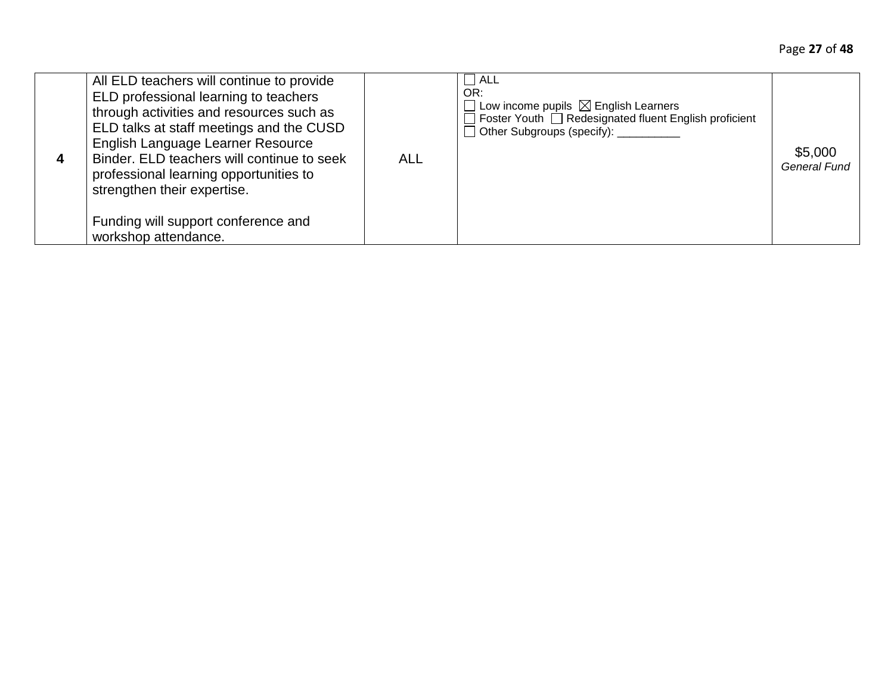| | | | | |
|---|---|---|---|---|
| **4** | All ELD teachers will continue to provide ELD professional learning to teachers through activities and resources such as ELD talks at staff meetings and the CUSD English Language Learner Resource Binder. ELD teachers will continue to seek professional learning opportunities to strengthen their expertise.<br><br>Funding will support conference and workshop attendance. | ALL | ☐ ALL<br>OR:<br>☐ Low income pupils ☒ English Learners<br>☐ Foster Youth ☐ Redesignated fluent English proficient<br>☐ Other Subgroups (specify): __________ | $5,000<br>*General Fund* |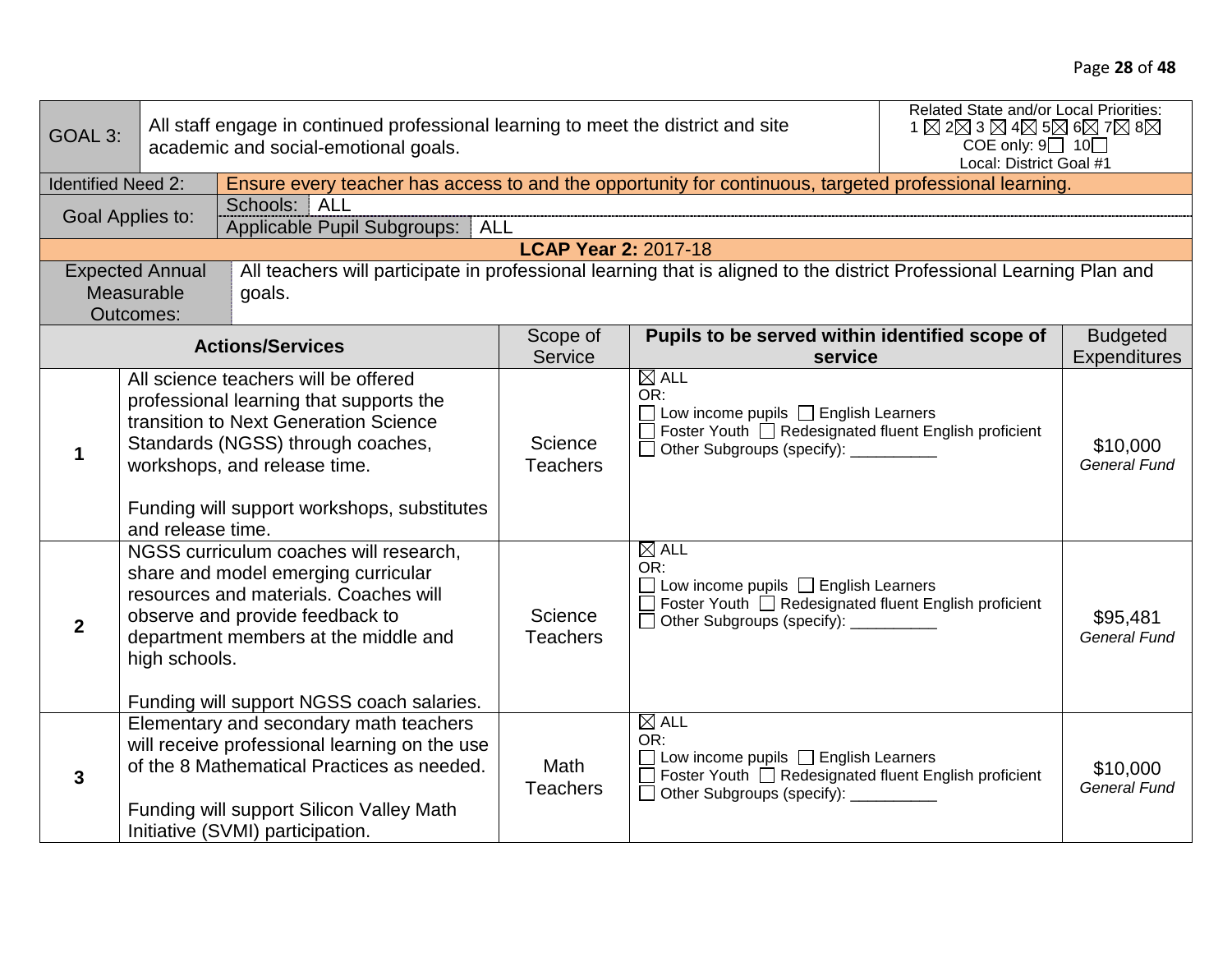| GOAL 3: | All staff engage in continued professional learning to meet the district and site academic and social-emotional goals. | Related State and/or Local Priorities: 1 ☒ 2☒ 3 ☒ 4☒ 5☒ 6☒ 7☒ 8☒ COE only: 9☐ 10☐ Local: District Goal #1 |
|---|---|---|
| Identified Need 2: | Ensure every teacher has access to and the opportunity for continuous, targeted professional learning. | |
| Goal Applies to: | Schools: ALL<br>Applicable Pupil Subgroups: ALL | |

**LCAP Year 2:** 2017-18

| Expected Annual Measurable Outcomes: | All teachers will participate in professional learning that is aligned to the district Professional Learning Plan and goals. |
|---|---|

| | Actions/Services | Scope of Service | Pupils to be served within identified scope of service | Budgeted Expenditures |
|---|---|---|---|---|
| 1 | All science teachers will be offered professional learning that supports the transition to Next Generation Science Standards (NGSS) through coaches, workshops, and release time.<br><br>Funding will support workshops, substitutes and release time. | Science Teachers | ☒ ALL<br>OR:<br>☐ Low income pupils ☐ English Learners<br>☐ Foster Youth ☐ Redesignated fluent English proficient<br>☐ Other Subgroups (specify): __________ | $10,000<br>*General Fund* |
| 2 | NGSS curriculum coaches will research, share and model emerging curricular resources and materials. Coaches will observe and provide feedback to department members at the middle and high schools.<br><br>Funding will support NGSS coach salaries. | Science Teachers | ☒ ALL<br>OR:<br>☐ Low income pupils ☐ English Learners<br>☐ Foster Youth ☐ Redesignated fluent English proficient<br>☐ Other Subgroups (specify): __________ | $95,481<br>*General Fund* |
| 3 | Elementary and secondary math teachers will receive professional learning on the use of the 8 Mathematical Practices as needed.<br><br>Funding will support Silicon Valley Math Initiative (SVMI) participation. | Math Teachers | ☒ ALL<br>OR:<br>☐ Low income pupils ☐ English Learners<br>☐ Foster Youth ☐ Redesignated fluent English proficient<br>☐ Other Subgroups (specify): __________ | $10,000<br>*General Fund* |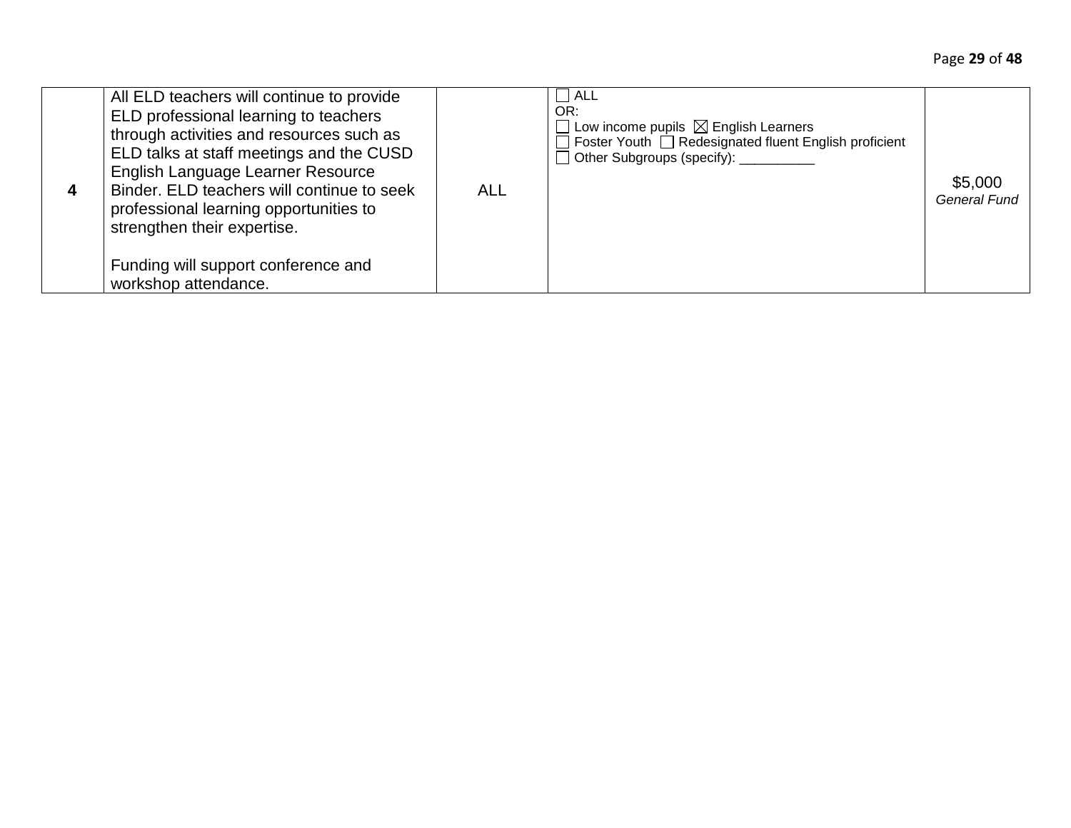| | | | | |
|---|---|---|---|---|
| **4** | All ELD teachers will continue to provide ELD professional learning to teachers through activities and resources such as ELD talks at staff meetings and the CUSD English Language Learner Resource Binder. ELD teachers will continue to seek professional learning opportunities to strengthen their expertise.<br><br>Funding will support conference and workshop attendance. | ALL | ☐ ALL<br>OR:<br>☐ Low income pupils ☒ English Learners<br>☐ Foster Youth ☐ Redesignated fluent English proficient<br>☐ Other Subgroups (specify): __________ | $5,000<br>*General Fund* |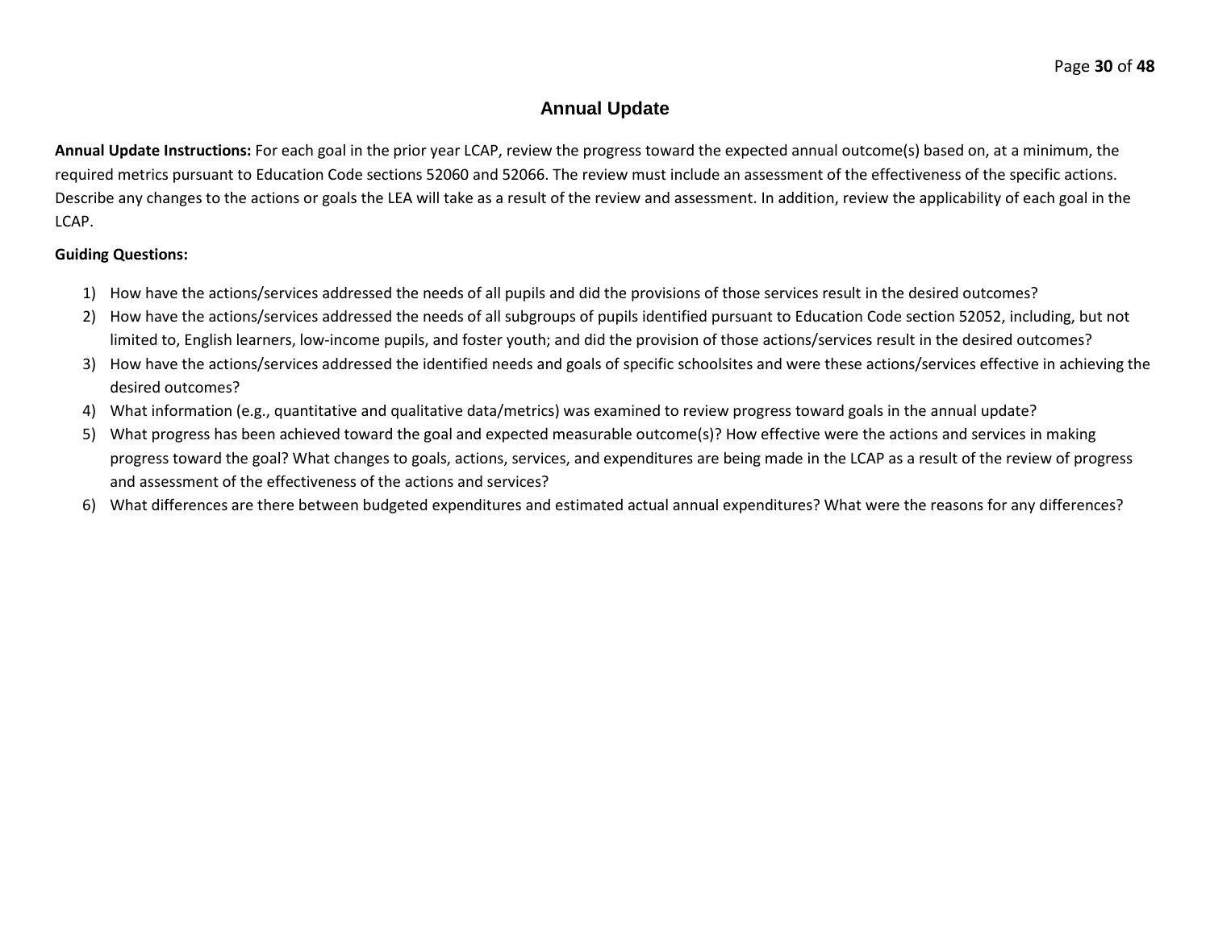# Annual Update

**Annual Update Instructions:** For each goal in the prior year LCAP, review the progress toward the expected annual outcome(s) based on, at a minimum, the required metrics pursuant to Education Code sections 52060 and 52066. The review must include an assessment of the effectiveness of the specific actions. Describe any changes to the actions or goals the LEA will take as a result of the review and assessment. In addition, review the applicability of each goal in the LCAP.

**Guiding Questions:**

1) How have the actions/services addressed the needs of all pupils and did the provisions of those services result in the desired outcomes?
2) How have the actions/services addressed the needs of all subgroups of pupils identified pursuant to Education Code section 52052, including, but not limited to, English learners, low-income pupils, and foster youth; and did the provision of those actions/services result in the desired outcomes?
3) How have the actions/services addressed the identified needs and goals of specific schoolsites and were these actions/services effective in achieving the desired outcomes?
4) What information (e.g., quantitative and qualitative data/metrics) was examined to review progress toward goals in the annual update?
5) What progress has been achieved toward the goal and expected measurable outcome(s)? How effective were the actions and services in making progress toward the goal? What changes to goals, actions, services, and expenditures are being made in the LCAP as a result of the review of progress and assessment of the effectiveness of the actions and services?
6) What differences are there between budgeted expenditures and estimated actual annual expenditures? What were the reasons for any differences?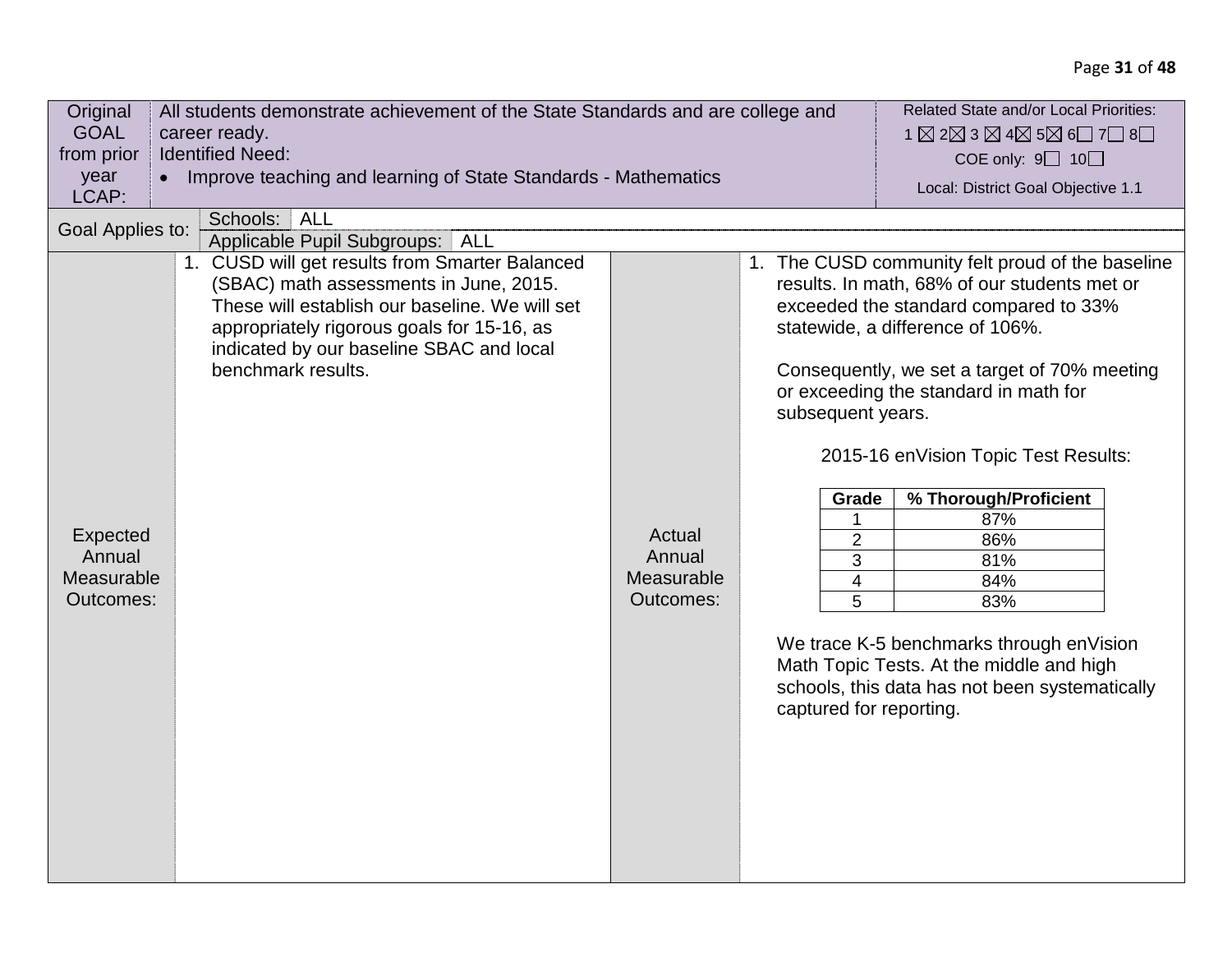| Original GOAL from prior year LCAP: | All students demonstrate achievement of the State Standards and are college and career ready.<br>Identified Need:<br>• Improve teaching and learning of State Standards - Mathematics | | Related State and/or Local Priorities:<br>1 ☒ 2☒ 3 ☒ 4☒ 5☒ 6☐ 7☐ 8☐<br>COE only: 9☐ 10☐<br>Local: District Goal Objective 1.1 |
|---|---|---|---|
| Goal Applies to: | Schools: ALL<br>Applicable Pupil Subgroups: ALL | | |
| Expected Annual Measurable Outcomes: | 1. CUSD will get results from Smarter Balanced (SBAC) math assessments in June, 2015. These will establish our baseline. We will set appropriately rigorous goals for 15-16, as indicated by our baseline SBAC and local benchmark results. | Actual Annual Measurable Outcomes: | 1. The CUSD community felt proud of the baseline results. In math, 68% of our students met or exceeded the standard compared to 33% statewide, a difference of 106%.<br><br>Consequently, we set a target of 70% meeting or exceeding the standard in math for subsequent years.<br><br>2015-16 enVision Topic Test Results:<br><br>Grade / % Thorough/Proficient<br>1 / 87%<br>2 / 86%<br>3 / 81%<br>4 / 84%<br>5 / 83%<br><br>We trace K-5 benchmarks through enVision Math Topic Tests. At the middle and high schools, this data has not been systematically captured for reporting. |

2015-16 enVision Topic Test Results:

| Grade | % Thorough/Proficient |
|---|---|
| 1 | 87% |
| 2 | 86% |
| 3 | 81% |
| 4 | 84% |
| 5 | 83% |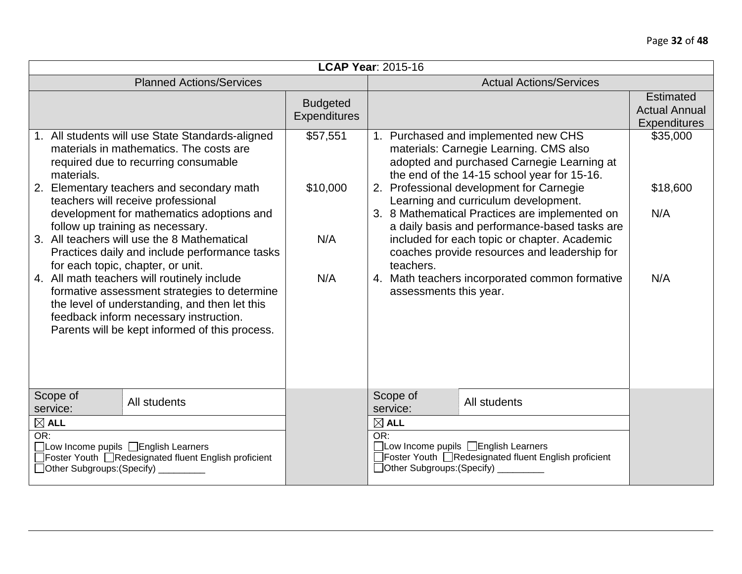| **LCAP Year**: 2015-16 | | | |
|---|---|---|---|
| Planned Actions/Services | | Actual Actions/Services | |
| | Budgeted Expenditures | | Estimated Actual Annual Expenditures |
| 1. All students will use State Standards-aligned materials in mathematics. The costs are required due to recurring consumable materials. | $57,551 | 1. Purchased and implemented new CHS materials: Carnegie Learning. CMS also adopted and purchased Carnegie Learning at the end of the 14-15 school year for 15-16. | $35,000 |
| 2. Elementary teachers and secondary math teachers will receive professional development for mathematics adoptions and follow up training as necessary. | $10,000 | 2. Professional development for Carnegie Learning and curriculum development. | $18,600 |
| 3. All teachers will use the 8 Mathematical Practices daily and include performance tasks for each topic, chapter, or unit. | N/A | 3. 8 Mathematical Practices are implemented on a daily basis and performance-based tasks are included for each topic or chapter. Academic coaches provide resources and leadership for teachers. | N/A |
| 4. All math teachers will routinely include formative assessment strategies to determine the level of understanding, and then let this feedback inform necessary instruction. Parents will be kept informed of this process. | N/A | 4. Math teachers incorporated common formative assessments this year. | N/A |
| Scope of service: All students | | Scope of service: All students | |
| ☒ **ALL** | | ☒ **ALL** | |
| OR: ☐Low Income pupils ☐English Learners ☐Foster Youth ☐Redesignated fluent English proficient ☐Other Subgroups:(Specify) _________ | | OR: ☐Low Income pupils ☐English Learners ☐Foster Youth ☐Redesignated fluent English proficient ☐Other Subgroups:(Specify) _________ | |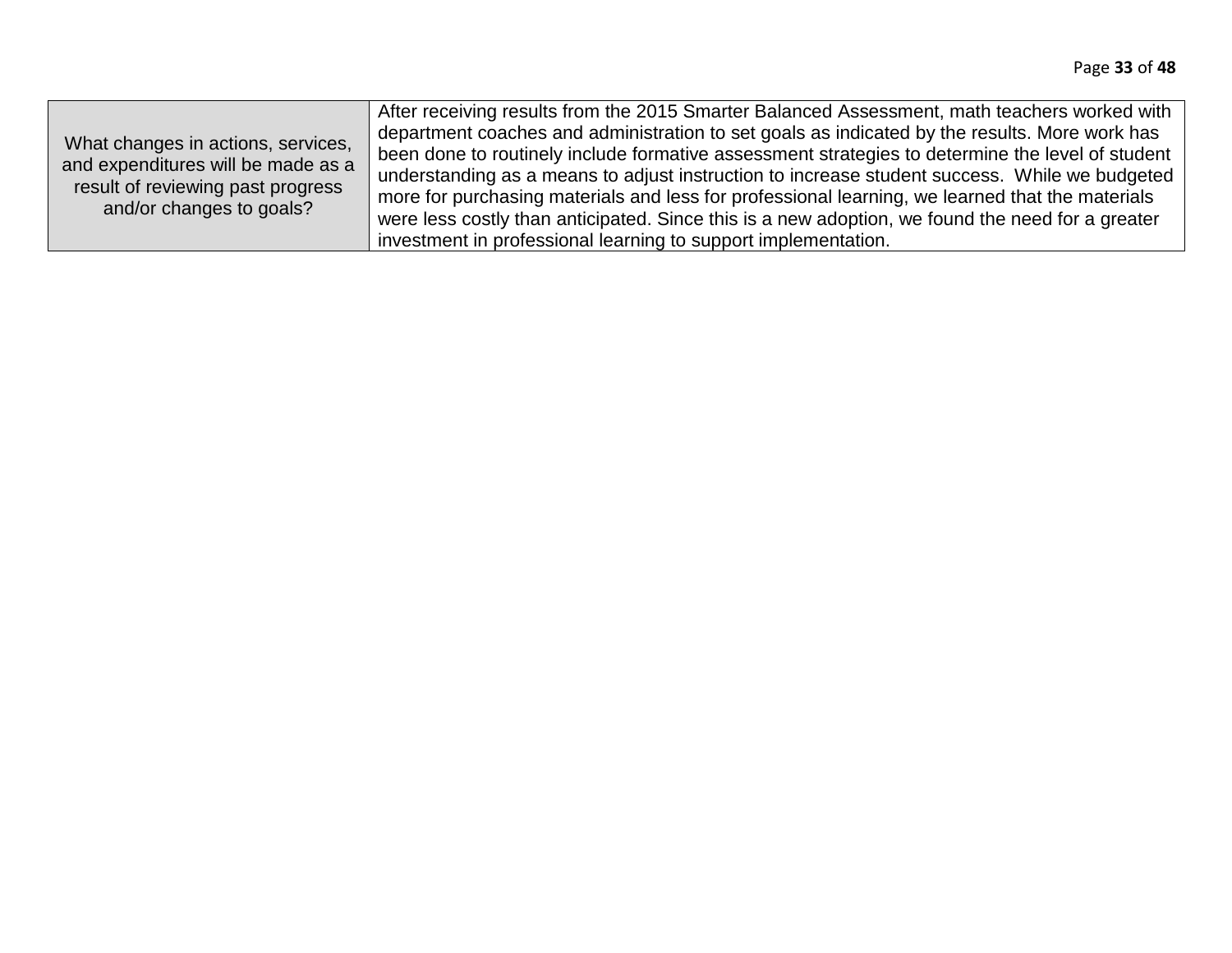| | |
|---|---|
| What changes in actions, services, and expenditures will be made as a result of reviewing past progress and/or changes to goals? | After receiving results from the 2015 Smarter Balanced Assessment, math teachers worked with department coaches and administration to set goals as indicated by the results. More work has been done to routinely include formative assessment strategies to determine the level of student understanding as a means to adjust instruction to increase student success. While we budgeted more for purchasing materials and less for professional learning, we learned that the materials were less costly than anticipated. Since this is a new adoption, we found the need for a greater investment in professional learning to support implementation. |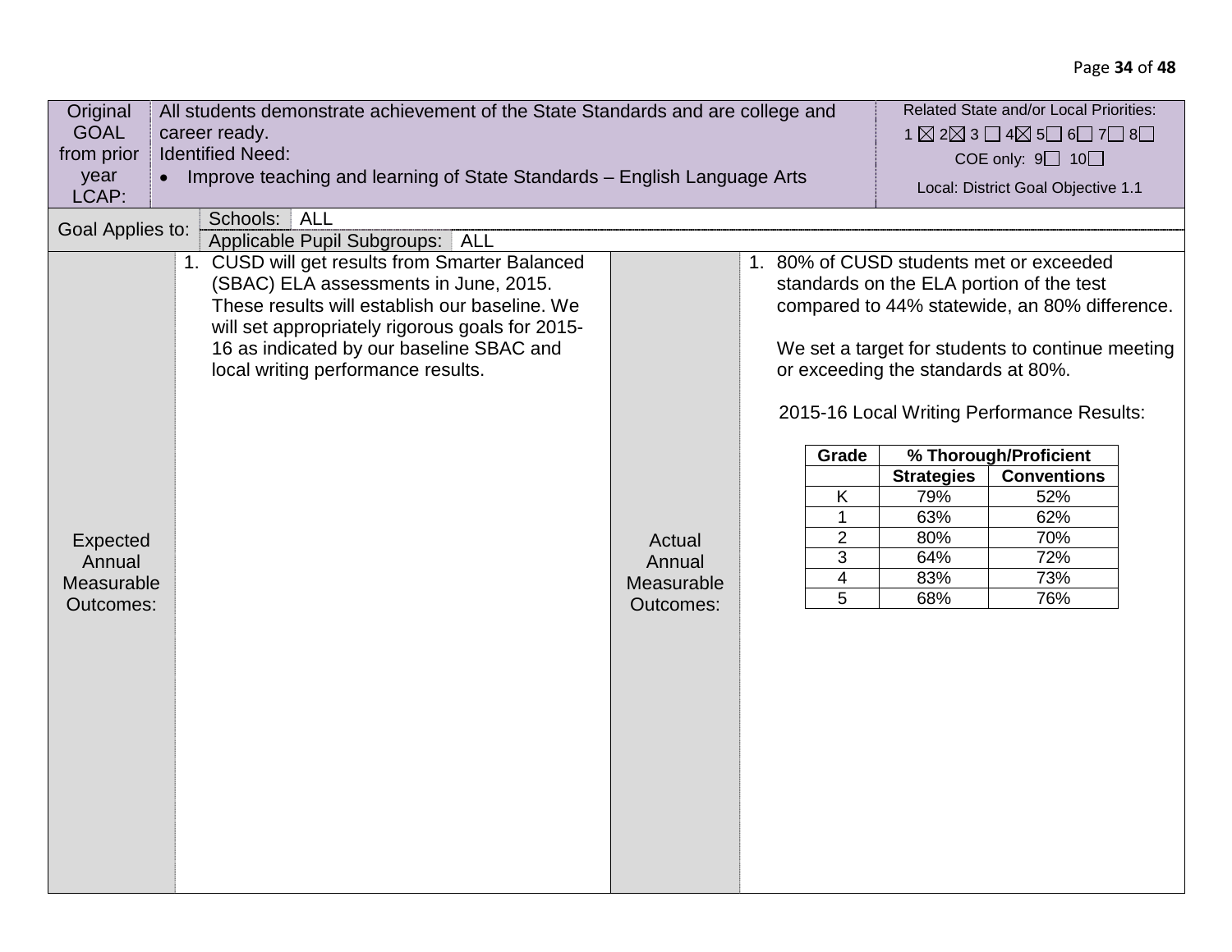| Original GOAL from prior year LCAP: | All students demonstrate achievement of the State Standards and are college and career ready.<br>Identified Need:<br>• Improve teaching and learning of State Standards – English Language Arts | Related State and/or Local Priorities:<br>1 ☒ 2☒ 3 ☐ 4☒ 5☐ 6☐ 7☐ 8☐<br>COE only: 9☐ 10☐<br>Local: District Goal Objective 1.1 |
|---|---|---|

| | | |
|---|---|---|
| Goal Applies to: | Schools: | ALL |
| | Applicable Pupil Subgroups: | ALL |

| Expected Annual Measurable Outcomes: | Actual Annual Measurable Outcomes: |
|---|---|
| 1. CUSD will get results from Smarter Balanced (SBAC) ELA assessments in June, 2015. These results will establish our baseline. We will set appropriately rigorous goals for 2015-16 as indicated by our baseline SBAC and local writing performance results. | 1. 80% of CUSD students met or exceeded standards on the ELA portion of the test compared to 44% statewide, an 80% difference.<br><br>We set a target for students to continue meeting or exceeding the standards at 80%.<br><br>2015-16 Local Writing Performance Results: (see table below) |

2015-16 Local Writing Performance Results:

| Grade | % Thorough/Proficient | |
|---|---|---|
| | Strategies | Conventions |
| K | 79% | 52% |
| 1 | 63% | 62% |
| 2 | 80% | 70% |
| 3 | 64% | 72% |
| 4 | 83% | 73% |
| 5 | 68% | 76% |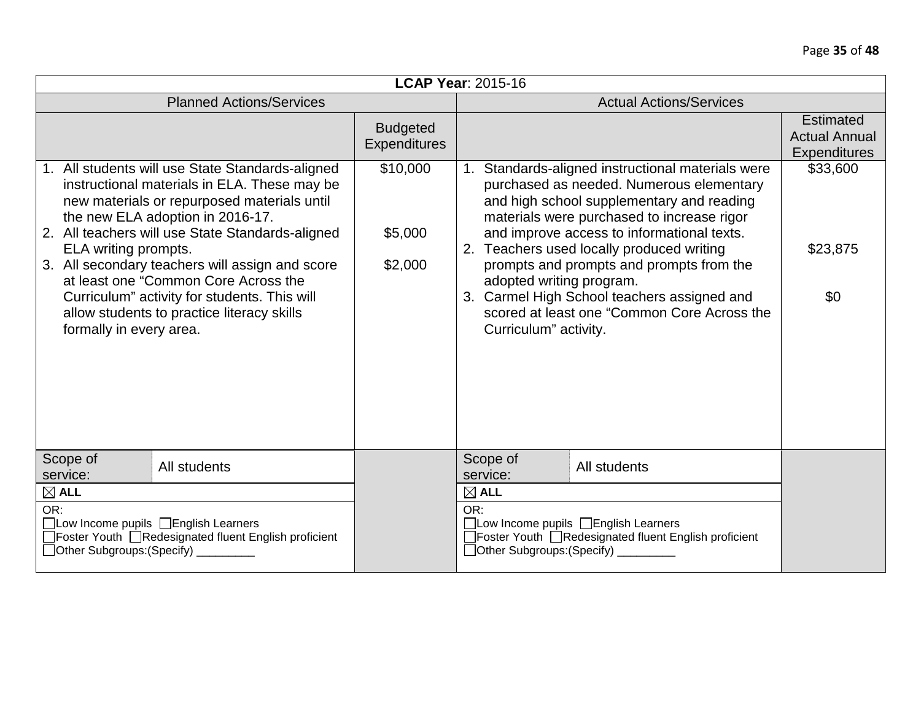| **LCAP Year**: 2015-16 | | | |
|---|---|---|---|
| Planned Actions/Services | | Actual Actions/Services | |
| | Budgeted Expenditures | | Estimated Actual Annual Expenditures |
| 1. All students will use State Standards-aligned instructional materials in ELA. These may be new materials or repurposed materials until the new ELA adoption in 2016-17. | $10,000 | 1. Standards-aligned instructional materials were purchased as needed. Numerous elementary and high school supplementary and reading materials were purchased to increase rigor and improve access to informational texts. | $33,600 |
| 2. All teachers will use State Standards-aligned ELA writing prompts. | $5,000 | 2. Teachers used locally produced writing prompts and prompts and prompts from the adopted writing program. | $23,875 |
| 3. All secondary teachers will assign and score at least one "Common Core Across the Curriculum" activity for students. This will allow students to practice literacy skills formally in every area. | $2,000 | 3. Carmel High School teachers assigned and scored at least one "Common Core Across the Curriculum" activity. | $0 |
| Scope of service: All students | | Scope of service: All students | |
| ☒ ALL | | ☒ ALL | |
| OR: ☐Low Income pupils ☐English Learners ☐Foster Youth ☐Redesignated fluent English proficient ☐Other Subgroups:(Specify) _________ | | OR: ☐Low Income pupils ☐English Learners ☐Foster Youth ☐Redesignated fluent English proficient ☐Other Subgroups:(Specify) _________ | |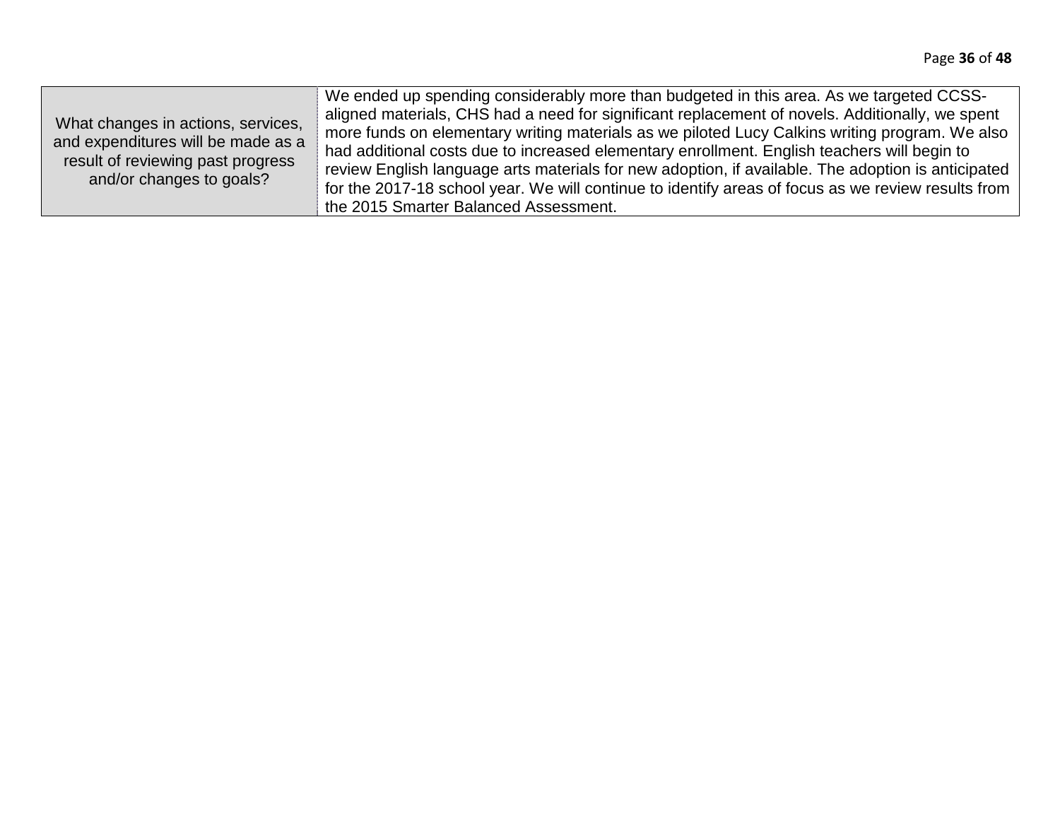| | |
|---|---|
| What changes in actions, services, and expenditures will be made as a result of reviewing past progress and/or changes to goals? | We ended up spending considerably more than budgeted in this area. As we targeted CCSS-aligned materials, CHS had a need for significant replacement of novels. Additionally, we spent more funds on elementary writing materials as we piloted Lucy Calkins writing program. We also had additional costs due to increased elementary enrollment. English teachers will begin to review English language arts materials for new adoption, if available. The adoption is anticipated for the 2017-18 school year. We will continue to identify areas of focus as we review results from the 2015 Smarter Balanced Assessment. |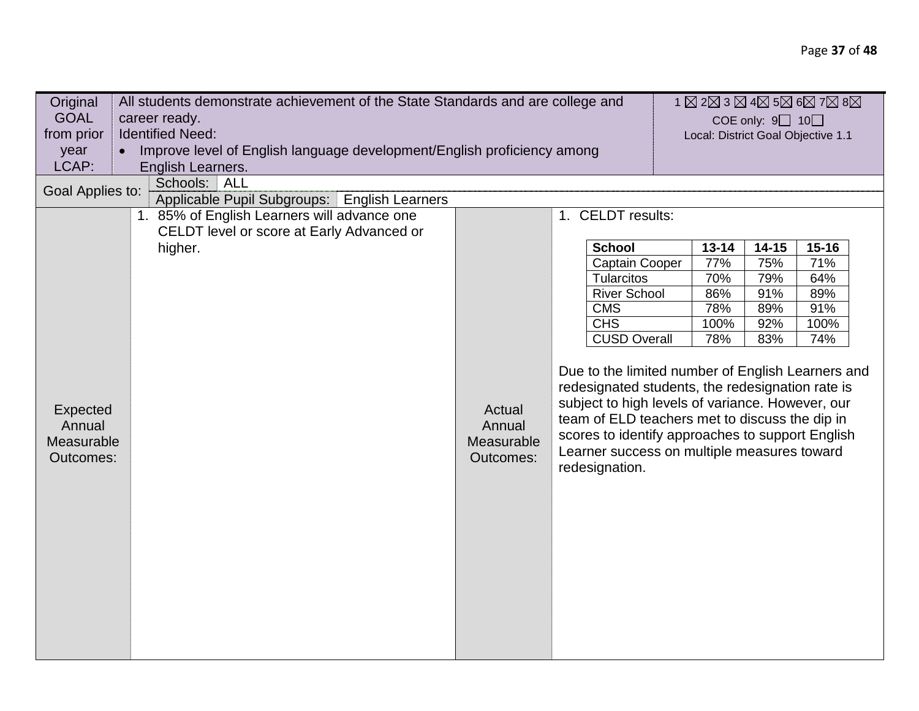| Original GOAL from prior year LCAP: | All students demonstrate achievement of the State Standards and are college and career ready.<br>Identified Need:<br>• Improve level of English language development/English proficiency among English Learners. | 1 ☒ 2☒ 3 ☒ 4☒ 5☒ 6☒ 7☒ 8☒<br>COE only: 9☐ 10☐<br>Local: District Goal Objective 1.1 |
|---|---|---|

| Goal Applies to: | Schools: ALL |
|---|---|
| | Applicable Pupil Subgroups: English Learners |

**Expected Annual Measurable Outcomes:**

1. 85% of English Learners will advance one CELDT level or score at Early Advanced or higher.

**Actual Annual Measurable Outcomes:**

1. CELDT results:

| School | 13-14 | 14-15 | 15-16 |
|---|---|---|---|
| Captain Cooper | 77% | 75% | 71% |
| Tularcitos | 70% | 79% | 64% |
| River School | 86% | 91% | 89% |
| CMS | 78% | 89% | 91% |
| CHS | 100% | 92% | 100% |
| CUSD Overall | 78% | 83% | 74% |

Due to the limited number of English Learners and redesignated students, the redesignation rate is subject to high levels of variance. However, our team of ELD teachers met to discuss the dip in scores to identify approaches to support English Learner success on multiple measures toward redesignation.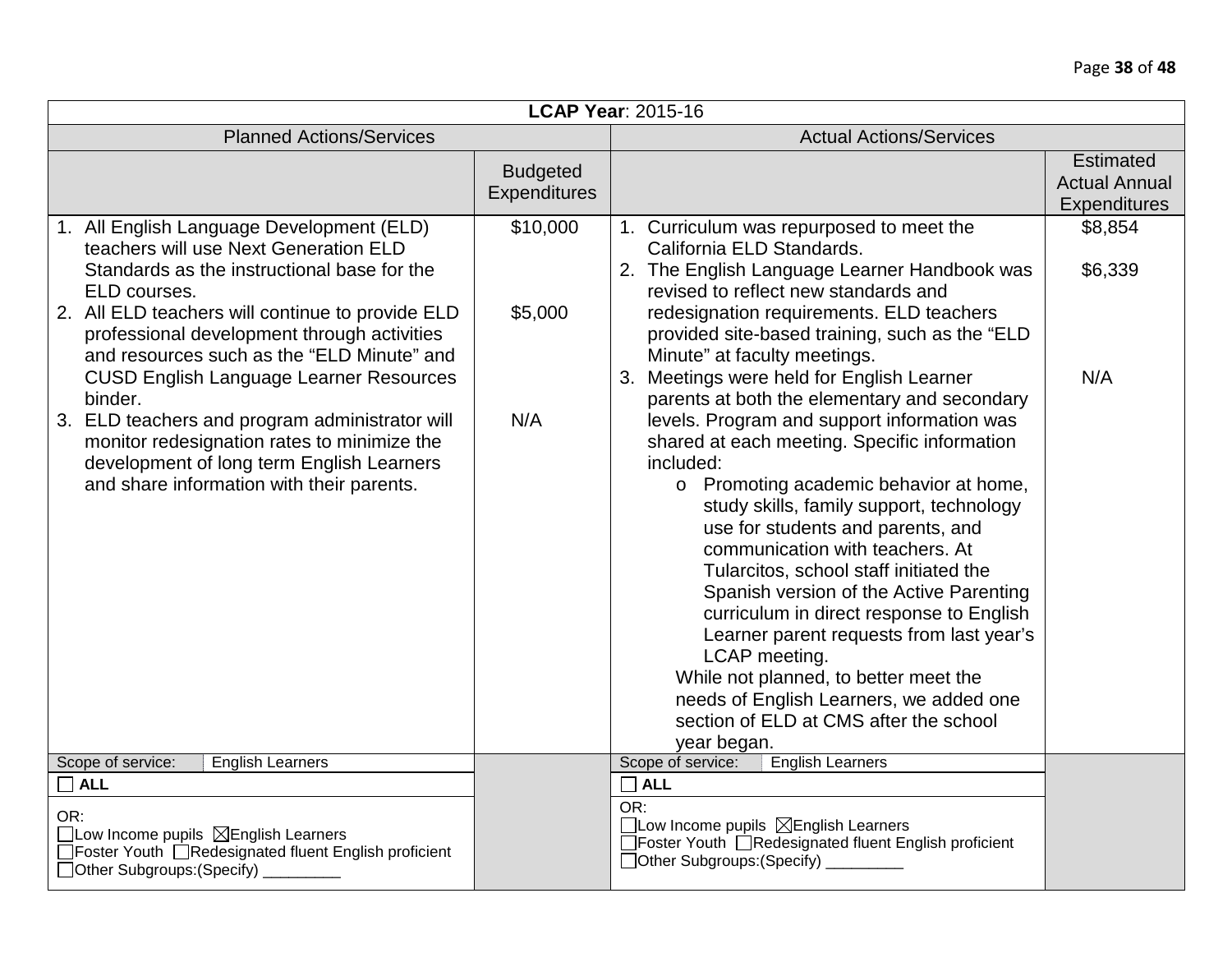| **LCAP Year**: 2015-16 | | | |
|---|---|---|---|
| Planned Actions/Services | | Actual Actions/Services | |
| | Budgeted Expenditures | | Estimated Actual Annual Expenditures |
| 1. All English Language Development (ELD) teachers will use Next Generation ELD Standards as the instructional base for the ELD courses.<br>2. All ELD teachers will continue to provide ELD professional development through activities and resources such as the "ELD Minute" and CUSD English Language Learner Resources binder.<br>3. ELD teachers and program administrator will monitor redesignation rates to minimize the development of long term English Learners and share information with their parents. | $10,000<br><br>$5,000<br><br>N/A | 1. Curriculum was repurposed to meet the California ELD Standards.<br>2. The English Language Learner Handbook was revised to reflect new standards and redesignation requirements. ELD teachers provided site-based training, such as the "ELD Minute" at faculty meetings.<br>3. Meetings were held for English Learner parents at both the elementary and secondary levels. Program and support information was shared at each meeting. Specific information included:<br>o Promoting academic behavior at home, study skills, family support, technology use for students and parents, and communication with teachers. At Tularcitos, school staff initiated the Spanish version of the Active Parenting curriculum in direct response to English Learner parent requests from last year's LCAP meeting.<br>While not planned, to better meet the needs of English Learners, we added one section of ELD at CMS after the school year began. | $8,854<br><br>$6,339<br><br>N/A |
| Scope of service: English Learners<br>☐ **ALL**<br>OR:<br>☐Low Income pupils ☒English Learners<br>☐Foster Youth ☐Redesignated fluent English proficient<br>☐Other Subgroups:(Specify) _________ | | Scope of service: English Learners<br>☐ **ALL**<br>OR:<br>☐Low Income pupils ☒English Learners<br>☐Foster Youth ☐Redesignated fluent English proficient<br>☐Other Subgroups:(Specify) _________ | |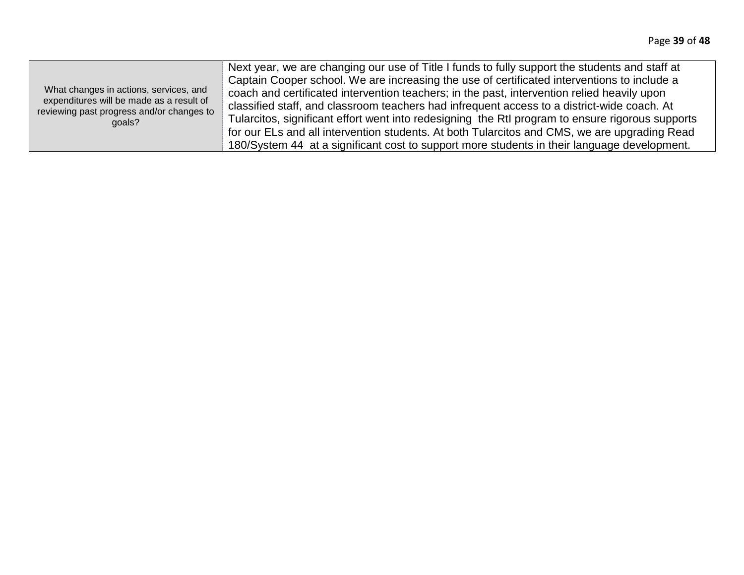| What changes in actions, services, and expenditures will be made as a result of reviewing past progress and/or changes to goals? | Next year, we are changing our use of Title I funds to fully support the students and staff at Captain Cooper school. We are increasing the use of certificated interventions to include a coach and certificated intervention teachers; in the past, intervention relied heavily upon classified staff, and classroom teachers had infrequent access to a district-wide coach. At Tularcitos, significant effort went into redesigning the RtI program to ensure rigorous supports for our ELs and all intervention students. At both Tularcitos and CMS, we are upgrading Read 180/System 44 at a significant cost to support more students in their language development. |
|---|---|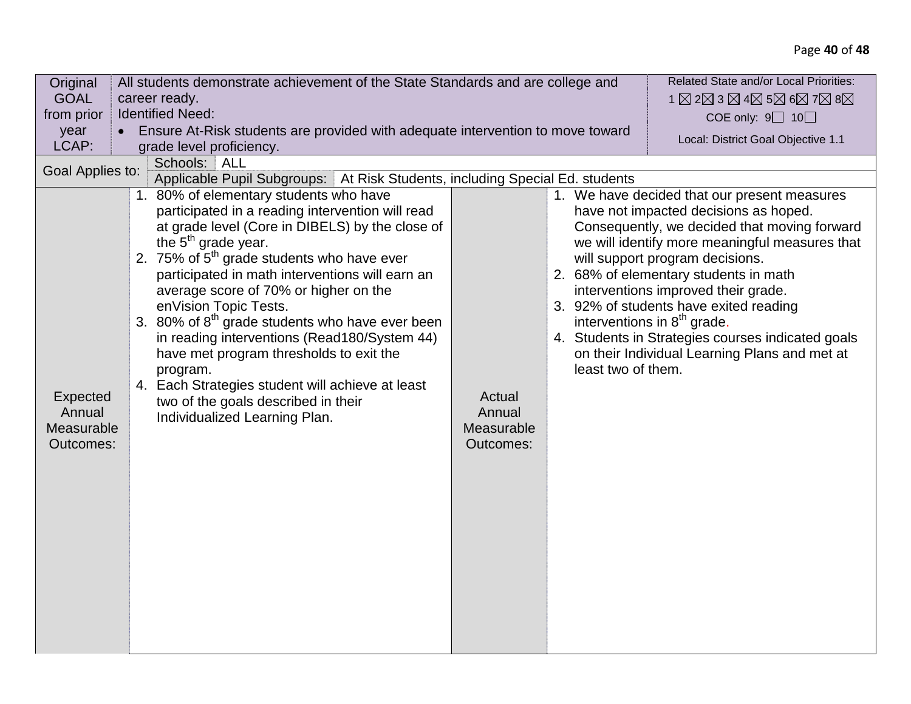| | | | |
|---|---|---|---|
| Original GOAL from prior year LCAP: | All students demonstrate achievement of the State Standards and are college and career ready.<br>Identified Need:<br>• Ensure At-Risk students are provided with adequate intervention to move toward grade level proficiency. | | Related State and/or Local Priorities:<br>1 ☒ 2☒ 3 ☒ 4☒ 5☒ 6☒ 7☒ 8☒<br>COE only: 9☐ 10☐<br>Local: District Goal Objective 1.1 |
| Goal Applies to: | Schools: ALL<br>Applicable Pupil Subgroups: At Risk Students, including Special Ed. students | | |
| Expected Annual Measurable Outcomes: | 1. 80% of elementary students who have participated in a reading intervention will read at grade level (Core in DIBELS) by the close of the 5th grade year.<br>2. 75% of 5th grade students who have ever participated in math interventions will earn an average score of 70% or higher on the enVision Topic Tests.<br>3. 80% of 8th grade students who have ever been in reading interventions (Read180/System 44) have met program thresholds to exit the program.<br>4. Each Strategies student will achieve at least two of the goals described in their Individualized Learning Plan. | Actual Annual Measurable Outcomes: | 1. We have decided that our present measures have not impacted decisions as hoped. Consequently, we decided that moving forward we will identify more meaningful measures that will support program decisions.<br>2. 68% of elementary students in math interventions improved their grade.<br>3. 92% of students have exited reading interventions in 8th grade.<br>4. Students in Strategies courses indicated goals on their Individual Learning Plans and met at least two of them. |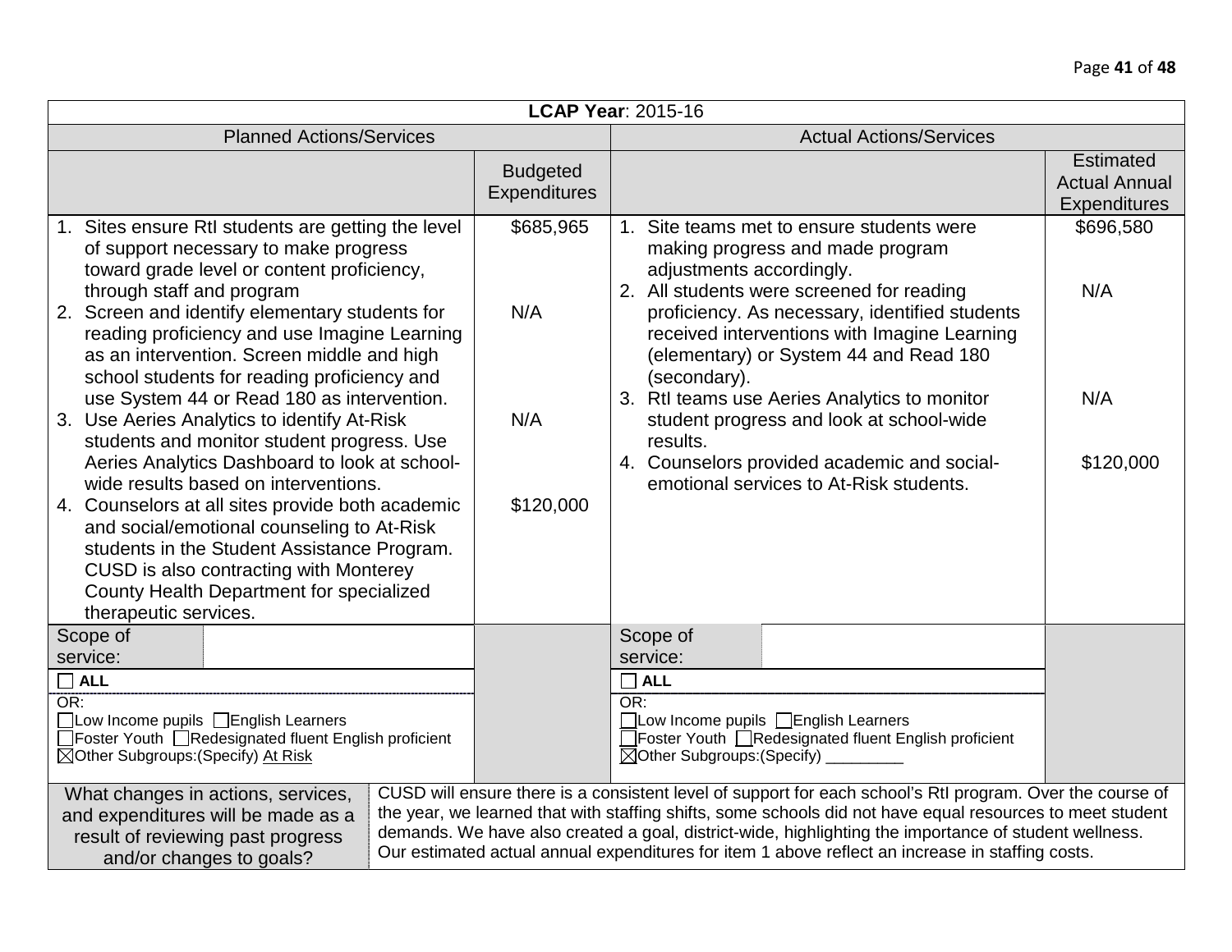**LCAP Year**: 2015-16

| Planned Actions/Services | Budgeted Expenditures | Actual Actions/Services | Estimated Actual Annual Expenditures |
|---|---|---|---|
| 1. Sites ensure RtI students are getting the level of support necessary to make progress toward grade level or content proficiency, through staff and program<br>2. Screen and identify elementary students for reading proficiency and use Imagine Learning as an intervention. Screen middle and high school students for reading proficiency and use System 44 or Read 180 as intervention.<br>3. Use Aeries Analytics to identify At-Risk students and monitor student progress. Use Aeries Analytics Dashboard to look at school-wide results based on interventions.<br>4. Counselors at all sites provide both academic and social/emotional counseling to At-Risk students in the Student Assistance Program. CUSD is also contracting with Monterey County Health Department for specialized therapeutic services. | $685,965<br><br>N/A<br><br>N/A<br><br>$120,000 | 1. Site teams met to ensure students were making progress and made program adjustments accordingly.<br>2. All students were screened for reading proficiency. As necessary, identified students received interventions with Imagine Learning (elementary) or System 44 and Read 180 (secondary).<br>3. RtI teams use Aeries Analytics to monitor student progress and look at school-wide results.<br>4. Counselors provided academic and social-emotional services to At-Risk students. | $696,580<br><br>N/A<br><br>N/A<br><br>$120,000 |
| Scope of service:<br>☐ **ALL**<br>OR:<br>☐Low Income pupils ☐English Learners<br>☐Foster Youth ☐Redesignated fluent English proficient<br>☒Other Subgroups:(Specify) At Risk | | Scope of service:<br>☐ **ALL**<br>OR:<br>☐Low Income pupils ☐English Learners<br>☐Foster Youth ☐Redesignated fluent English proficient<br>☒Other Subgroups:(Specify) _________ | |

| What changes in actions, services, and expenditures will be made as a result of reviewing past progress and/or changes to goals? | CUSD will ensure there is a consistent level of support for each school's RtI program. Over the course of the year, we learned that with staffing shifts, some schools did not have equal resources to meet student demands. We have also created a goal, district-wide, highlighting the importance of student wellness. Our estimated actual annual expenditures for item 1 above reflect an increase in staffing costs. |
|---|---|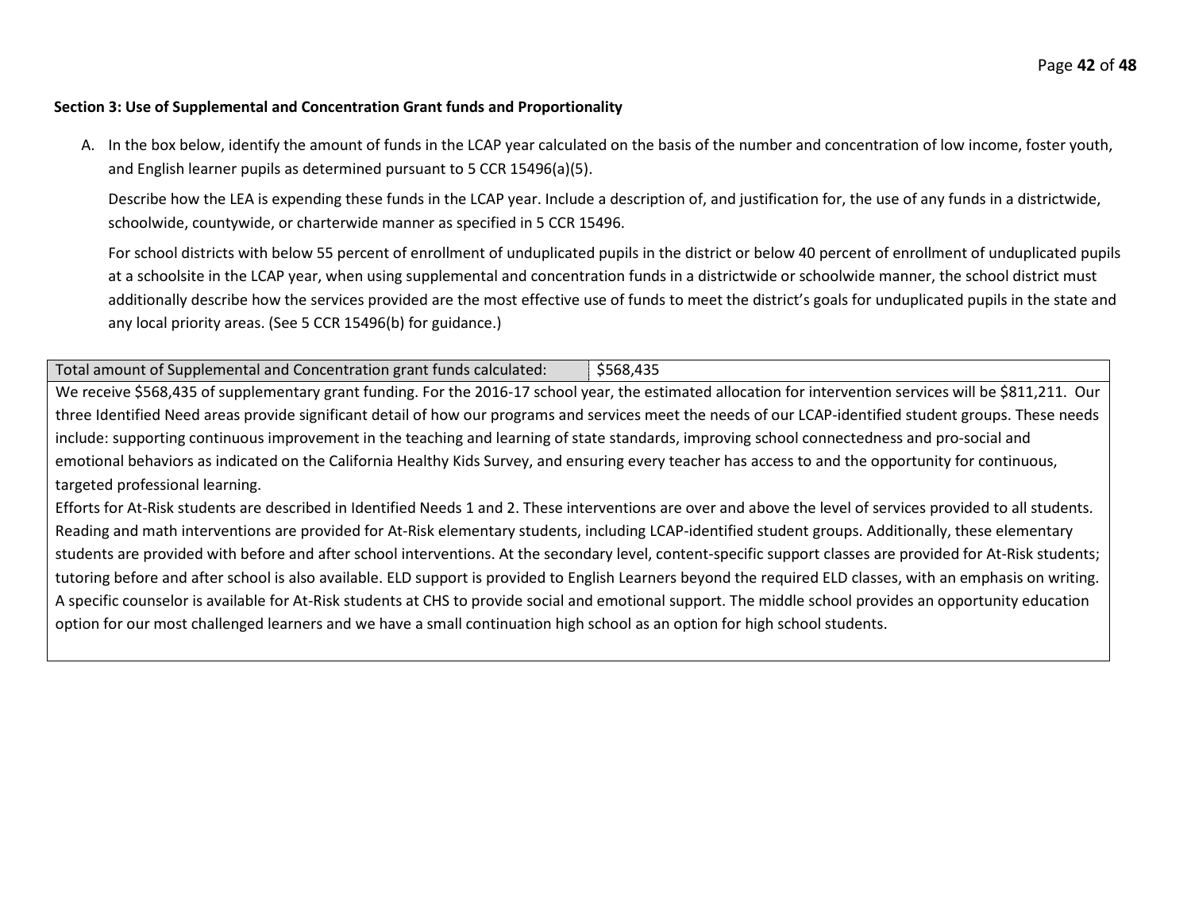**Section 3: Use of Supplemental and Concentration Grant funds and Proportionality**

A. In the box below, identify the amount of funds in the LCAP year calculated on the basis of the number and concentration of low income, foster youth, and English learner pupils as determined pursuant to 5 CCR 15496(a)(5).

   Describe how the LEA is expending these funds in the LCAP year. Include a description of, and justification for, the use of any funds in a districtwide, schoolwide, countywide, or charterwide manner as specified in 5 CCR 15496.

   For school districts with below 55 percent of enrollment of unduplicated pupils in the district or below 40 percent of enrollment of unduplicated pupils at a schoolsite in the LCAP year, when using supplemental and concentration funds in a districtwide or schoolwide manner, the school district must additionally describe how the services provided are the most effective use of funds to meet the district's goals for unduplicated pupils in the state and any local priority areas. (See 5 CCR 15496(b) for guidance.)

| Total amount of Supplemental and Concentration grant funds calculated: | $568,435 |
|---|---|

We receive $568,435 of supplementary grant funding. For the 2016-17 school year, the estimated allocation for intervention services will be $811,211. Our three Identified Need areas provide significant detail of how our programs and services meet the needs of our LCAP-identified student groups. These needs include: supporting continuous improvement in the teaching and learning of state standards, improving school connectedness and pro-social and emotional behaviors as indicated on the California Healthy Kids Survey, and ensuring every teacher has access to and the opportunity for continuous, targeted professional learning.

Efforts for At-Risk students are described in Identified Needs 1 and 2. These interventions are over and above the level of services provided to all students. Reading and math interventions are provided for At-Risk elementary students, including LCAP-identified student groups. Additionally, these elementary students are provided with before and after school interventions. At the secondary level, content-specific support classes are provided for At-Risk students; tutoring before and after school is also available. ELD support is provided to English Learners beyond the required ELD classes, with an emphasis on writing. A specific counselor is available for At-Risk students at CHS to provide social and emotional support. The middle school provides an opportunity education option for our most challenged learners and we have a small continuation high school as an option for high school students.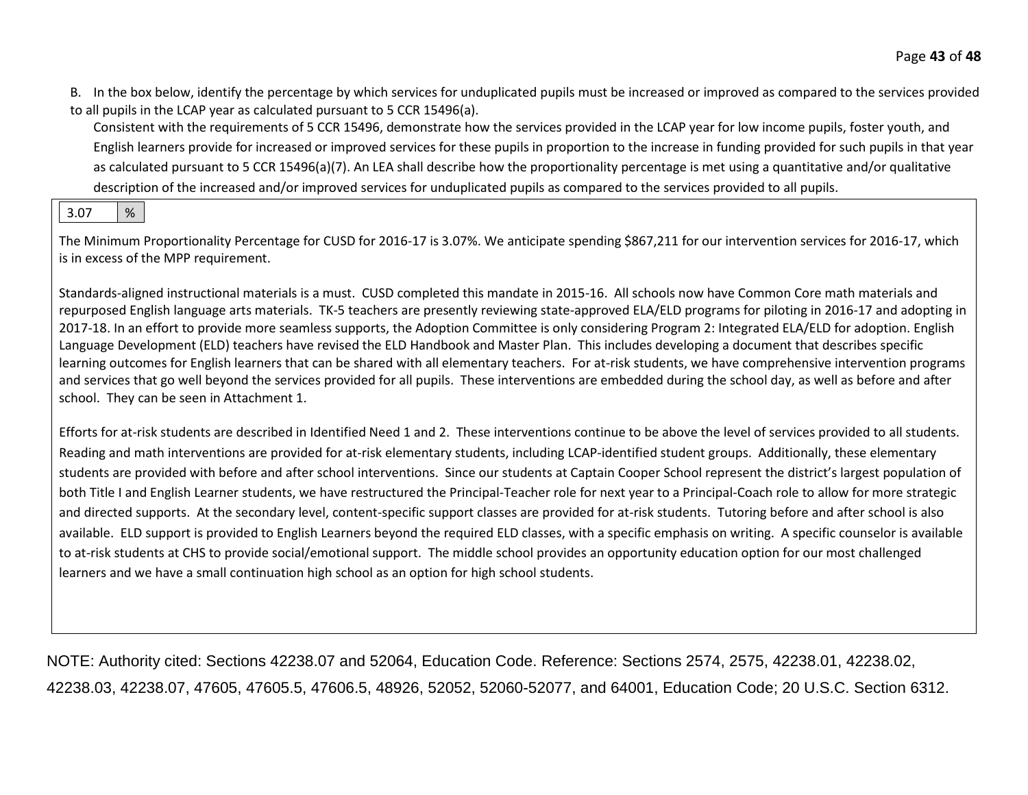B. In the box below, identify the percentage by which services for unduplicated pupils must be increased or improved as compared to the services provided to all pupils in the LCAP year as calculated pursuant to 5 CCR 15496(a).

Consistent with the requirements of 5 CCR 15496, demonstrate how the services provided in the LCAP year for low income pupils, foster youth, and English learners provide for increased or improved services for these pupils in proportion to the increase in funding provided for such pupils in that year as calculated pursuant to 5 CCR 15496(a)(7). An LEA shall describe how the proportionality percentage is met using a quantitative and/or qualitative description of the increased and/or improved services for unduplicated pupils as compared to the services provided to all pupils.

| | |
|---|---|
| 3.07 | % |

The Minimum Proportionality Percentage for CUSD for 2016-17 is 3.07%. We anticipate spending $867,211 for our intervention services for 2016-17, which is in excess of the MPP requirement.

Standards-aligned instructional materials is a must. CUSD completed this mandate in 2015-16. All schools now have Common Core math materials and repurposed English language arts materials. TK-5 teachers are presently reviewing state-approved ELA/ELD programs for piloting in 2016-17 and adopting in 2017-18. In an effort to provide more seamless supports, the Adoption Committee is only considering Program 2: Integrated ELA/ELD for adoption. English Language Development (ELD) teachers have revised the ELD Handbook and Master Plan. This includes developing a document that describes specific learning outcomes for English learners that can be shared with all elementary teachers. For at-risk students, we have comprehensive intervention programs and services that go well beyond the services provided for all pupils. These interventions are embedded during the school day, as well as before and after school. They can be seen in Attachment 1.

Efforts for at-risk students are described in Identified Need 1 and 2. These interventions continue to be above the level of services provided to all students. Reading and math interventions are provided for at-risk elementary students, including LCAP-identified student groups. Additionally, these elementary students are provided with before and after school interventions. Since our students at Captain Cooper School represent the district's largest population of both Title I and English Learner students, we have restructured the Principal-Teacher role for next year to a Principal-Coach role to allow for more strategic and directed supports. At the secondary level, content-specific support classes are provided for at-risk students. Tutoring before and after school is also available. ELD support is provided to English Learners beyond the required ELD classes, with a specific emphasis on writing. A specific counselor is available to at-risk students at CHS to provide social/emotional support. The middle school provides an opportunity education option for our most challenged learners and we have a small continuation high school as an option for high school students.

NOTE: Authority cited: Sections 42238.07 and 52064, Education Code. Reference: Sections 2574, 2575, 42238.01, 42238.02, 42238.03, 42238.07, 47605, 47605.5, 47606.5, 48926, 52052, 52060-52077, and 64001, Education Code; 20 U.S.C. Section 6312.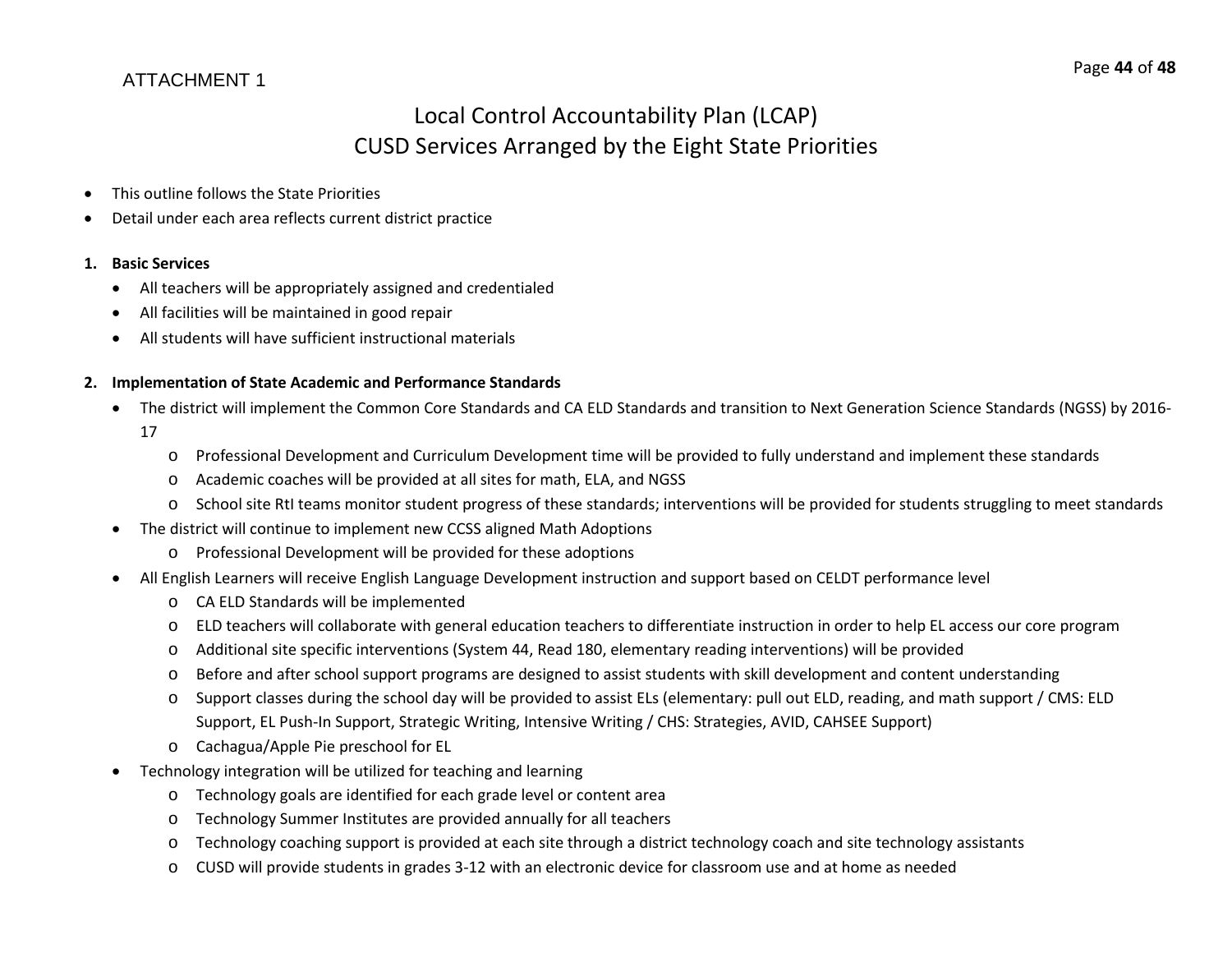ATTACHMENT 1

# Local Control Accountability Plan (LCAP)
# CUSD Services Arranged by the Eight State Priorities

- This outline follows the State Priorities
- Detail under each area reflects current district practice

1. **Basic Services**
   - All teachers will be appropriately assigned and credentialed
   - All facilities will be maintained in good repair
   - All students will have sufficient instructional materials

2. **Implementation of State Academic and Performance Standards**
   - The district will implement the Common Core Standards and CA ELD Standards and transition to Next Generation Science Standards (NGSS) by 2016-17
     - Professional Development and Curriculum Development time will be provided to fully understand and implement these standards
     - Academic coaches will be provided at all sites for math, ELA, and NGSS
     - School site RtI teams monitor student progress of these standards; interventions will be provided for students struggling to meet standards
   - The district will continue to implement new CCSS aligned Math Adoptions
     - Professional Development will be provided for these adoptions
   - All English Learners will receive English Language Development instruction and support based on CELDT performance level
     - CA ELD Standards will be implemented
     - ELD teachers will collaborate with general education teachers to differentiate instruction in order to help EL access our core program
     - Additional site specific interventions (System 44, Read 180, elementary reading interventions) will be provided
     - Before and after school support programs are designed to assist students with skill development and content understanding
     - Support classes during the school day will be provided to assist ELs (elementary: pull out ELD, reading, and math support / CMS: ELD Support, EL Push-In Support, Strategic Writing, Intensive Writing / CHS: Strategies, AVID, CAHSEE Support)
     - Cachagua/Apple Pie preschool for EL
   - Technology integration will be utilized for teaching and learning
     - Technology goals are identified for each grade level or content area
     - Technology Summer Institutes are provided annually for all teachers
     - Technology coaching support is provided at each site through a district technology coach and site technology assistants
     - CUSD will provide students in grades 3-12 with an electronic device for classroom use and at home as needed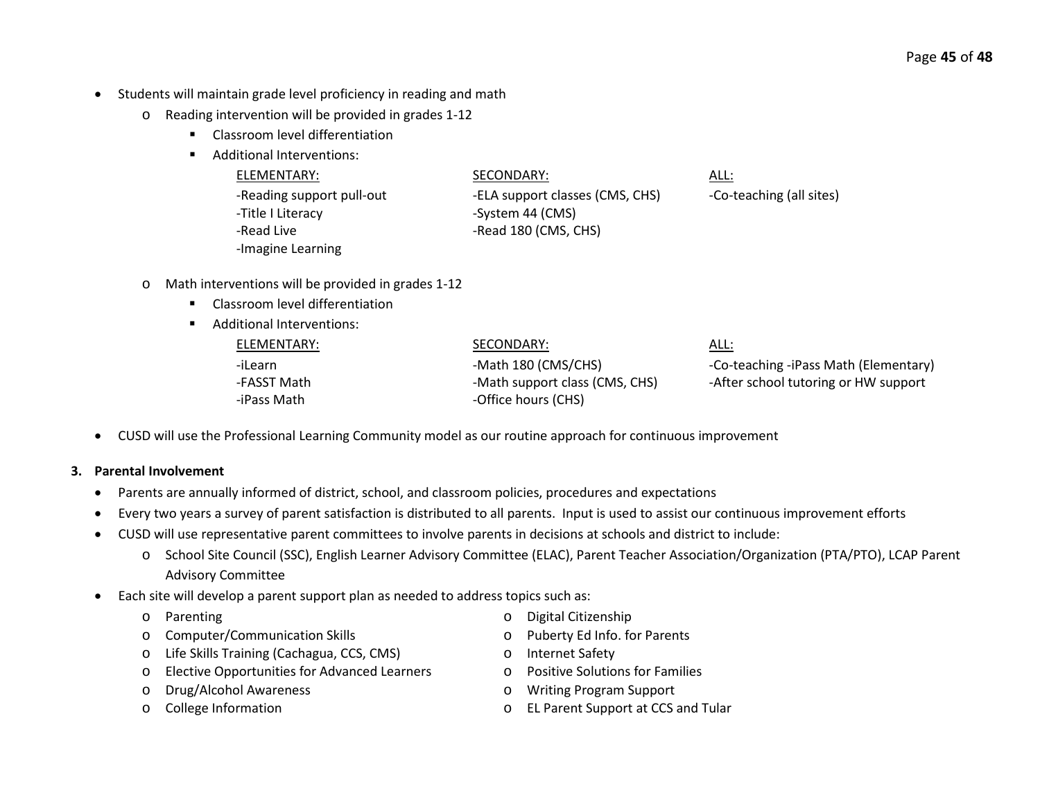- Students will maintain grade level proficiency in reading and math
  - Reading intervention will be provided in grades 1-12
    - Classroom level differentiation
    - Additional Interventions:

| ELEMENTARY: | SECONDARY: | ALL: |
| --- | --- | --- |
| -Reading support pull-out | -ELA support classes (CMS, CHS) | -Co-teaching (all sites) |
| -Title I Literacy | -System 44 (CMS) | |
| -Read Live | -Read 180 (CMS, CHS) | |
| -Imagine Learning | | |

  - Math interventions will be provided in grades 1-12
    - Classroom level differentiation
    - Additional Interventions:

| ELEMENTARY: | SECONDARY: | ALL: |
| --- | --- | --- |
| -iLearn | -Math 180 (CMS/CHS) | -Co-teaching -iPass Math (Elementary) |
| -FASST Math | -Math support class (CMS, CHS) | -After school tutoring or HW support |
| -iPass Math | -Office hours (CHS) | |

- CUSD will use the Professional Learning Community model as our routine approach for continuous improvement

**3. Parental Involvement**

- Parents are annually informed of district, school, and classroom policies, procedures and expectations
- Every two years a survey of parent satisfaction is distributed to all parents. Input is used to assist our continuous improvement efforts
- CUSD will use representative parent committees to involve parents in decisions at schools and district to include:
  - School Site Council (SSC), English Learner Advisory Committee (ELAC), Parent Teacher Association/Organization (PTA/PTO), LCAP Parent Advisory Committee
- Each site will develop a parent support plan as needed to address topics such as:
  - Parenting
  - Computer/Communication Skills
  - Life Skills Training (Cachagua, CCS, CMS)
  - Elective Opportunities for Advanced Learners
  - Drug/Alcohol Awareness
  - College Information
  - Digital Citizenship
  - Puberty Ed Info. for Parents
  - Internet Safety
  - Positive Solutions for Families
  - Writing Program Support
  - EL Parent Support at CCS and Tular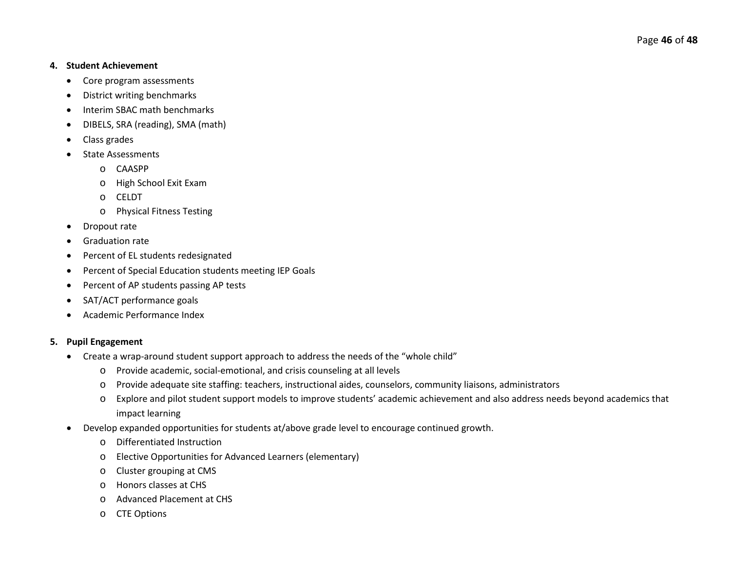4. **Student Achievement**
   - Core program assessments
   - District writing benchmarks
   - Interim SBAC math benchmarks
   - DIBELS, SRA (reading), SMA (math)
   - Class grades
   - State Assessments
     - CAASPP
     - High School Exit Exam
     - CELDT
     - Physical Fitness Testing
   - Dropout rate
   - Graduation rate
   - Percent of EL students redesignated
   - Percent of Special Education students meeting IEP Goals
   - Percent of AP students passing AP tests
   - SAT/ACT performance goals
   - Academic Performance Index

5. **Pupil Engagement**
   - Create a wrap-around student support approach to address the needs of the "whole child"
     - Provide academic, social-emotional, and crisis counseling at all levels
     - Provide adequate site staffing: teachers, instructional aides, counselors, community liaisons, administrators
     - Explore and pilot student support models to improve students' academic achievement and also address needs beyond academics that impact learning
   - Develop expanded opportunities for students at/above grade level to encourage continued growth.
     - Differentiated Instruction
     - Elective Opportunities for Advanced Learners (elementary)
     - Cluster grouping at CMS
     - Honors classes at CHS
     - Advanced Placement at CHS
     - CTE Options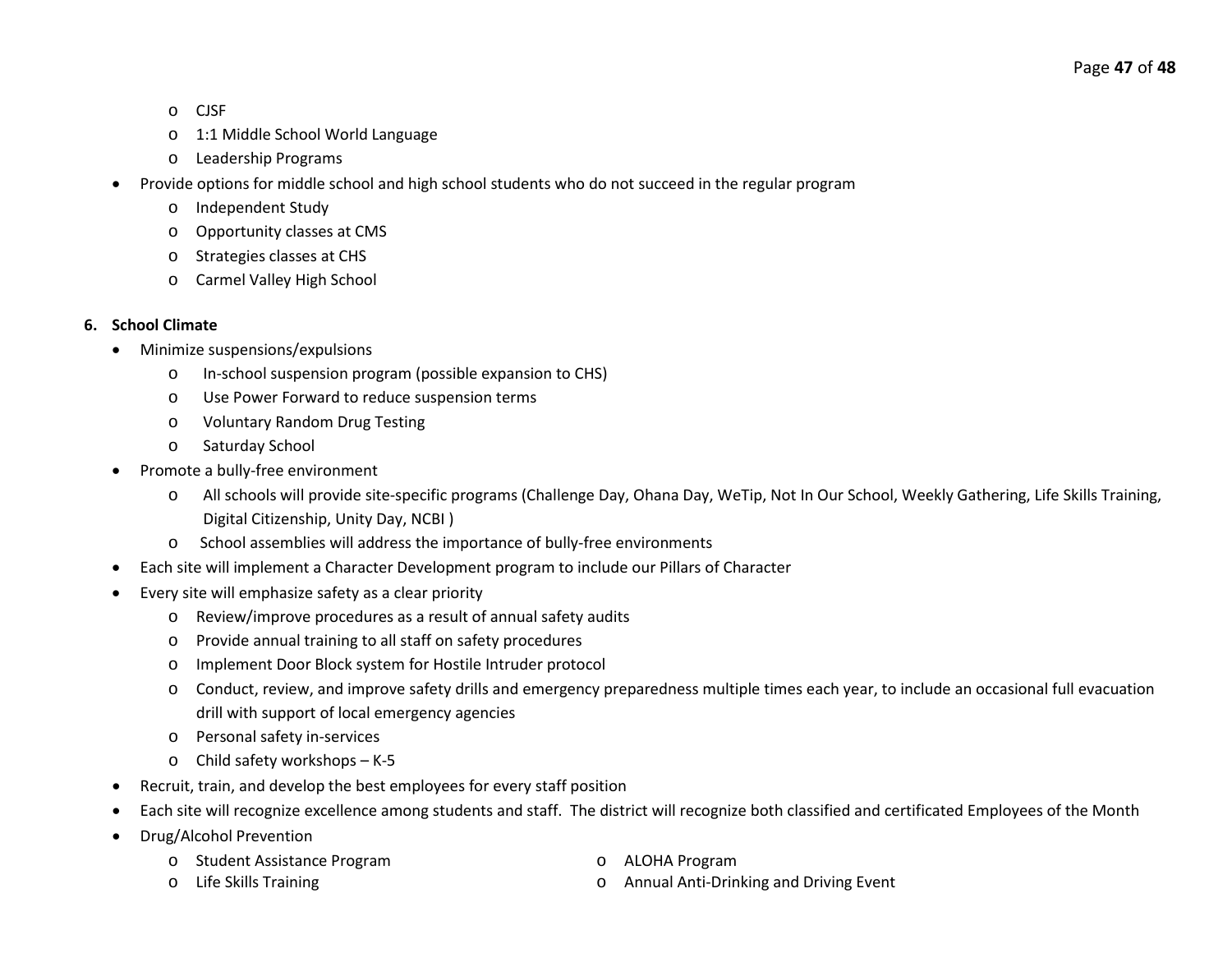- CJSF
  - 1:1 Middle School World Language
  - Leadership Programs
- Provide options for middle school and high school students who do not succeed in the regular program
  - Independent Study
  - Opportunity classes at CMS
  - Strategies classes at CHS
  - Carmel Valley High School

**6. School Climate**

- Minimize suspensions/expulsions
  - In-school suspension program (possible expansion to CHS)
  - Use Power Forward to reduce suspension terms
  - Voluntary Random Drug Testing
  - Saturday School
- Promote a bully-free environment
  - All schools will provide site-specific programs (Challenge Day, Ohana Day, WeTip, Not In Our School, Weekly Gathering, Life Skills Training, Digital Citizenship, Unity Day, NCBI )
  - School assemblies will address the importance of bully-free environments
- Each site will implement a Character Development program to include our Pillars of Character
- Every site will emphasize safety as a clear priority
  - Review/improve procedures as a result of annual safety audits
  - Provide annual training to all staff on safety procedures
  - Implement Door Block system for Hostile Intruder protocol
  - Conduct, review, and improve safety drills and emergency preparedness multiple times each year, to include an occasional full evacuation drill with support of local emergency agencies
  - Personal safety in-services
  - Child safety workshops – K-5
- Recruit, train, and develop the best employees for every staff position
- Each site will recognize excellence among students and staff. The district will recognize both classified and certificated Employees of the Month
- Drug/Alcohol Prevention
  - Student Assistance Program
  - Life Skills Training
  - ALOHA Program
  - Annual Anti-Drinking and Driving Event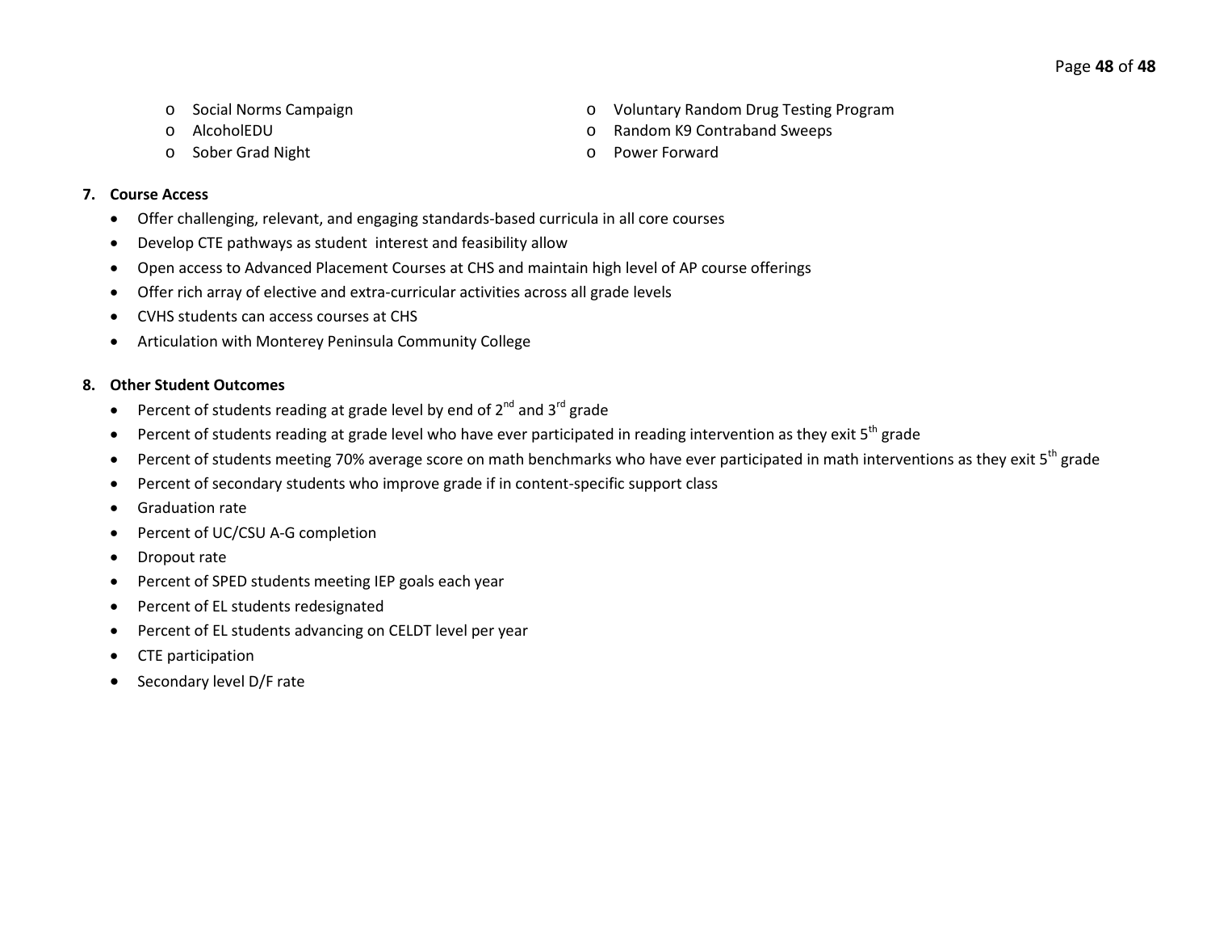- Social Norms Campaign
- AlcoholEDU
- Sober Grad Night
- Voluntary Random Drug Testing Program
- Random K9 Contraband Sweeps
- Power Forward

**7. Course Access**

- Offer challenging, relevant, and engaging standards-based curricula in all core courses
- Develop CTE pathways as student interest and feasibility allow
- Open access to Advanced Placement Courses at CHS and maintain high level of AP course offerings
- Offer rich array of elective and extra-curricular activities across all grade levels
- CVHS students can access courses at CHS
- Articulation with Monterey Peninsula Community College

**8. Other Student Outcomes**

- Percent of students reading at grade level by end of 2nd and 3rd grade
- Percent of students reading at grade level who have ever participated in reading intervention as they exit 5th grade
- Percent of students meeting 70% average score on math benchmarks who have ever participated in math interventions as they exit 5th grade
- Percent of secondary students who improve grade if in content-specific support class
- Graduation rate
- Percent of UC/CSU A-G completion
- Dropout rate
- Percent of SPED students meeting IEP goals each year
- Percent of EL students redesignated
- Percent of EL students advancing on CELDT level per year
- CTE participation
- Secondary level D/F rate